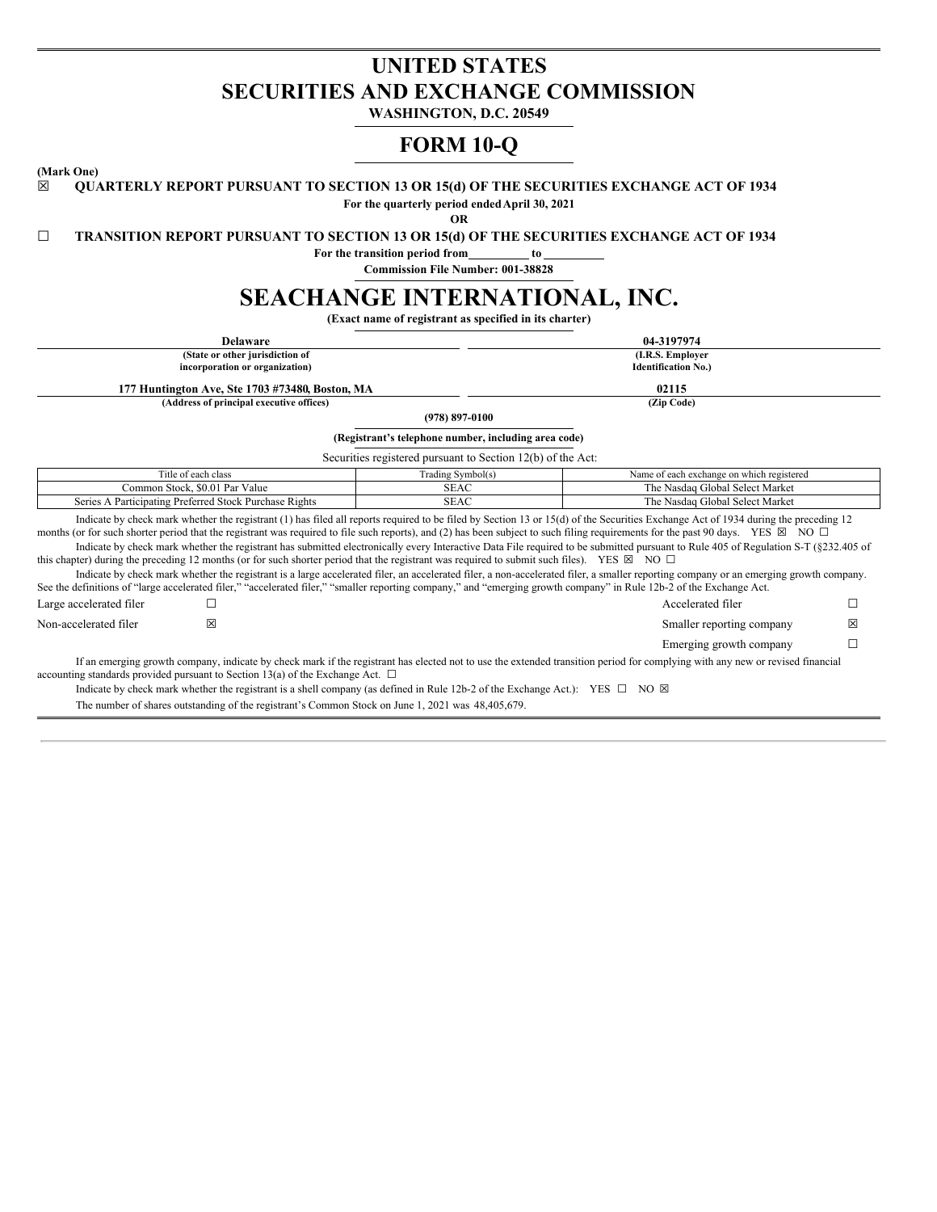# UNITED STATES
# SECURITIES AND EXCHANGE COMMISSION

**WASHINGTON, D.C. 20549**

# FORM 10-Q

**(Mark One)**

☒ **QUARTERLY REPORT PURSUANT TO SECTION 13 OR 15(d) OF THE SECURITIES EXCHANGE ACT OF 1934**

**For the quarterly period ended April 30, 2021**

**OR**

☐ **TRANSITION REPORT PURSUANT TO SECTION 13 OR 15(d) OF THE SECURITIES EXCHANGE ACT OF 1934**

**For the transition period from \_\_\_\_\_\_\_\_\_\_ to \_\_\_\_\_\_\_\_\_\_**

**Commission File Number: 001-38828**

# SEACHANGE INTERNATIONAL, INC.

**(Exact name of registrant as specified in its charter)**

| **Delaware** | **04-3197974** |
|---|---|
| **(State or other jurisdiction of incorporation or organization)** | **(I.R.S. Employer Identification No.)** |
| **177 Huntington Ave, Ste 1703 #73480, Boston, MA** | **02115** |
| **(Address of principal executive offices)** | **(Zip Code)** |

**(978) 897-0100**

**(Registrant's telephone number, including area code)**

Securities registered pursuant to Section 12(b) of the Act:

| Title of each class | Trading Symbol(s) | Name of each exchange on which registered |
|---|---|---|
| Common Stock, $0.01 Par Value | SEAC | The Nasdaq Global Select Market |
| Series A Participating Preferred Stock Purchase Rights | SEAC | The Nasdaq Global Select Market |

Indicate by check mark whether the registrant (1) has filed all reports required to be filed by Section 13 or 15(d) of the Securities Exchange Act of 1934 during the preceding 12 months (or for such shorter period that the registrant was required to file such reports), and (2) has been subject to such filing requirements for the past 90 days. YES ☒ NO ☐

Indicate by check mark whether the registrant has submitted electronically every Interactive Data File required to be submitted pursuant to Rule 405 of Regulation S-T (§232.405 of this chapter) during the preceding 12 months (or for such shorter period that the registrant was required to submit such files). YES ☒ NO ☐

Indicate by check mark whether the registrant is a large accelerated filer, an accelerated filer, a non-accelerated filer, a smaller reporting company or an emerging growth company. See the definitions of "large accelerated filer," "accelerated filer," "smaller reporting company," and "emerging growth company" in Rule 12b-2 of the Exchange Act.

| | | | |
|---|---|---|---|
| Large accelerated filer | ☐ | Accelerated filer | ☐ |
| Non-accelerated filer | ☒ | Smaller reporting company | ☒ |
| | | Emerging growth company | ☐ |

If an emerging growth company, indicate by check mark if the registrant has elected not to use the extended transition period for complying with any new or revised financial accounting standards provided pursuant to Section 13(a) of the Exchange Act. ☐

Indicate by check mark whether the registrant is a shell company (as defined in Rule 12b-2 of the Exchange Act.): YES ☐ NO ☒

The number of shares outstanding of the registrant's Common Stock on June 1, 2021 was 48,405,679.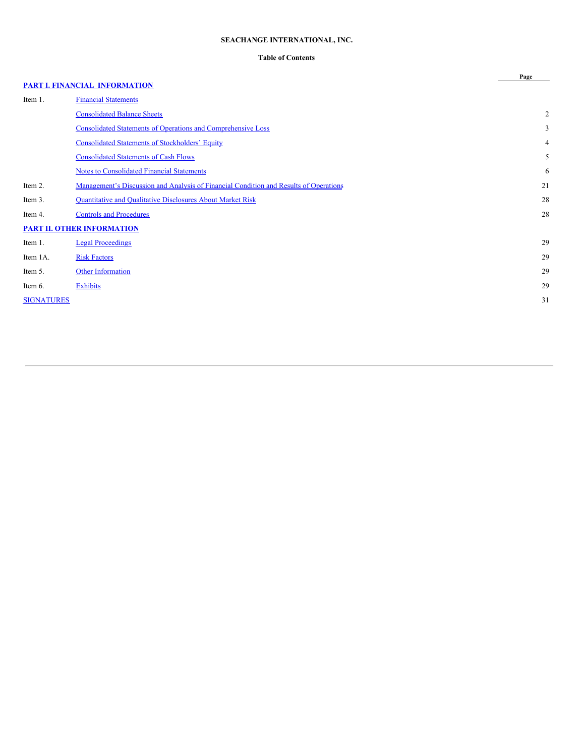**SEACHANGE INTERNATIONAL, INC.**

**Table of Contents**

| | | Page |
|---|---|---|
| **PART I. FINANCIAL INFORMATION** | | |
| Item 1. | Financial Statements | |
| | Consolidated Balance Sheets | 2 |
| | Consolidated Statements of Operations and Comprehensive Loss | 3 |
| | Consolidated Statements of Stockholders' Equity | 4 |
| | Consolidated Statements of Cash Flows | 5 |
| | Notes to Consolidated Financial Statements | 6 |
| Item 2. | Management's Discussion and Analysis of Financial Condition and Results of Operations | 21 |
| Item 3. | Quantitative and Qualitative Disclosures About Market Risk | 28 |
| Item 4. | Controls and Procedures | 28 |
| **PART II. OTHER INFORMATION** | | |
| Item 1. | Legal Proceedings | 29 |
| Item 1A. | Risk Factors | 29 |
| Item 5. | Other Information | 29 |
| Item 6. | Exhibits | 29 |
| SIGNATURES | | 31 |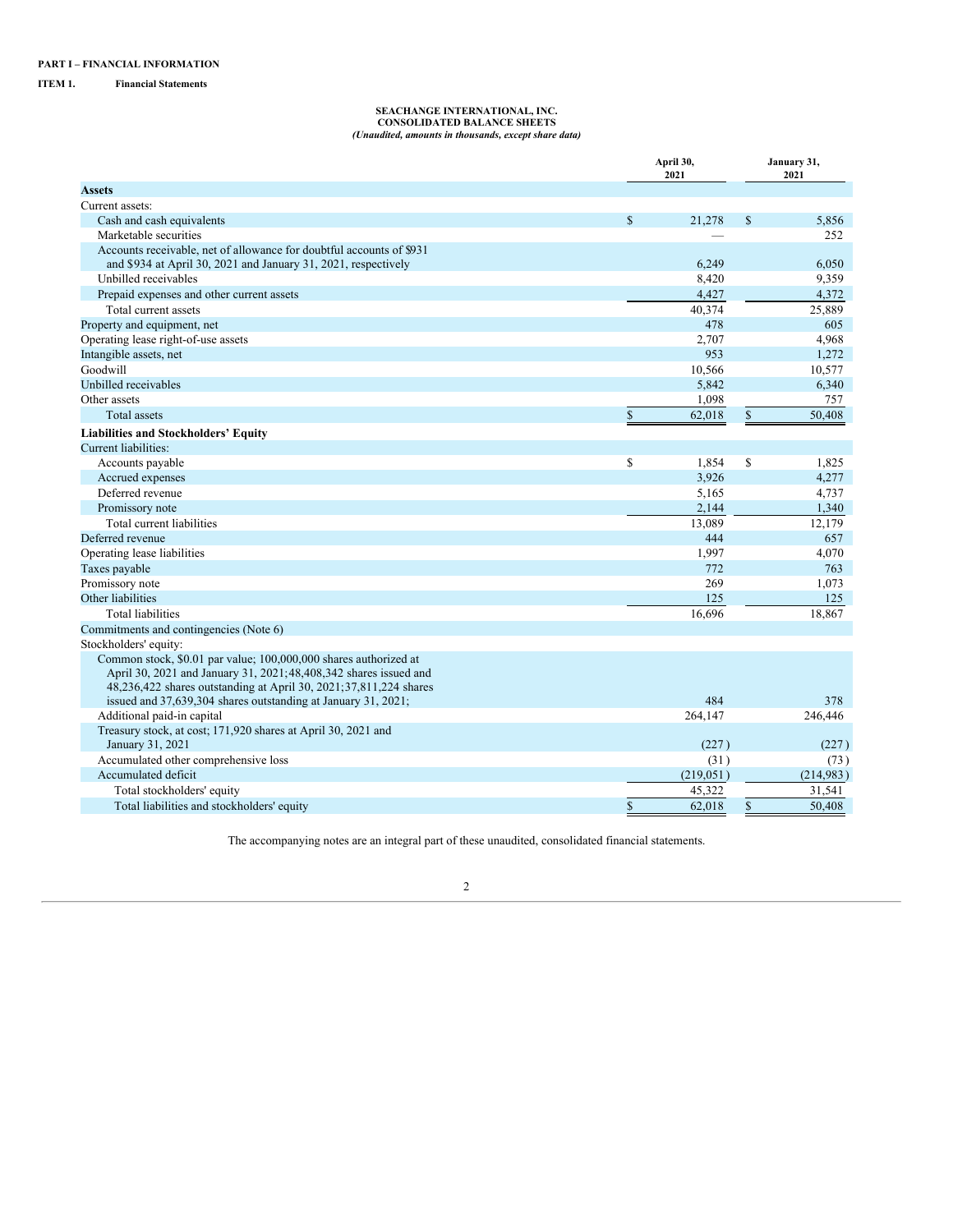**PART I – FINANCIAL INFORMATION**

**ITEM 1. Financial Statements**

**SEACHANGE INTERNATIONAL, INC.**
**CONSOLIDATED BALANCE SHEETS**
***(Unaudited, amounts in thousands, except share data)***

| | April 30, 2021 | January 31, 2021 |
|---|---|---|
| **Assets** | | |
| Current assets: | | |
| Cash and cash equivalents | $ 21,278 | $ 5,856 |
| Marketable securities | — | 252 |
| Accounts receivable, net of allowance for doubtful accounts of $931 and $934 at April 30, 2021 and January 31, 2021, respectively | 6,249 | 6,050 |
| Unbilled receivables | 8,420 | 9,359 |
| Prepaid expenses and other current assets | 4,427 | 4,372 |
| Total current assets | 40,374 | 25,889 |
| Property and equipment, net | 478 | 605 |
| Operating lease right-of-use assets | 2,707 | 4,968 |
| Intangible assets, net | 953 | 1,272 |
| Goodwill | 10,566 | 10,577 |
| Unbilled receivables | 5,842 | 6,340 |
| Other assets | 1,098 | 757 |
| Total assets | $ 62,018 | $ 50,408 |
| **Liabilities and Stockholders' Equity** | | |
| Current liabilities: | | |
| Accounts payable | $ 1,854 | $ 1,825 |
| Accrued expenses | 3,926 | 4,277 |
| Deferred revenue | 5,165 | 4,737 |
| Promissory note | 2,144 | 1,340 |
| Total current liabilities | 13,089 | 12,179 |
| Deferred revenue | 444 | 657 |
| Operating lease liabilities | 1,997 | 4,070 |
| Taxes payable | 772 | 763 |
| Promissory note | 269 | 1,073 |
| Other liabilities | 125 | 125 |
| Total liabilities | 16,696 | 18,867 |
| Commitments and contingencies (Note 6) | | |
| Stockholders' equity: | | |
| Common stock, $0.01 par value; 100,000,000 shares authorized at April 30, 2021 and January 31, 2021;48,408,342 shares issued and 48,236,422 shares outstanding at April 30, 2021;37,811,224 shares issued and 37,639,304 shares outstanding at January 31, 2021; | 484 | 378 |
| Additional paid-in capital | 264,147 | 246,446 |
| Treasury stock, at cost; 171,920 shares at April 30, 2021 and January 31, 2021 | (227) | (227) |
| Accumulated other comprehensive loss | (31) | (73) |
| Accumulated deficit | (219,051) | (214,983) |
| Total stockholders' equity | 45,322 | 31,541 |
| Total liabilities and stockholders' equity | $ 62,018 | $ 50,408 |

The accompanying notes are an integral part of these unaudited, consolidated financial statements.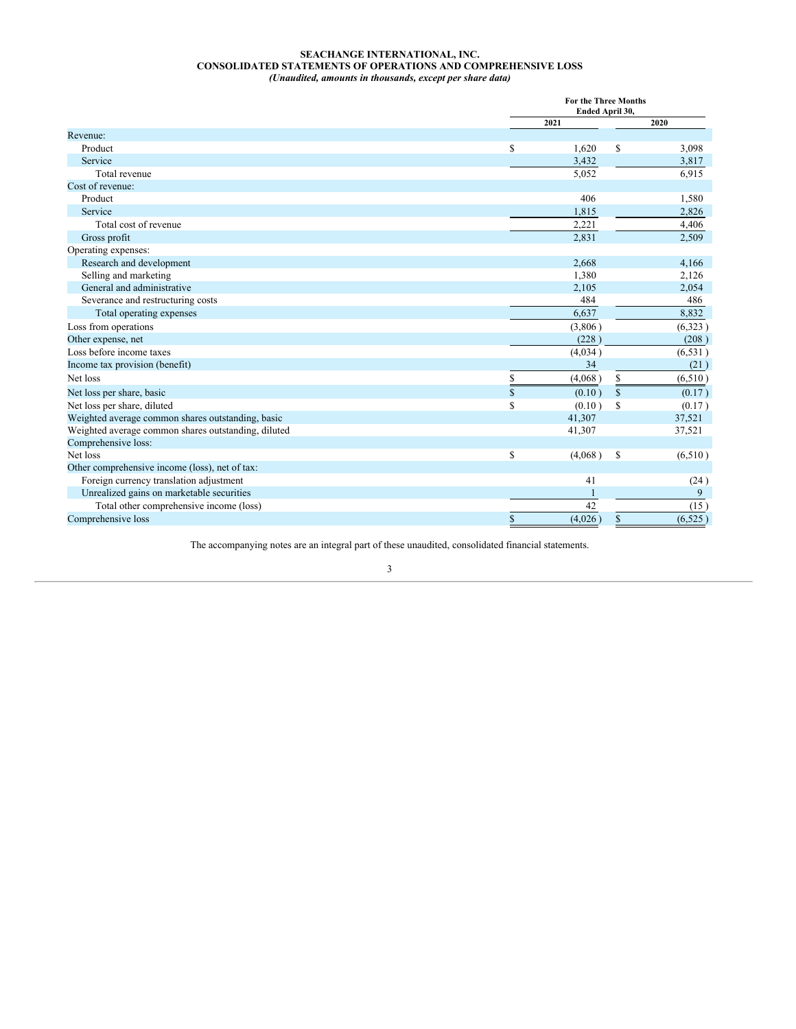**SEACHANGE INTERNATIONAL, INC.**
**CONSOLIDATED STATEMENTS OF OPERATIONS AND COMPREHENSIVE LOSS**
*(Unaudited, amounts in thousands, except per share data)*

| | For the Three Months Ended April 30, | |
|---|---|---|
| | 2021 | 2020 |
| Revenue: | | |
| Product | $ 1,620 | $ 3,098 |
| Service | 3,432 | 3,817 |
| Total revenue | 5,052 | 6,915 |
| Cost of revenue: | | |
| Product | 406 | 1,580 |
| Service | 1,815 | 2,826 |
| Total cost of revenue | 2,221 | 4,406 |
| Gross profit | 2,831 | 2,509 |
| Operating expenses: | | |
| Research and development | 2,668 | 4,166 |
| Selling and marketing | 1,380 | 2,126 |
| General and administrative | 2,105 | 2,054 |
| Severance and restructuring costs | 484 | 486 |
| Total operating expenses | 6,637 | 8,832 |
| Loss from operations | (3,806) | (6,323) |
| Other expense, net | (228) | (208) |
| Loss before income taxes | (4,034) | (6,531) |
| Income tax provision (benefit) | 34 | (21) |
| Net loss | $ (4,068) | $ (6,510) |
| Net loss per share, basic | $ (0.10) | $ (0.17) |
| Net loss per share, diluted | $ (0.10) | $ (0.17) |
| Weighted average common shares outstanding, basic | 41,307 | 37,521 |
| Weighted average common shares outstanding, diluted | 41,307 | 37,521 |
| Comprehensive loss: | | |
| Net loss | $ (4,068) | $ (6,510) |
| Other comprehensive income (loss), net of tax: | | |
| Foreign currency translation adjustment | 41 | (24) |
| Unrealized gains on marketable securities | 1 | 9 |
| Total other comprehensive income (loss) | 42 | (15) |
| Comprehensive loss | $ (4,026) | $ (6,525) |

The accompanying notes are an integral part of these unaudited, consolidated financial statements.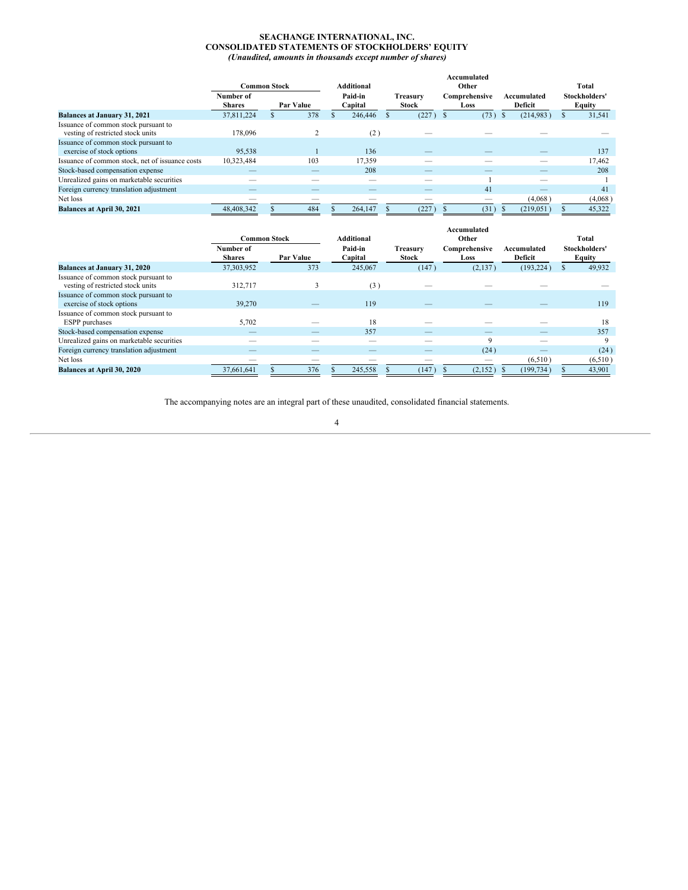**SEACHANGE INTERNATIONAL, INC.**
**CONSOLIDATED STATEMENTS OF STOCKHOLDERS' EQUITY**
***(Unaudited, amounts in thousands except number of shares)***

| | Common Stock | | Additional | | Accumulated Other | | Total |
|---|---|---|---|---|---|---|---|
| | Number of Shares | Par Value | Paid-in Capital | Treasury Stock | Comprehensive Loss | Accumulated Deficit | Stockholders' Equity |
| **Balances at January 31, 2021** | 37,811,224 | $ 378 | $ 246,446 | $ (227) | $ (73) | $ (214,983) | $ 31,541 |
| Issuance of common stock pursuant to vesting of restricted stock units | 178,096 | 2 | (2) | — | — | — | — |
| Issuance of common stock pursuant to exercise of stock options | 95,538 | 1 | 136 | — | — | — | 137 |
| Issuance of common stock, net of issuance costs | 10,323,484 | 103 | 17,359 | — | — | — | 17,462 |
| Stock-based compensation expense | — | — | 208 | — | — | — | 208 |
| Unrealized gains on marketable securities | — | — | — | — | 1 | — | 1 |
| Foreign currency translation adjustment | — | — | — | — | 41 | — | 41 |
| Net loss | — | — | — | — | — | (4,068) | (4,068) |
| **Balances at April 30, 2021** | 48,408,342 | $ 484 | $ 264,147 | $ (227) | $ (31) | $ (219,051) | $ 45,322 |

| | Common Stock | | Additional | | Accumulated Other | | Total |
|---|---|---|---|---|---|---|---|
| | Number of Shares | Par Value | Paid-in Capital | Treasury Stock | Comprehensive Loss | Accumulated Deficit | Stockholders' Equity |
| **Balances at January 31, 2020** | 37,303,952 | 373 | 245,067 | (147) | (2,137) | (193,224) | $ 49,932 |
| Issuance of common stock pursuant to vesting of restricted stock units | 312,717 | 3 | (3) | — | — | — | — |
| Issuance of common stock pursuant to exercise of stock options | 39,270 | — | 119 | — | — | — | 119 |
| Issuance of common stock pursuant to ESPP purchases | 5,702 | — | 18 | — | — | — | 18 |
| Stock-based compensation expense | — | — | 357 | — | — | — | 357 |
| Unrealized gains on marketable securities | — | — | — | — | 9 | — | 9 |
| Foreign currency translation adjustment | — | — | — | — | (24) | — | (24) |
| Net loss | — | — | — | — | — | (6,510) | (6,510) |
| **Balances at April 30, 2020** | 37,661,641 | $ 376 | $ 245,558 | $ (147) | $ (2,152) | $ (199,734) | $ 43,901 |

The accompanying notes are an integral part of these unaudited, consolidated financial statements.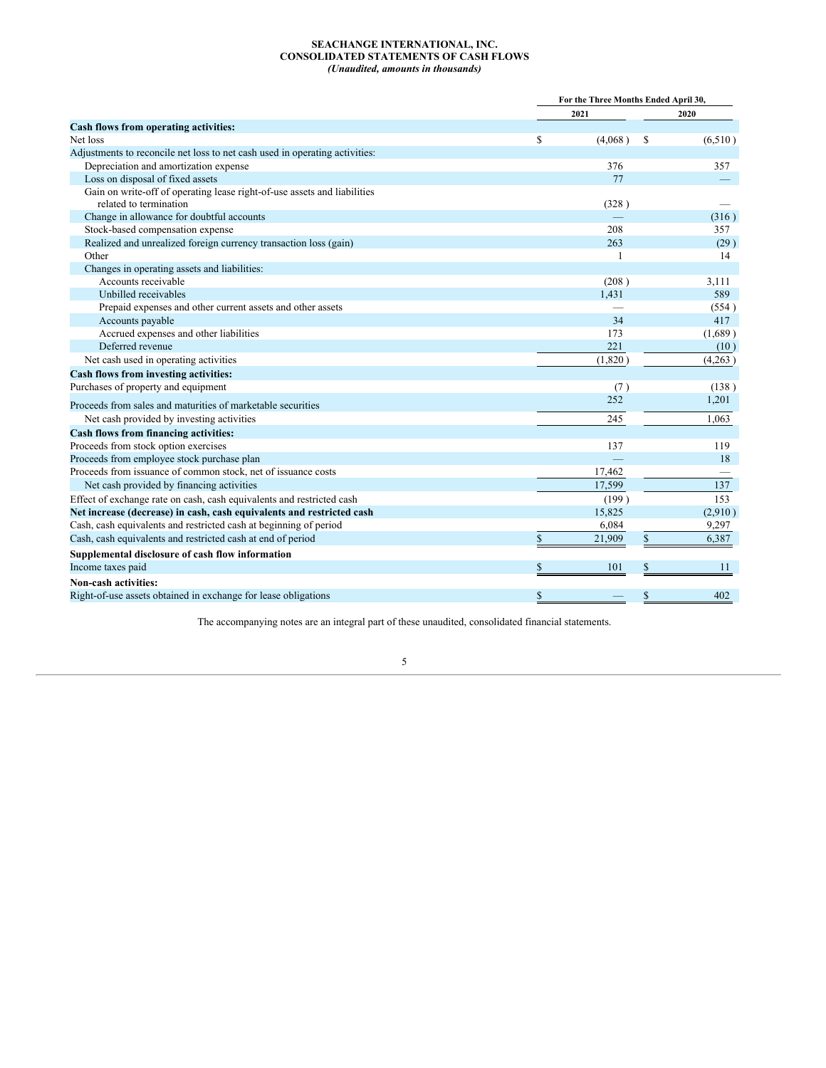**SEACHANGE INTERNATIONAL, INC.**
**CONSOLIDATED STATEMENTS OF CASH FLOWS**
***(Unaudited, amounts in thousands)***

| | For the Three Months Ended April 30, | |
|---|---|---|
| | 2021 | 2020 |
| **Cash flows from operating activities:** | | |
| Net loss | $ (4,068) | $ (6,510) |
| Adjustments to reconcile net loss to net cash used in operating activities: | | |
| Depreciation and amortization expense | 376 | 357 |
| Loss on disposal of fixed assets | 77 | — |
| Gain on write-off of operating lease right-of-use assets and liabilities related to termination | (328) | — |
| Change in allowance for doubtful accounts | — | (316) |
| Stock-based compensation expense | 208 | 357 |
| Realized and unrealized foreign currency transaction loss (gain) | 263 | (29) |
| Other | 1 | 14 |
| Changes in operating assets and liabilities: | | |
| Accounts receivable | (208) | 3,111 |
| Unbilled receivables | 1,431 | 589 |
| Prepaid expenses and other current assets and other assets | — | (554) |
| Accounts payable | 34 | 417 |
| Accrued expenses and other liabilities | 173 | (1,689) |
| Deferred revenue | 221 | (10) |
| Net cash used in operating activities | (1,820) | (4,263) |
| **Cash flows from investing activities:** | | |
| Purchases of property and equipment | (7) | (138) |
| Proceeds from sales and maturities of marketable securities | 252 | 1,201 |
| Net cash provided by investing activities | 245 | 1,063 |
| **Cash flows from financing activities:** | | |
| Proceeds from stock option exercises | 137 | 119 |
| Proceeds from employee stock purchase plan | — | 18 |
| Proceeds from issuance of common stock, net of issuance costs | 17,462 | — |
| Net cash provided by financing activities | 17,599 | 137 |
| Effect of exchange rate on cash, cash equivalents and restricted cash | (199) | 153 |
| **Net increase (decrease) in cash, cash equivalents and restricted cash** | 15,825 | (2,910) |
| Cash, cash equivalents and restricted cash at beginning of period | 6,084 | 9,297 |
| Cash, cash equivalents and restricted cash at end of period | $ 21,909 | $ 6,387 |
| **Supplemental disclosure of cash flow information** | | |
| Income taxes paid | $ 101 | $ 11 |
| **Non-cash activities:** | | |
| Right-of-use assets obtained in exchange for lease obligations | $ — | $ 402 |

The accompanying notes are an integral part of these unaudited, consolidated financial statements.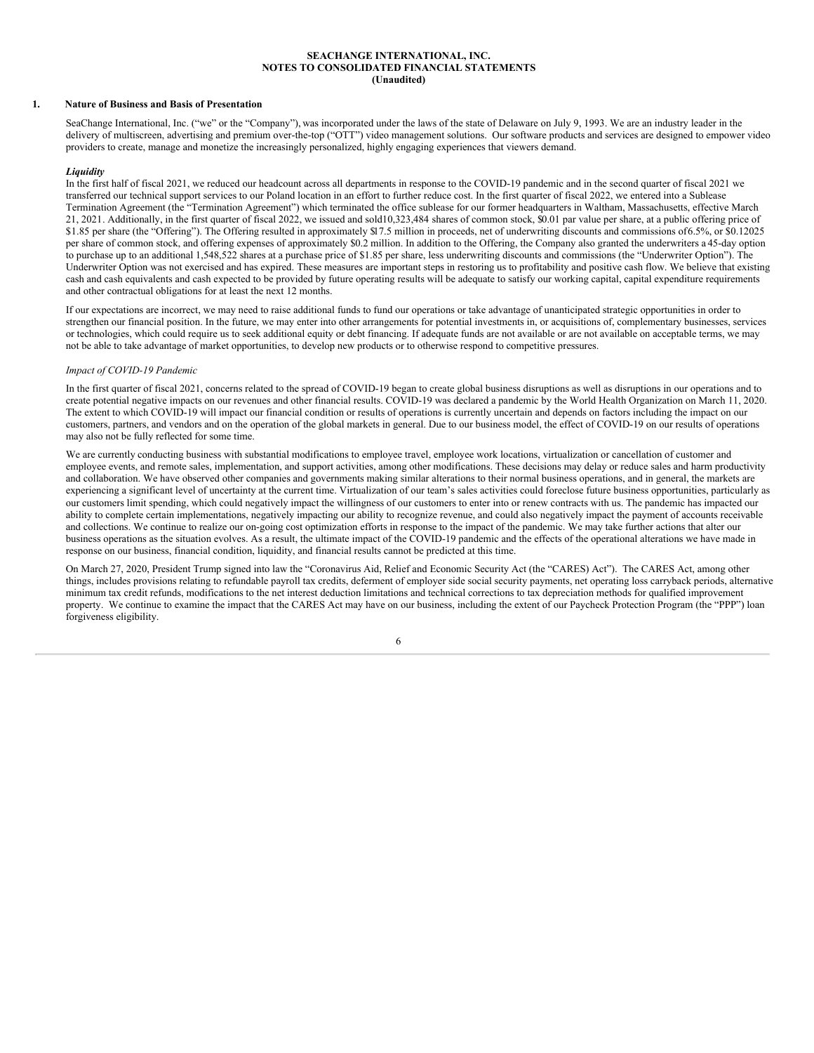**SEACHANGE INTERNATIONAL, INC.**
**NOTES TO CONSOLIDATED FINANCIAL STATEMENTS**
**(Unaudited)**

## 1. Nature of Business and Basis of Presentation

SeaChange International, Inc. ("we" or the "Company"), was incorporated under the laws of the state of Delaware on July 9, 1993. We are an industry leader in the delivery of multiscreen, advertising and premium over-the-top ("OTT") video management solutions. Our software products and services are designed to empower video providers to create, manage and monetize the increasingly personalized, highly engaging experiences that viewers demand.

***Liquidity***

In the first half of fiscal 2021, we reduced our headcount across all departments in response to the COVID-19 pandemic and in the second quarter of fiscal 2021 we transferred our technical support services to our Poland location in an effort to further reduce cost. In the first quarter of fiscal 2022, we entered into a Sublease Termination Agreement (the "Termination Agreement") which terminated the office sublease for our former headquarters in Waltham, Massachusetts, effective March 21, 2021. Additionally, in the first quarter of fiscal 2022, we issued and sold 10,323,484 shares of common stock, $0.01 par value per share, at a public offering price of $1.85 per share (the "Offering"). The Offering resulted in approximately $17.5 million in proceeds, net of underwriting discounts and commissions of 6.5%, or $0.12025 per share of common stock, and offering expenses of approximately $0.2 million. In addition to the Offering, the Company also granted the underwriters a 45-day option to purchase up to an additional 1,548,522 shares at a purchase price of $1.85 per share, less underwriting discounts and commissions (the "Underwriter Option"). The Underwriter Option was not exercised and has expired. These measures are important steps in restoring us to profitability and positive cash flow. We believe that existing cash and cash equivalents and cash expected to be provided by future operating results will be adequate to satisfy our working capital, capital expenditure requirements and other contractual obligations for at least the next 12 months.

If our expectations are incorrect, we may need to raise additional funds to fund our operations or take advantage of unanticipated strategic opportunities in order to strengthen our financial position. In the future, we may enter into other arrangements for potential investments in, or acquisitions of, complementary businesses, services or technologies, which could require us to seek additional equity or debt financing. If adequate funds are not available or are not available on acceptable terms, we may not be able to take advantage of market opportunities, to develop new products or to otherwise respond to competitive pressures.

*Impact of COVID-19 Pandemic*

In the first quarter of fiscal 2021, concerns related to the spread of COVID-19 began to create global business disruptions as well as disruptions in our operations and to create potential negative impacts on our revenues and other financial results. COVID-19 was declared a pandemic by the World Health Organization on March 11, 2020. The extent to which COVID-19 will impact our financial condition or results of operations is currently uncertain and depends on factors including the impact on our customers, partners, and vendors and on the operation of the global markets in general. Due to our business model, the effect of COVID-19 on our results of operations may also not be fully reflected for some time.

We are currently conducting business with substantial modifications to employee travel, employee work locations, virtualization or cancellation of customer and employee events, and remote sales, implementation, and support activities, among other modifications. These decisions may delay or reduce sales and harm productivity and collaboration. We have observed other companies and governments making similar alterations to their normal business operations, and in general, the markets are experiencing a significant level of uncertainty at the current time. Virtualization of our team's sales activities could foreclose future business opportunities, particularly as our customers limit spending, which could negatively impact the willingness of our customers to enter into or renew contracts with us. The pandemic has impacted our ability to complete certain implementations, negatively impacting our ability to recognize revenue, and could also negatively impact the payment of accounts receivable and collections. We continue to realize our on-going cost optimization efforts in response to the impact of the pandemic. We may take further actions that alter our business operations as the situation evolves. As a result, the ultimate impact of the COVID-19 pandemic and the effects of the operational alterations we have made in response on our business, financial condition, liquidity, and financial results cannot be predicted at this time.

On March 27, 2020, President Trump signed into law the "Coronavirus Aid, Relief and Economic Security Act (the "CARES) Act"). The CARES Act, among other things, includes provisions relating to refundable payroll tax credits, deferment of employer side social security payments, net operating loss carryback periods, alternative minimum tax credit refunds, modifications to the net interest deduction limitations and technical corrections to tax depreciation methods for qualified improvement property. We continue to examine the impact that the CARES Act may have on our business, including the extent of our Paycheck Protection Program (the "PPP") loan forgiveness eligibility.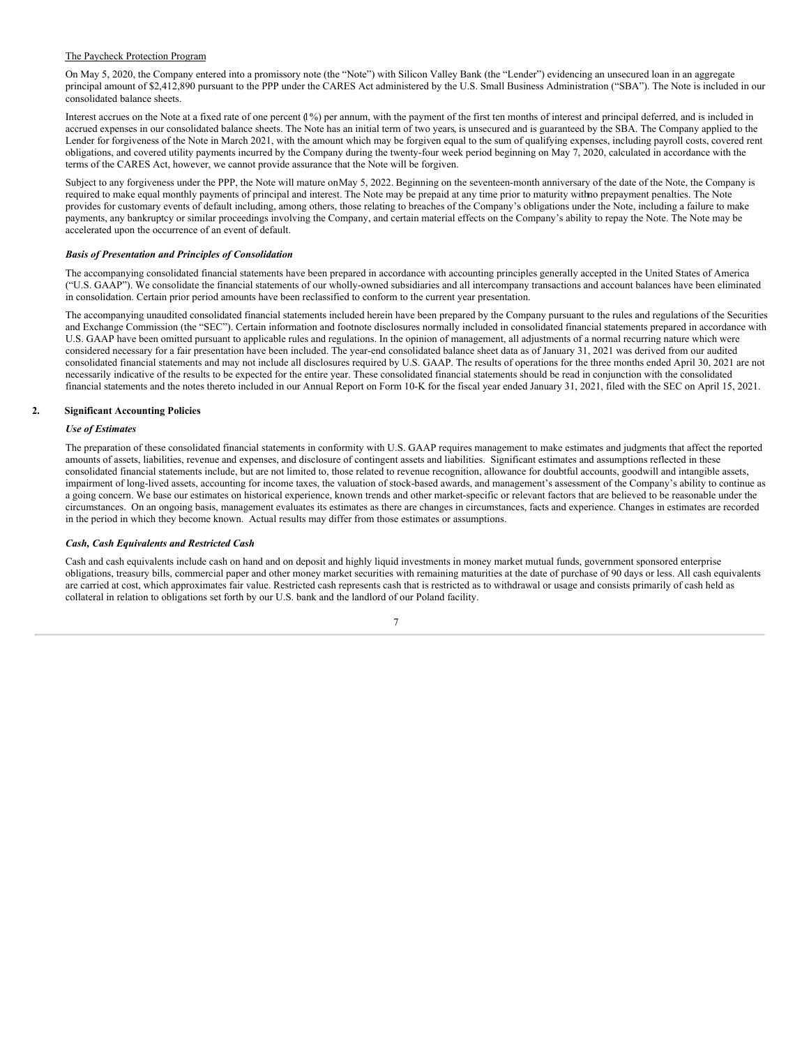The Paycheck Protection Program

On May 5, 2020, the Company entered into a promissory note (the "Note") with Silicon Valley Bank (the "Lender") evidencing an unsecured loan in an aggregate principal amount of $2,412,890 pursuant to the PPP under the CARES Act administered by the U.S. Small Business Administration ("SBA"). The Note is included in our consolidated balance sheets.

Interest accrues on the Note at a fixed rate of one percent (1%) per annum, with the payment of the first ten months of interest and principal deferred, and is included in accrued expenses in our consolidated balance sheets. The Note has an initial term of two years, is unsecured and is guaranteed by the SBA. The Company applied to the Lender for forgiveness of the Note in March 2021, with the amount which may be forgiven equal to the sum of qualifying expenses, including payroll costs, covered rent obligations, and covered utility payments incurred by the Company during the twenty-four week period beginning on May 7, 2020, calculated in accordance with the terms of the CARES Act, however, we cannot provide assurance that the Note will be forgiven.

Subject to any forgiveness under the PPP, the Note will mature on May 5, 2022. Beginning on the seventeen-month anniversary of the date of the Note, the Company is required to make equal monthly payments of principal and interest. The Note may be prepaid at any time prior to maturity with no prepayment penalties. The Note provides for customary events of default including, among others, those relating to breaches of the Company's obligations under the Note, including a failure to make payments, any bankruptcy or similar proceedings involving the Company, and certain material effects on the Company's ability to repay the Note. The Note may be accelerated upon the occurrence of an event of default.

***Basis of Presentation and Principles of Consolidation***

The accompanying consolidated financial statements have been prepared in accordance with accounting principles generally accepted in the United States of America ("U.S. GAAP"). We consolidate the financial statements of our wholly-owned subsidiaries and all intercompany transactions and account balances have been eliminated in consolidation. Certain prior period amounts have been reclassified to conform to the current year presentation.

The accompanying unaudited consolidated financial statements included herein have been prepared by the Company pursuant to the rules and regulations of the Securities and Exchange Commission (the "SEC"). Certain information and footnote disclosures normally included in consolidated financial statements prepared in accordance with U.S. GAAP have been omitted pursuant to applicable rules and regulations. In the opinion of management, all adjustments of a normal recurring nature which were considered necessary for a fair presentation have been included. The year-end consolidated balance sheet data as of January 31, 2021 was derived from our audited consolidated financial statements and may not include all disclosures required by U.S. GAAP. The results of operations for the three months ended April 30, 2021 are not necessarily indicative of the results to be expected for the entire year. These consolidated financial statements should be read in conjunction with the consolidated financial statements and the notes thereto included in our Annual Report on Form 10-K for the fiscal year ended January 31, 2021, filed with the SEC on April 15, 2021.

## 2. Significant Accounting Policies

***Use of Estimates***

The preparation of these consolidated financial statements in conformity with U.S. GAAP requires management to make estimates and judgments that affect the reported amounts of assets, liabilities, revenue and expenses, and disclosure of contingent assets and liabilities. Significant estimates and assumptions reflected in these consolidated financial statements include, but are not limited to, those related to revenue recognition, allowance for doubtful accounts, goodwill and intangible assets, impairment of long-lived assets, accounting for income taxes, the valuation of stock-based awards, and management's assessment of the Company's ability to continue as a going concern. We base our estimates on historical experience, known trends and other market-specific or relevant factors that are believed to be reasonable under the circumstances. On an ongoing basis, management evaluates its estimates as there are changes in circumstances, facts and experience. Changes in estimates are recorded in the period in which they become known. Actual results may differ from those estimates or assumptions.

***Cash, Cash Equivalents and Restricted Cash***

Cash and cash equivalents include cash on hand and on deposit and highly liquid investments in money market mutual funds, government sponsored enterprise obligations, treasury bills, commercial paper and other money market securities with remaining maturities at the date of purchase of 90 days or less. All cash equivalents are carried at cost, which approximates fair value. Restricted cash represents cash that is restricted as to withdrawal or usage and consists primarily of cash held as collateral in relation to obligations set forth by our U.S. bank and the landlord of our Poland facility.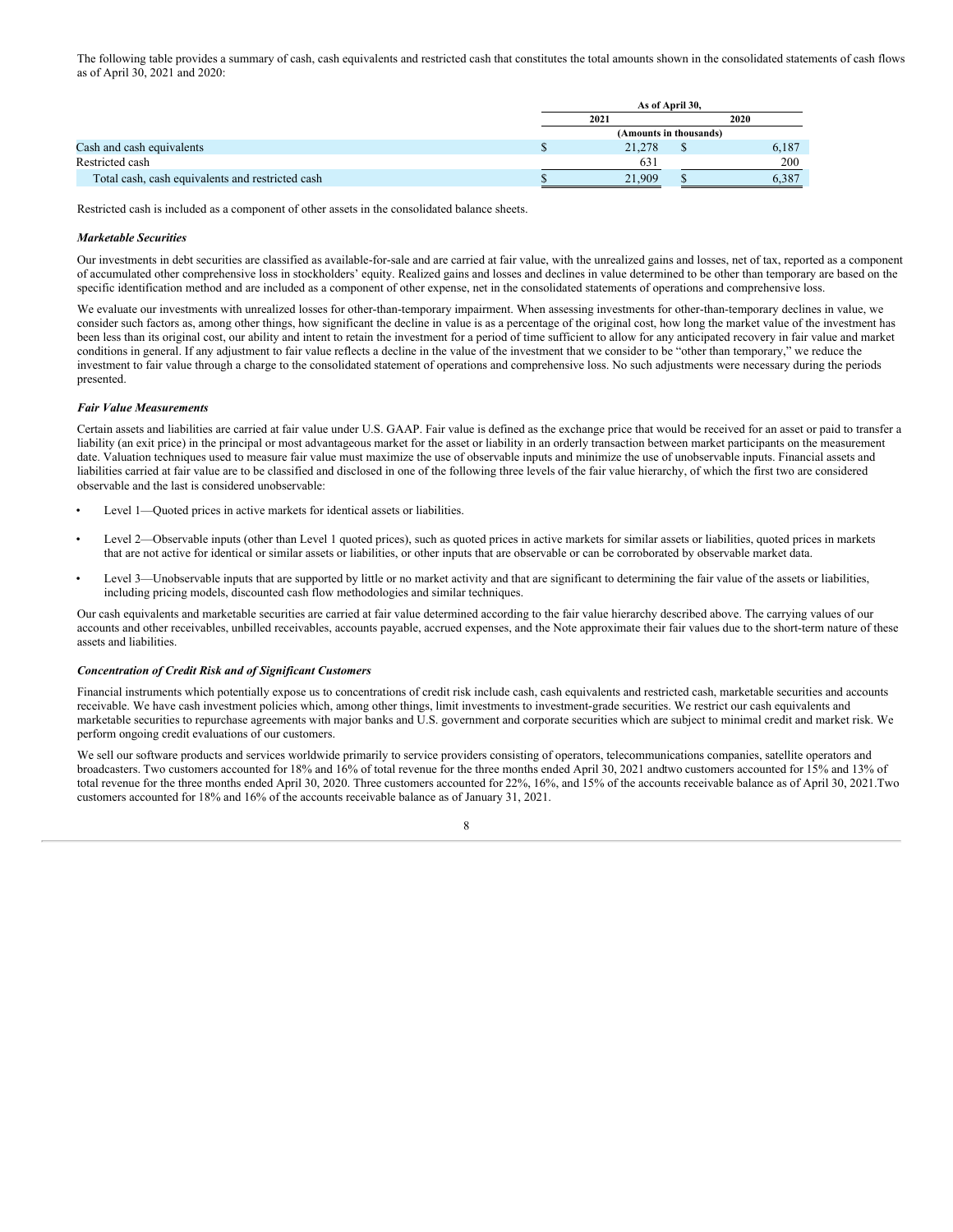The following table provides a summary of cash, cash equivalents and restricted cash that constitutes the total amounts shown in the consolidated statements of cash flows as of April 30, 2021 and 2020:

| | As of April 30, | |
|---|---|---|
| | 2021 | 2020 |
| | (Amounts in thousands) | |
| Cash and cash equivalents | $ 21,278 | $ 6,187 |
| Restricted cash | 631 | 200 |
| Total cash, cash equivalents and restricted cash | $ 21,909 | $ 6,387 |

Restricted cash is included as a component of other assets in the consolidated balance sheets.

***Marketable Securities***

Our investments in debt securities are classified as available-for-sale and are carried at fair value, with the unrealized gains and losses, net of tax, reported as a component of accumulated other comprehensive loss in stockholders' equity. Realized gains and losses and declines in value determined to be other than temporary are based on the specific identification method and are included as a component of other expense, net in the consolidated statements of operations and comprehensive loss.

We evaluate our investments with unrealized losses for other-than-temporary impairment. When assessing investments for other-than-temporary declines in value, we consider such factors as, among other things, how significant the decline in value is as a percentage of the original cost, how long the market value of the investment has been less than its original cost, our ability and intent to retain the investment for a period of time sufficient to allow for any anticipated recovery in fair value and market conditions in general. If any adjustment to fair value reflects a decline in the value of the investment that we consider to be "other than temporary," we reduce the investment to fair value through a charge to the consolidated statement of operations and comprehensive loss. No such adjustments were necessary during the periods presented.

***Fair Value Measurements***

Certain assets and liabilities are carried at fair value under U.S. GAAP. Fair value is defined as the exchange price that would be received for an asset or paid to transfer a liability (an exit price) in the principal or most advantageous market for the asset or liability in an orderly transaction between market participants on the measurement date. Valuation techniques used to measure fair value must maximize the use of observable inputs and minimize the use of unobservable inputs. Financial assets and liabilities carried at fair value are to be classified and disclosed in one of the following three levels of the fair value hierarchy, of which the first two are considered observable and the last is considered unobservable:

- Level 1—Quoted prices in active markets for identical assets or liabilities.
- Level 2—Observable inputs (other than Level 1 quoted prices), such as quoted prices in active markets for similar assets or liabilities, quoted prices in markets that are not active for identical or similar assets or liabilities, or other inputs that are observable or can be corroborated by observable market data.
- Level 3—Unobservable inputs that are supported by little or no market activity and that are significant to determining the fair value of the assets or liabilities, including pricing models, discounted cash flow methodologies and similar techniques.

Our cash equivalents and marketable securities are carried at fair value determined according to the fair value hierarchy described above. The carrying values of our accounts and other receivables, unbilled receivables, accounts payable, accrued expenses, and the Note approximate their fair values due to the short-term nature of these assets and liabilities.

***Concentration of Credit Risk and of Significant Customers***

Financial instruments which potentially expose us to concentrations of credit risk include cash, cash equivalents and restricted cash, marketable securities and accounts receivable. We have cash investment policies which, among other things, limit investments to investment-grade securities. We restrict our cash equivalents and marketable securities to repurchase agreements with major banks and U.S. government and corporate securities which are subject to minimal credit and market risk. We perform ongoing credit evaluations of our customers.

We sell our software products and services worldwide primarily to service providers consisting of operators, telecommunications companies, satellite operators and broadcasters. Two customers accounted for 18% and 16% of total revenue for the three months ended April 30, 2021 andtwo customers accounted for 15% and 13% of total revenue for the three months ended April 30, 2020. Three customers accounted for 22%, 16%, and 15% of the accounts receivable balance as of April 30, 2021.Two customers accounted for 18% and 16% of the accounts receivable balance as of January 31, 2021.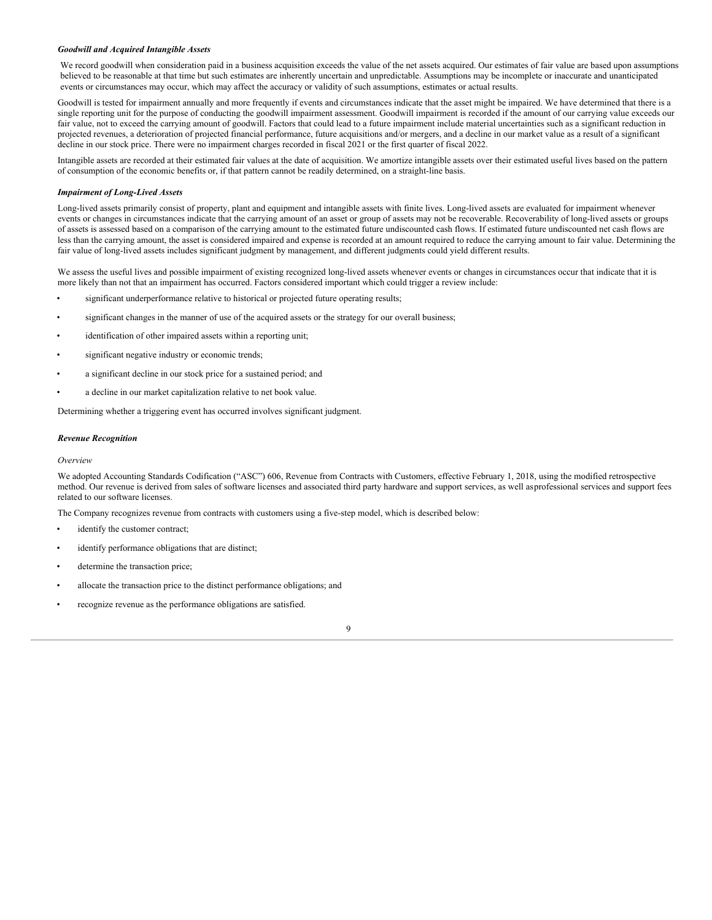***Goodwill and Acquired Intangible Assets***

We record goodwill when consideration paid in a business acquisition exceeds the value of the net assets acquired. Our estimates of fair value are based upon assumptions believed to be reasonable at that time but such estimates are inherently uncertain and unpredictable. Assumptions may be incomplete or inaccurate and unanticipated events or circumstances may occur, which may affect the accuracy or validity of such assumptions, estimates or actual results.

Goodwill is tested for impairment annually and more frequently if events and circumstances indicate that the asset might be impaired. We have determined that there is a single reporting unit for the purpose of conducting the goodwill impairment assessment. Goodwill impairment is recorded if the amount of our carrying value exceeds our fair value, not to exceed the carrying amount of goodwill. Factors that could lead to a future impairment include material uncertainties such as a significant reduction in projected revenues, a deterioration of projected financial performance, future acquisitions and/or mergers, and a decline in our market value as a result of a significant decline in our stock price. There were no impairment charges recorded in fiscal 2021 or the first quarter of fiscal 2022.

Intangible assets are recorded at their estimated fair values at the date of acquisition. We amortize intangible assets over their estimated useful lives based on the pattern of consumption of the economic benefits or, if that pattern cannot be readily determined, on a straight-line basis.

***Impairment of Long-Lived Assets***

Long-lived assets primarily consist of property, plant and equipment and intangible assets with finite lives. Long-lived assets are evaluated for impairment whenever events or changes in circumstances indicate that the carrying amount of an asset or group of assets may not be recoverable. Recoverability of long-lived assets or groups of assets is assessed based on a comparison of the carrying amount to the estimated future undiscounted cash flows. If estimated future undiscounted net cash flows are less than the carrying amount, the asset is considered impaired and expense is recorded at an amount required to reduce the carrying amount to fair value. Determining the fair value of long-lived assets includes significant judgment by management, and different judgments could yield different results.

We assess the useful lives and possible impairment of existing recognized long-lived assets whenever events or changes in circumstances occur that indicate that it is more likely than not that an impairment has occurred. Factors considered important which could trigger a review include:

- significant underperformance relative to historical or projected future operating results;
- significant changes in the manner of use of the acquired assets or the strategy for our overall business;
- identification of other impaired assets within a reporting unit;
- significant negative industry or economic trends;
- a significant decline in our stock price for a sustained period; and
- a decline in our market capitalization relative to net book value.

Determining whether a triggering event has occurred involves significant judgment.

***Revenue Recognition***

*Overview*

We adopted Accounting Standards Codification ("ASC") 606, Revenue from Contracts with Customers, effective February 1, 2018, using the modified retrospective method. Our revenue is derived from sales of software licenses and associated third party hardware and support services, as well asprofessional services and support fees related to our software licenses.

The Company recognizes revenue from contracts with customers using a five-step model, which is described below:

- identify the customer contract;
- identify performance obligations that are distinct;
- determine the transaction price;
- allocate the transaction price to the distinct performance obligations; and
- recognize revenue as the performance obligations are satisfied.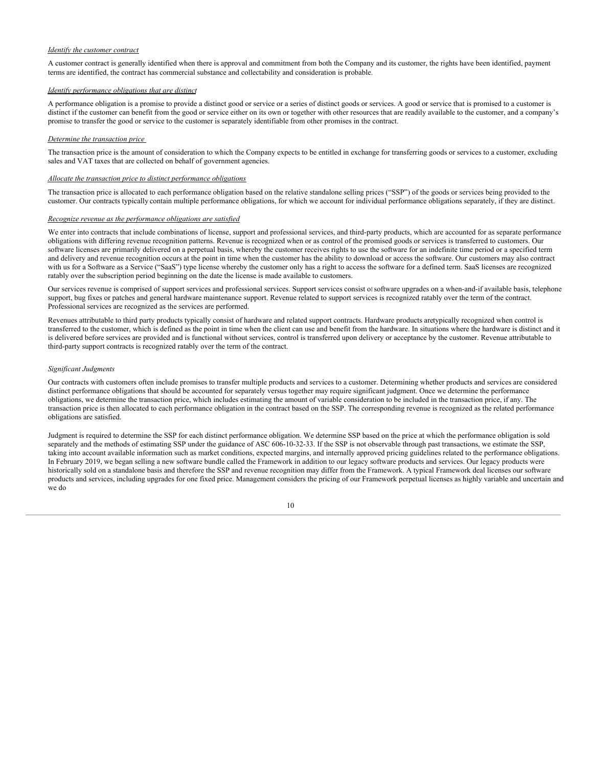*Identify the customer contract*

A customer contract is generally identified when there is approval and commitment from both the Company and its customer, the rights have been identified, payment terms are identified, the contract has commercial substance and collectability and consideration is probable.

*Identify performance obligations that are distinct*

A performance obligation is a promise to provide a distinct good or service or a series of distinct goods or services. A good or service that is promised to a customer is distinct if the customer can benefit from the good or service either on its own or together with other resources that are readily available to the customer, and a company's promise to transfer the good or service to the customer is separately identifiable from other promises in the contract.

*Determine the transaction price*

The transaction price is the amount of consideration to which the Company expects to be entitled in exchange for transferring goods or services to a customer, excluding sales and VAT taxes that are collected on behalf of government agencies.

*Allocate the transaction price to distinct performance obligations*

The transaction price is allocated to each performance obligation based on the relative standalone selling prices ("SSP") of the goods or services being provided to the customer. Our contracts typically contain multiple performance obligations, for which we account for individual performance obligations separately, if they are distinct.

*Recognize revenue as the performance obligations are satisfied*

We enter into contracts that include combinations of license, support and professional services, and third-party products, which are accounted for as separate performance obligations with differing revenue recognition patterns. Revenue is recognized when or as control of the promised goods or services is transferred to customers. Our software licenses are primarily delivered on a perpetual basis, whereby the customer receives rights to use the software for an indefinite time period or a specified term and delivery and revenue recognition occurs at the point in time when the customer has the ability to download or access the software. Our customers may also contract with us for a Software as a Service ("SaaS") type license whereby the customer only has a right to access the software for a defined term. SaaS licenses are recognized ratably over the subscription period beginning on the date the license is made available to customers.

Our services revenue is comprised of support services and professional services. Support services consist of software upgrades on a when-and-if available basis, telephone support, bug fixes or patches and general hardware maintenance support. Revenue related to support services is recognized ratably over the term of the contract. Professional services are recognized as the services are performed.

Revenues attributable to third party products typically consist of hardware and related support contracts. Hardware products aretypically recognized when control is transferred to the customer, which is defined as the point in time when the client can use and benefit from the hardware. In situations where the hardware is distinct and it is delivered before services are provided and is functional without services, control is transferred upon delivery or acceptance by the customer. Revenue attributable to third-party support contracts is recognized ratably over the term of the contract.

*Significant Judgments*

Our contracts with customers often include promises to transfer multiple products and services to a customer. Determining whether products and services are considered distinct performance obligations that should be accounted for separately versus together may require significant judgment. Once we determine the performance obligations, we determine the transaction price, which includes estimating the amount of variable consideration to be included in the transaction price, if any. The transaction price is then allocated to each performance obligation in the contract based on the SSP. The corresponding revenue is recognized as the related performance obligations are satisfied.

Judgment is required to determine the SSP for each distinct performance obligation. We determine SSP based on the price at which the performance obligation is sold separately and the methods of estimating SSP under the guidance of ASC 606-10-32-33. If the SSP is not observable through past transactions, we estimate the SSP, taking into account available information such as market conditions, expected margins, and internally approved pricing guidelines related to the performance obligations. In February 2019, we began selling a new software bundle called the Framework in addition to our legacy software products and services. Our legacy products were historically sold on a standalone basis and therefore the SSP and revenue recognition may differ from the Framework. A typical Framework deal licenses our software products and services, including upgrades for one fixed price. Management considers the pricing of our Framework perpetual licenses as highly variable and uncertain and we do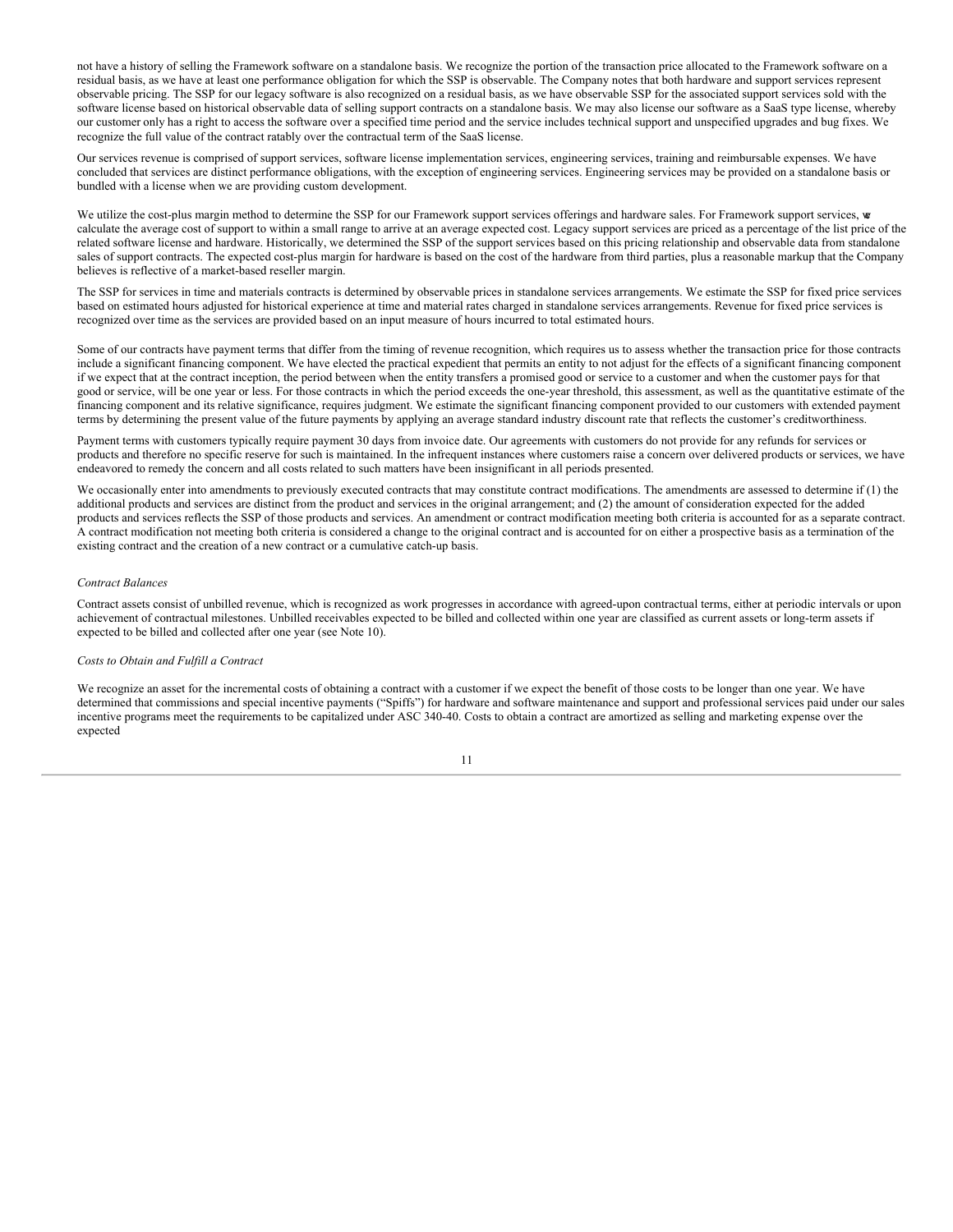not have a history of selling the Framework software on a standalone basis. We recognize the portion of the transaction price allocated to the Framework software on a residual basis, as we have at least one performance obligation for which the SSP is observable. The Company notes that both hardware and support services represent observable pricing. The SSP for our legacy software is also recognized on a residual basis, as we have observable SSP for the associated support services sold with the software license based on historical observable data of selling support contracts on a standalone basis. We may also license our software as a SaaS type license, whereby our customer only has a right to access the software over a specified time period and the service includes technical support and unspecified upgrades and bug fixes. We recognize the full value of the contract ratably over the contractual term of the SaaS license.

Our services revenue is comprised of support services, software license implementation services, engineering services, training and reimbursable expenses. We have concluded that services are distinct performance obligations, with the exception of engineering services. Engineering services may be provided on a standalone basis or bundled with a license when we are providing custom development.

We utilize the cost-plus margin method to determine the SSP for our Framework support services offerings and hardware sales. For Framework support services, we calculate the average cost of support to within a small range to arrive at an average expected cost. Legacy support services are priced as a percentage of the list price of the related software license and hardware. Historically, we determined the SSP of the support services based on this pricing relationship and observable data from standalone sales of support contracts. The expected cost-plus margin for hardware is based on the cost of the hardware from third parties, plus a reasonable markup that the Company believes is reflective of a market-based reseller margin.

The SSP for services in time and materials contracts is determined by observable prices in standalone services arrangements. We estimate the SSP for fixed price services based on estimated hours adjusted for historical experience at time and material rates charged in standalone services arrangements. Revenue for fixed price services is recognized over time as the services are provided based on an input measure of hours incurred to total estimated hours.

Some of our contracts have payment terms that differ from the timing of revenue recognition, which requires us to assess whether the transaction price for those contracts include a significant financing component. We have elected the practical expedient that permits an entity to not adjust for the effects of a significant financing component if we expect that at the contract inception, the period between when the entity transfers a promised good or service to a customer and when the customer pays for that good or service, will be one year or less. For those contracts in which the period exceeds the one-year threshold, this assessment, as well as the quantitative estimate of the financing component and its relative significance, requires judgment. We estimate the significant financing component provided to our customers with extended payment terms by determining the present value of the future payments by applying an average standard industry discount rate that reflects the customer's creditworthiness.

Payment terms with customers typically require payment 30 days from invoice date. Our agreements with customers do not provide for any refunds for services or products and therefore no specific reserve for such is maintained. In the infrequent instances where customers raise a concern over delivered products or services, we have endeavored to remedy the concern and all costs related to such matters have been insignificant in all periods presented.

We occasionally enter into amendments to previously executed contracts that may constitute contract modifications. The amendments are assessed to determine if (1) the additional products and services are distinct from the product and services in the original arrangement; and (2) the amount of consideration expected for the added products and services reflects the SSP of those products and services. An amendment or contract modification meeting both criteria is accounted for as a separate contract. A contract modification not meeting both criteria is considered a change to the original contract and is accounted for on either a prospective basis as a termination of the existing contract and the creation of a new contract or a cumulative catch-up basis.

*Contract Balances*

Contract assets consist of unbilled revenue, which is recognized as work progresses in accordance with agreed-upon contractual terms, either at periodic intervals or upon achievement of contractual milestones. Unbilled receivables expected to be billed and collected within one year are classified as current assets or long-term assets if expected to be billed and collected after one year (see Note 10).

*Costs to Obtain and Fulfill a Contract*

We recognize an asset for the incremental costs of obtaining a contract with a customer if we expect the benefit of those costs to be longer than one year. We have determined that commissions and special incentive payments ("Spiffs") for hardware and software maintenance and support and professional services paid under our sales incentive programs meet the requirements to be capitalized under ASC 340-40. Costs to obtain a contract are amortized as selling and marketing expense over the expected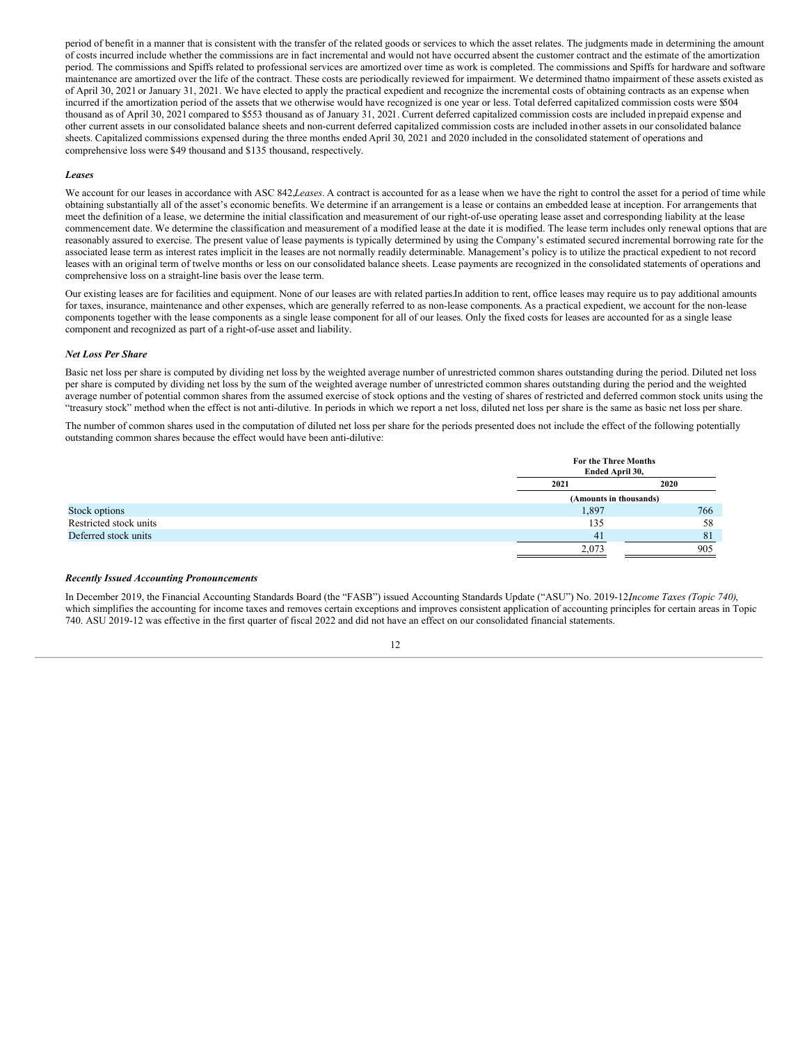period of benefit in a manner that is consistent with the transfer of the related goods or services to which the asset relates. The judgments made in determining the amount of costs incurred include whether the commissions are in fact incremental and would not have occurred absent the customer contract and the estimate of the amortization period. The commissions and Spiffs related to professional services are amortized over time as work is completed. The commissions and Spiffs for hardware and software maintenance are amortized over the life of the contract. These costs are periodically reviewed for impairment. We determined that no impairment of these assets existed as of April 30, 2021 or January 31, 2021. We have elected to apply the practical expedient and recognize the incremental costs of obtaining contracts as an expense when incurred if the amortization period of the assets that we otherwise would have recognized is one year or less. Total deferred capitalized commission costs were $504 thousand as of April 30, 2021 compared to $553 thousand as of January 31, 2021. Current deferred capitalized commission costs are included in prepaid expense and other current assets in our consolidated balance sheets and non-current deferred capitalized commission costs are included in other assets in our consolidated balance sheets. Capitalized commissions expensed during the three months ended April 30, 2021 and 2020 included in the consolidated statement of operations and comprehensive loss were $49 thousand and $135 thousand, respectively.

***Leases***

We account for our leases in accordance with ASC 842, *Leases*. A contract is accounted for as a lease when we have the right to control the asset for a period of time while obtaining substantially all of the asset's economic benefits. We determine if an arrangement is a lease or contains an embedded lease at inception. For arrangements that meet the definition of a lease, we determine the initial classification and measurement of our right-of-use operating lease asset and corresponding liability at the lease commencement date. We determine the classification and measurement of a modified lease at the date it is modified. The lease term includes only renewal options that are reasonably assured to exercise. The present value of lease payments is typically determined by using the Company's estimated secured incremental borrowing rate for the associated lease term as interest rates implicit in the leases are not normally readily determinable. Management's policy is to utilize the practical expedient to not record leases with an original term of twelve months or less on our consolidated balance sheets. Lease payments are recognized in the consolidated statements of operations and comprehensive loss on a straight-line basis over the lease term.

Our existing leases are for facilities and equipment. None of our leases are with related parties. In addition to rent, office leases may require us to pay additional amounts for taxes, insurance, maintenance and other expenses, which are generally referred to as non-lease components. As a practical expedient, we account for the non-lease components together with the lease components as a single lease component for all of our leases. Only the fixed costs for leases are accounted for as a single lease component and recognized as part of a right-of-use asset and liability.

***Net Loss Per Share***

Basic net loss per share is computed by dividing net loss by the weighted average number of unrestricted common shares outstanding during the period. Diluted net loss per share is computed by dividing net loss by the sum of the weighted average number of unrestricted common shares outstanding during the period and the weighted average number of potential common shares from the assumed exercise of stock options and the vesting of shares of restricted and deferred common stock units using the "treasury stock" method when the effect is not anti-dilutive. In periods in which we report a net loss, diluted net loss per share is the same as basic net loss per share.

The number of common shares used in the computation of diluted net loss per share for the periods presented does not include the effect of the following potentially outstanding common shares because the effect would have been anti-dilutive:

| | For the Three Months Ended April 30, | |
|---|---|---|
| | 2021 | 2020 |
| | (Amounts in thousands) | |
| Stock options | 1,897 | 766 |
| Restricted stock units | 135 | 58 |
| Deferred stock units | 41 | 81 |
| | 2,073 | 905 |

***Recently Issued Accounting Pronouncements***

In December 2019, the Financial Accounting Standards Board (the "FASB") issued Accounting Standards Update ("ASU") No. 2019-12, *Income Taxes (Topic 740)*, which simplifies the accounting for income taxes and removes certain exceptions and improves consistent application of accounting principles for certain areas in Topic 740. ASU 2019-12 was effective in the first quarter of fiscal 2022 and did not have an effect on our consolidated financial statements.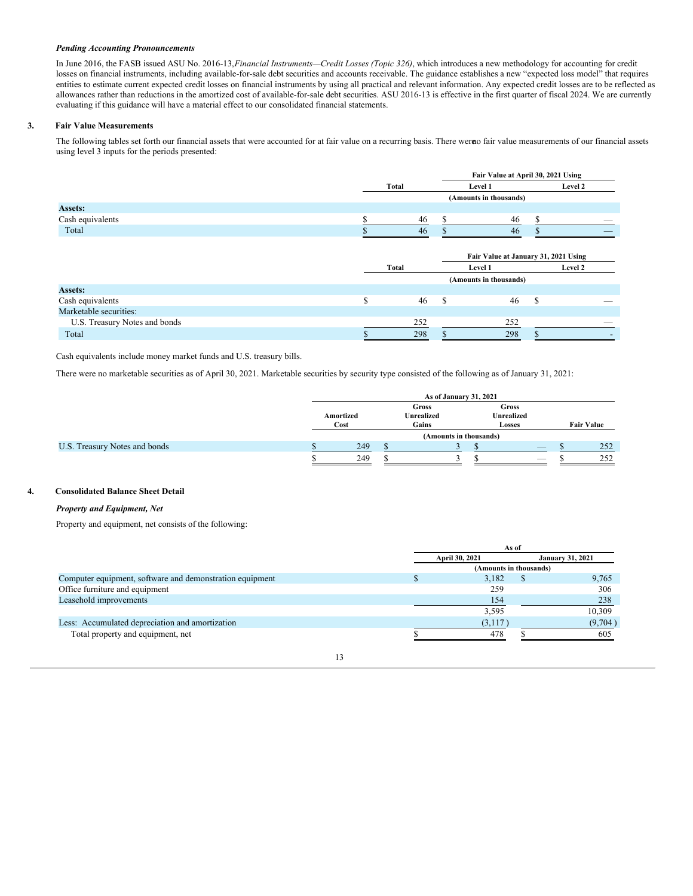***Pending Accounting Pronouncements***

In June 2016, the FASB issued ASU No. 2016-13,*Financial Instruments—Credit Losses (Topic 326)*, which introduces a new methodology for accounting for credit losses on financial instruments, including available-for-sale debt securities and accounts receivable. The guidance establishes a new "expected loss model" that requires entities to estimate current expected credit losses on financial instruments by using all practical and relevant information. Any expected credit losses are to be reflected as allowances rather than reductions in the amortized cost of available-for-sale debt securities. ASU 2016-13 is effective in the first quarter of fiscal 2024. We are currently evaluating if this guidance will have a material effect to our consolidated financial statements.

## 3. Fair Value Measurements

The following tables set forth our financial assets that were accounted for at fair value on a recurring basis. There were no fair value measurements of our financial assets using level 3 inputs for the periods presented:

| | Total | Fair Value at April 30, 2021 Using | |
|---|---|---|---|
| | | Level 1 | Level 2 |
| | (Amounts in thousands) | | |
| **Assets:** | | | |
| Cash equivalents | $ 46 | $ 46 | $ — |
| Total | $ 46 | $ 46 | $ — |

| | Total | Fair Value at January 31, 2021 Using | |
|---|---|---|---|
| | | Level 1 | Level 2 |
| | (Amounts in thousands) | | |
| **Assets:** | | | |
| Cash equivalents | $ 46 | $ 46 | $ — |
| Marketable securities: | | | |
| U.S. Treasury Notes and bonds | 252 | 252 | — |
| Total | $ 298 | $ 298 | $ - |

Cash equivalents include money market funds and U.S. treasury bills.

There were no marketable securities as of April 30, 2021. Marketable securities by security type consisted of the following as of January 31, 2021:

| | As of January 31, 2021 | | | |
|---|---|---|---|---|
| | Amortized Cost | Gross Unrealized Gains | Gross Unrealized Losses | Fair Value |
| | (Amounts in thousands) | | | |
| U.S. Treasury Notes and bonds | $ 249 | $ 3 | $ — | $ 252 |
| | $ 249 | $ 3 | $ — | $ 252 |

## 4. Consolidated Balance Sheet Detail

***Property and Equipment, Net***

Property and equipment, net consists of the following:

| | As of | |
|---|---|---|
| | April 30, 2021 | January 31, 2021 |
| | (Amounts in thousands) | |
| Computer equipment, software and demonstration equipment | $ 3,182 | $ 9,765 |
| Office furniture and equipment | 259 | 306 |
| Leasehold improvements | 154 | 238 |
| | 3,595 | 10,309 |
| Less: Accumulated depreciation and amortization | (3,117) | (9,704) |
| Total property and equipment, net | $ 478 | $ 605 |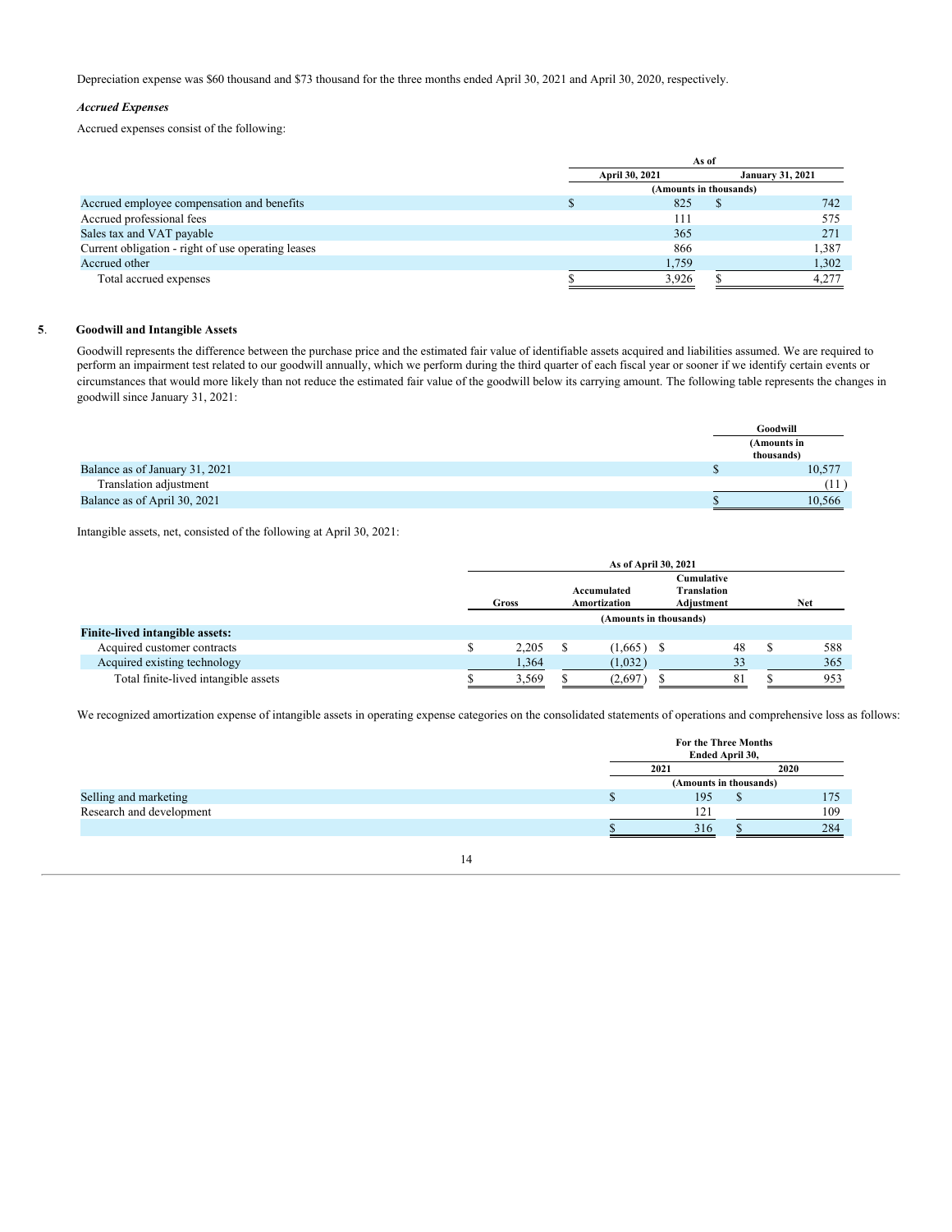Depreciation expense was $60 thousand and $73 thousand for the three months ended April 30, 2021 and April 30, 2020, respectively.

***Accrued Expenses***

Accrued expenses consist of the following:

| | As of | |
|---|---|---|
| | April 30, 2021 | January 31, 2021 |
| | (Amounts in thousands) | |
| Accrued employee compensation and benefits | $ 825 | $ 742 |
| Accrued professional fees | 111 | 575 |
| Sales tax and VAT payable | 365 | 271 |
| Current obligation - right of use operating leases | 866 | 1,387 |
| Accrued other | 1,759 | 1,302 |
| Total accrued expenses | $ 3,926 | $ 4,277 |

## 5. Goodwill and Intangible Assets

Goodwill represents the difference between the purchase price and the estimated fair value of identifiable assets acquired and liabilities assumed. We are required to perform an impairment test related to our goodwill annually, which we perform during the third quarter of each fiscal year or sooner if we identify certain events or circumstances that would more likely than not reduce the estimated fair value of the goodwill below its carrying amount. The following table represents the changes in goodwill since January 31, 2021:

| | Goodwill |
|---|---|
| | (Amounts in thousands) |
| Balance as of January 31, 2021 | $ 10,577 |
| Translation adjustment | (11) |
| Balance as of April 30, 2021 | $ 10,566 |

Intangible assets, net, consisted of the following at April 30, 2021:

| | As of April 30, 2021 | | | |
|---|---|---|---|---|
| | Gross | Accumulated Amortization | Cumulative Translation Adjustment | Net |
| | (Amounts in thousands) | | | |
| **Finite-lived intangible assets:** | | | | |
| Acquired customer contracts | $ 2,205 | $ (1,665) | $ 48 | $ 588 |
| Acquired existing technology | 1,364 | (1,032) | 33 | 365 |
| Total finite-lived intangible assets | $ 3,569 | $ (2,697) | $ 81 | $ 953 |

We recognized amortization expense of intangible assets in operating expense categories on the consolidated statements of operations and comprehensive loss as follows:

| | For the Three Months Ended April 30, | |
|---|---|---|
| | 2021 | 2020 |
| | (Amounts in thousands) | |
| Selling and marketing | $ 195 | $ 175 |
| Research and development | 121 | 109 |
| | $ 316 | $ 284 |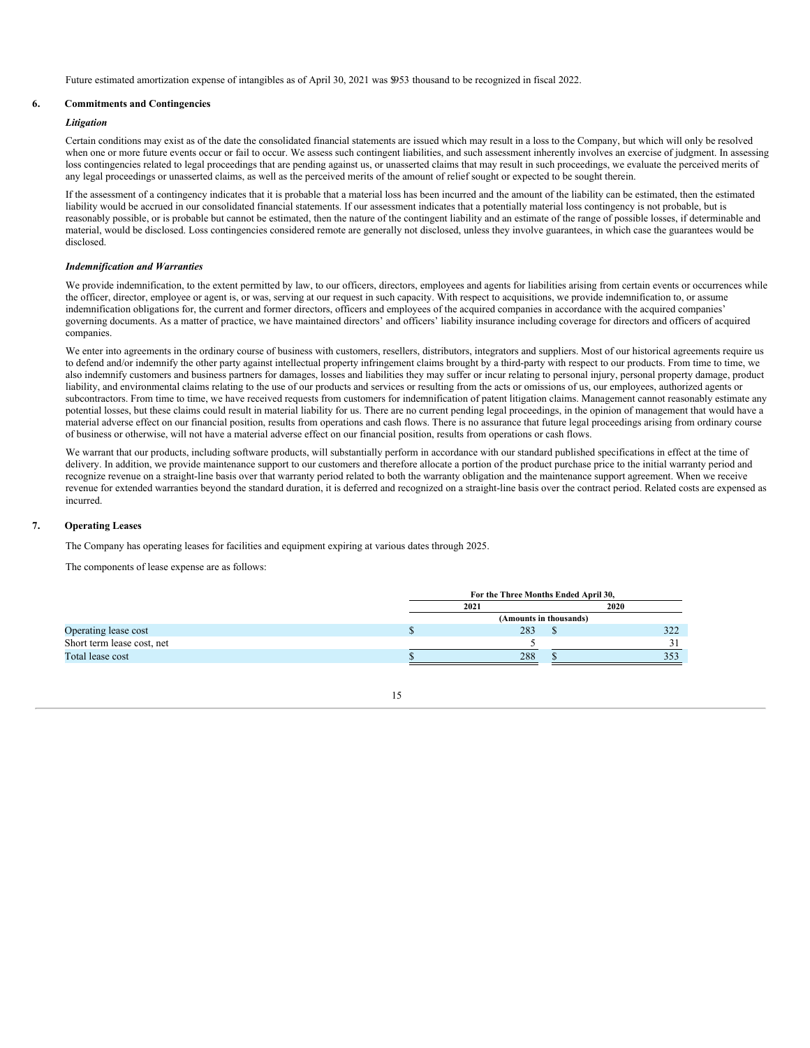Future estimated amortization expense of intangibles as of April 30, 2021 was $953 thousand to be recognized in fiscal 2022.

## 6. Commitments and Contingencies

***Litigation***

Certain conditions may exist as of the date the consolidated financial statements are issued which may result in a loss to the Company, but which will only be resolved when one or more future events occur or fail to occur. We assess such contingent liabilities, and such assessment inherently involves an exercise of judgment. In assessing loss contingencies related to legal proceedings that are pending against us, or unasserted claims that may result in such proceedings, we evaluate the perceived merits of any legal proceedings or unasserted claims, as well as the perceived merits of the amount of relief sought or expected to be sought therein.

If the assessment of a contingency indicates that it is probable that a material loss has been incurred and the amount of the liability can be estimated, then the estimated liability would be accrued in our consolidated financial statements. If our assessment indicates that a potentially material loss contingency is not probable, but is reasonably possible, or is probable but cannot be estimated, then the nature of the contingent liability and an estimate of the range of possible losses, if determinable and material, would be disclosed. Loss contingencies considered remote are generally not disclosed, unless they involve guarantees, in which case the guarantees would be disclosed.

***Indemnification and Warranties***

We provide indemnification, to the extent permitted by law, to our officers, directors, employees and agents for liabilities arising from certain events or occurrences while the officer, director, employee or agent is, or was, serving at our request in such capacity. With respect to acquisitions, we provide indemnification to, or assume indemnification obligations for, the current and former directors, officers and employees of the acquired companies in accordance with the acquired companies' governing documents. As a matter of practice, we have maintained directors' and officers' liability insurance including coverage for directors and officers of acquired companies.

We enter into agreements in the ordinary course of business with customers, resellers, distributors, integrators and suppliers. Most of our historical agreements require us to defend and/or indemnify the other party against intellectual property infringement claims brought by a third-party with respect to our products. From time to time, we also indemnify customers and business partners for damages, losses and liabilities they may suffer or incur relating to personal injury, personal property damage, product liability, and environmental claims relating to the use of our products and services or resulting from the acts or omissions of us, our employees, authorized agents or subcontractors. From time to time, we have received requests from customers for indemnification of patent litigation claims. Management cannot reasonably estimate any potential losses, but these claims could result in material liability for us. There are no current pending legal proceedings, in the opinion of management that would have a material adverse effect on our financial position, results from operations and cash flows. There is no assurance that future legal proceedings arising from ordinary course of business or otherwise, will not have a material adverse effect on our financial position, results from operations or cash flows.

We warrant that our products, including software products, will substantially perform in accordance with our standard published specifications in effect at the time of delivery. In addition, we provide maintenance support to our customers and therefore allocate a portion of the product purchase price to the initial warranty period and recognize revenue on a straight-line basis over that warranty period related to both the warranty obligation and the maintenance support agreement. When we receive revenue for extended warranties beyond the standard duration, it is deferred and recognized on a straight-line basis over the contract period. Related costs are expensed as incurred.

## 7. Operating Leases

The Company has operating leases for facilities and equipment expiring at various dates through 2025.

The components of lease expense are as follows:

| | For the Three Months Ended April 30, | |
|---|---|---|
| | 2021 | 2020 |
| | (Amounts in thousands) | |
| Operating lease cost | $ 283 | $ 322 |
| Short term lease cost, net | 5 | 31 |
| Total lease cost | $ 288 | $ 353 |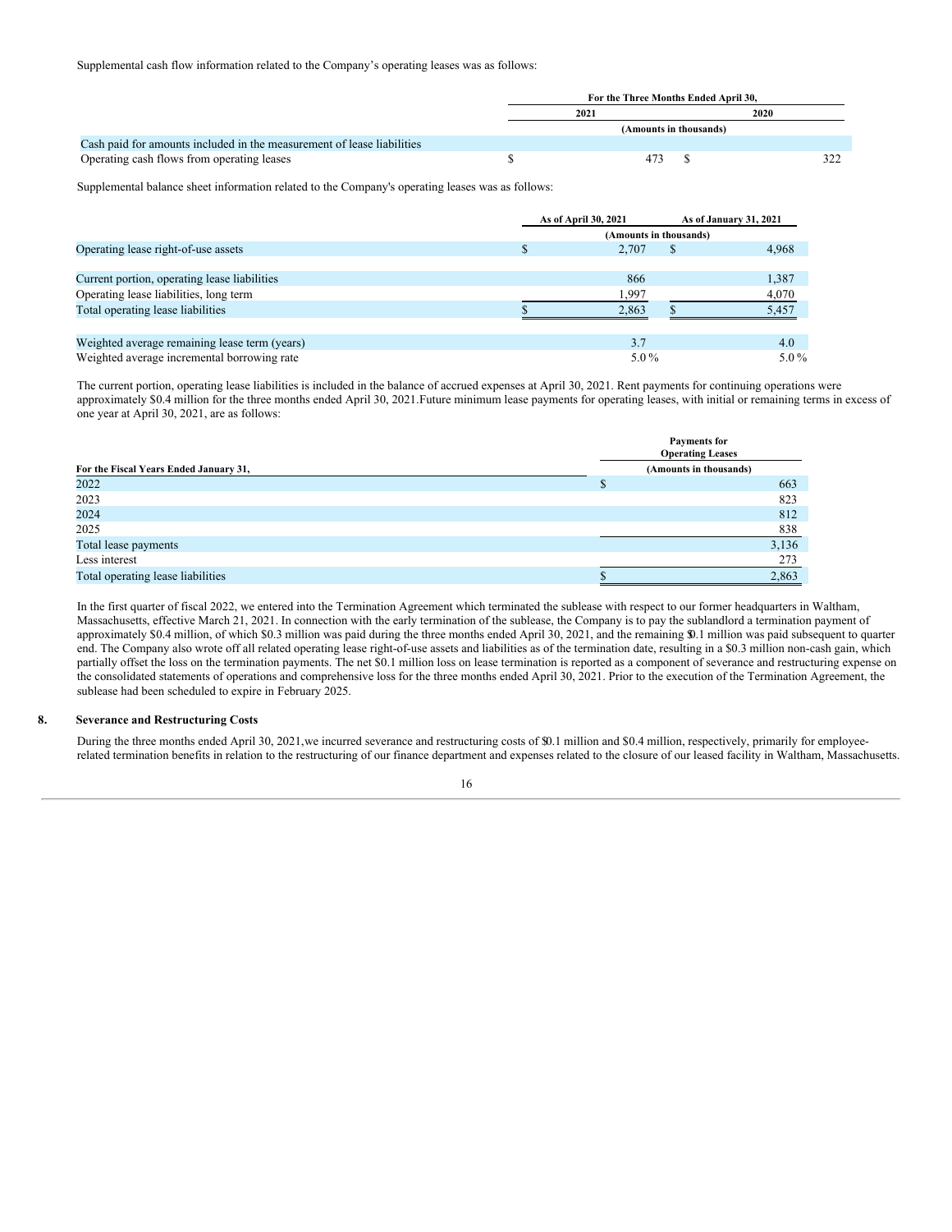Supplemental cash flow information related to the Company's operating leases was as follows:

| | For the Three Months Ended April 30, | |
|---|---|---|
| | 2021 | 2020 |
| | (Amounts in thousands) | |
| Cash paid for amounts included in the measurement of lease liabilities | | |
| Operating cash flows from operating leases | $ 473 | $ 322 |

Supplemental balance sheet information related to the Company's operating leases was as follows:

| | As of April 30, 2021 | As of January 31, 2021 |
|---|---|---|
| | (Amounts in thousands) | |
| Operating lease right-of-use assets | $ 2,707 | $ 4,968 |
| | | |
| Current portion, operating lease liabilities | 866 | 1,387 |
| Operating lease liabilities, long term | 1,997 | 4,070 |
| Total operating lease liabilities | $ 2,863 | $ 5,457 |
| | | |
| Weighted average remaining lease term (years) | 3.7 | 4.0 |
| Weighted average incremental borrowing rate | 5.0 % | 5.0 % |

The current portion, operating lease liabilities is included in the balance of accrued expenses at April 30, 2021. Rent payments for continuing operations were approximately $0.4 million for the three months ended April 30, 2021.Future minimum lease payments for operating leases, with initial or remaining terms in excess of one year at April 30, 2021, are as follows:

| For the Fiscal Years Ended January 31, | Payments for Operating Leases |
|---|---|
| | (Amounts in thousands) |
| 2022 | $ 663 |
| 2023 | 823 |
| 2024 | 812 |
| 2025 | 838 |
| Total lease payments | 3,136 |
| Less interest | 273 |
| Total operating lease liabilities | $ 2,863 |

In the first quarter of fiscal 2022, we entered into the Termination Agreement which terminated the sublease with respect to our former headquarters in Waltham, Massachusetts, effective March 21, 2021. In connection with the early termination of the sublease, the Company is to pay the sublandlord a termination payment of approximately $0.4 million, of which $0.3 million was paid during the three months ended April 30, 2021, and the remaining $0.1 million was paid subsequent to quarter end. The Company also wrote off all related operating lease right-of-use assets and liabilities as of the termination date, resulting in a $0.3 million non-cash gain, which partially offset the loss on the termination payments. The net $0.1 million loss on lease termination is reported as a component of severance and restructuring expense on the consolidated statements of operations and comprehensive loss for the three months ended April 30, 2021. Prior to the execution of the Termination Agreement, the sublease had been scheduled to expire in February 2025.

## 8. Severance and Restructuring Costs

During the three months ended April 30, 2021,we incurred severance and restructuring costs of $0.1 million and $0.4 million, respectively, primarily for employee-related termination benefits in relation to the restructuring of our finance department and expenses related to the closure of our leased facility in Waltham, Massachusetts.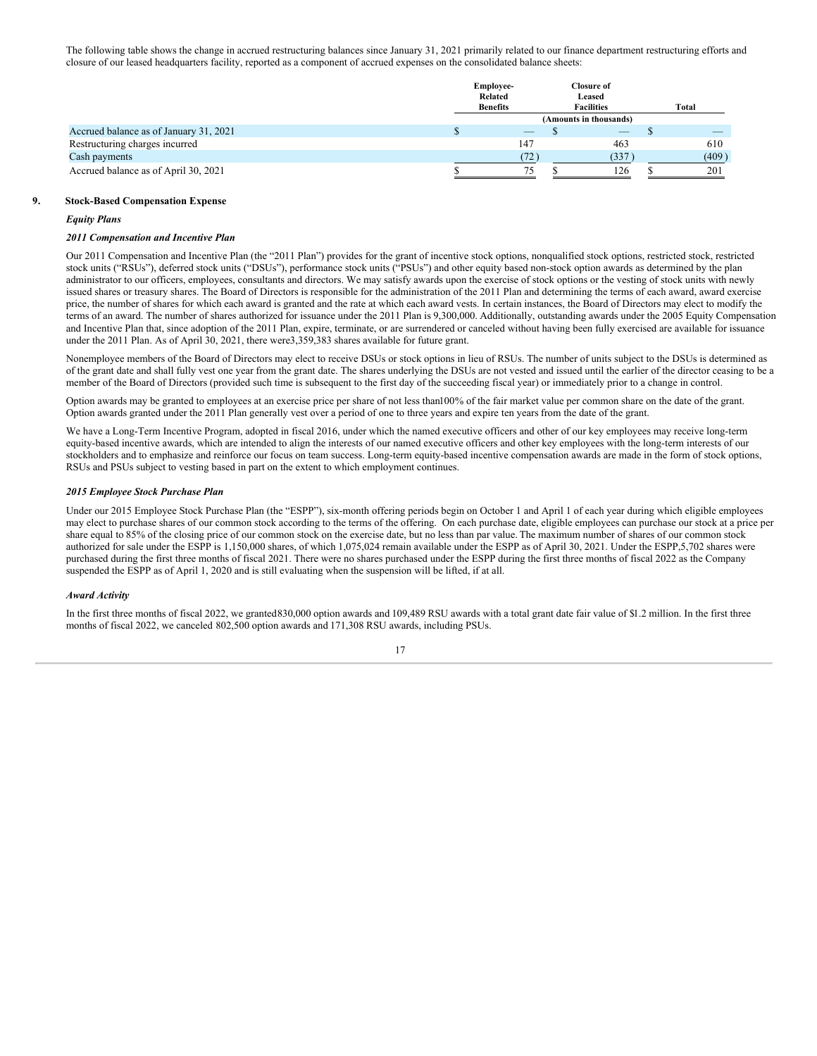The following table shows the change in accrued restructuring balances since January 31, 2021 primarily related to our finance department restructuring efforts and closure of our leased headquarters facility, reported as a component of accrued expenses on the consolidated balance sheets:

| | Employee-Related Benefits | Closure of Leased Facilities | Total |
|---|---|---|---|
| | (Amounts in thousands) | | |
| Accrued balance as of January 31, 2021 | $ — | $ — | $ — |
| Restructuring charges incurred | 147 | 463 | 610 |
| Cash payments | (72) | (337) | (409) |
| Accrued balance as of April 30, 2021 | $ 75 | $ 126 | $ 201 |

## 9. Stock-Based Compensation Expense

***Equity Plans***

***2011 Compensation and Incentive Plan***

Our 2011 Compensation and Incentive Plan (the "2011 Plan") provides for the grant of incentive stock options, nonqualified stock options, restricted stock, restricted stock units ("RSUs"), deferred stock units ("DSUs"), performance stock units ("PSUs") and other equity based non-stock option awards as determined by the plan administrator to our officers, employees, consultants and directors. We may satisfy awards upon the exercise of stock options or the vesting of stock units with newly issued shares or treasury shares. The Board of Directors is responsible for the administration of the 2011 Plan and determining the terms of each award, award exercise price, the number of shares for which each award is granted and the rate at which each award vests. In certain instances, the Board of Directors may elect to modify the terms of an award. The number of shares authorized for issuance under the 2011 Plan is 9,300,000. Additionally, outstanding awards under the 2005 Equity Compensation and Incentive Plan that, since adoption of the 2011 Plan, expire, terminate, or are surrendered or canceled without having been fully exercised are available for issuance under the 2011 Plan. As of April 30, 2021, there were3,359,383 shares available for future grant.

Nonemployee members of the Board of Directors may elect to receive DSUs or stock options in lieu of RSUs. The number of units subject to the DSUs is determined as of the grant date and shall fully vest one year from the grant date. The shares underlying the DSUs are not vested and issued until the earlier of the director ceasing to be a member of the Board of Directors (provided such time is subsequent to the first day of the succeeding fiscal year) or immediately prior to a change in control.

Option awards may be granted to employees at an exercise price per share of not less than100% of the fair market value per common share on the date of the grant. Option awards granted under the 2011 Plan generally vest over a period of one to three years and expire ten years from the date of the grant.

We have a Long-Term Incentive Program, adopted in fiscal 2016, under which the named executive officers and other of our key employees may receive long-term equity-based incentive awards, which are intended to align the interests of our named executive officers and other key employees with the long-term interests of our stockholders and to emphasize and reinforce our focus on team success. Long-term equity-based incentive compensation awards are made in the form of stock options, RSUs and PSUs subject to vesting based in part on the extent to which employment continues.

***2015 Employee Stock Purchase Plan***

Under our 2015 Employee Stock Purchase Plan (the "ESPP"), six-month offering periods begin on October 1 and April 1 of each year during which eligible employees may elect to purchase shares of our common stock according to the terms of the offering. On each purchase date, eligible employees can purchase our stock at a price per share equal to 85% of the closing price of our common stock on the exercise date, but no less than par value. The maximum number of shares of our common stock authorized for sale under the ESPP is 1,150,000 shares, of which 1,075,024 remain available under the ESPP as of April 30, 2021. Under the ESPP,5,702 shares were purchased during the first three months of fiscal 2021. There were no shares purchased under the ESPP during the first three months of fiscal 2022 as the Company suspended the ESPP as of April 1, 2020 and is still evaluating when the suspension will be lifted, if at all.

***Award Activity***

In the first three months of fiscal 2022, we granted830,000 option awards and 109,489 RSU awards with a total grant date fair value of $1.2 million. In the first three months of fiscal 2022, we canceled 802,500 option awards and 171,308 RSU awards, including PSUs.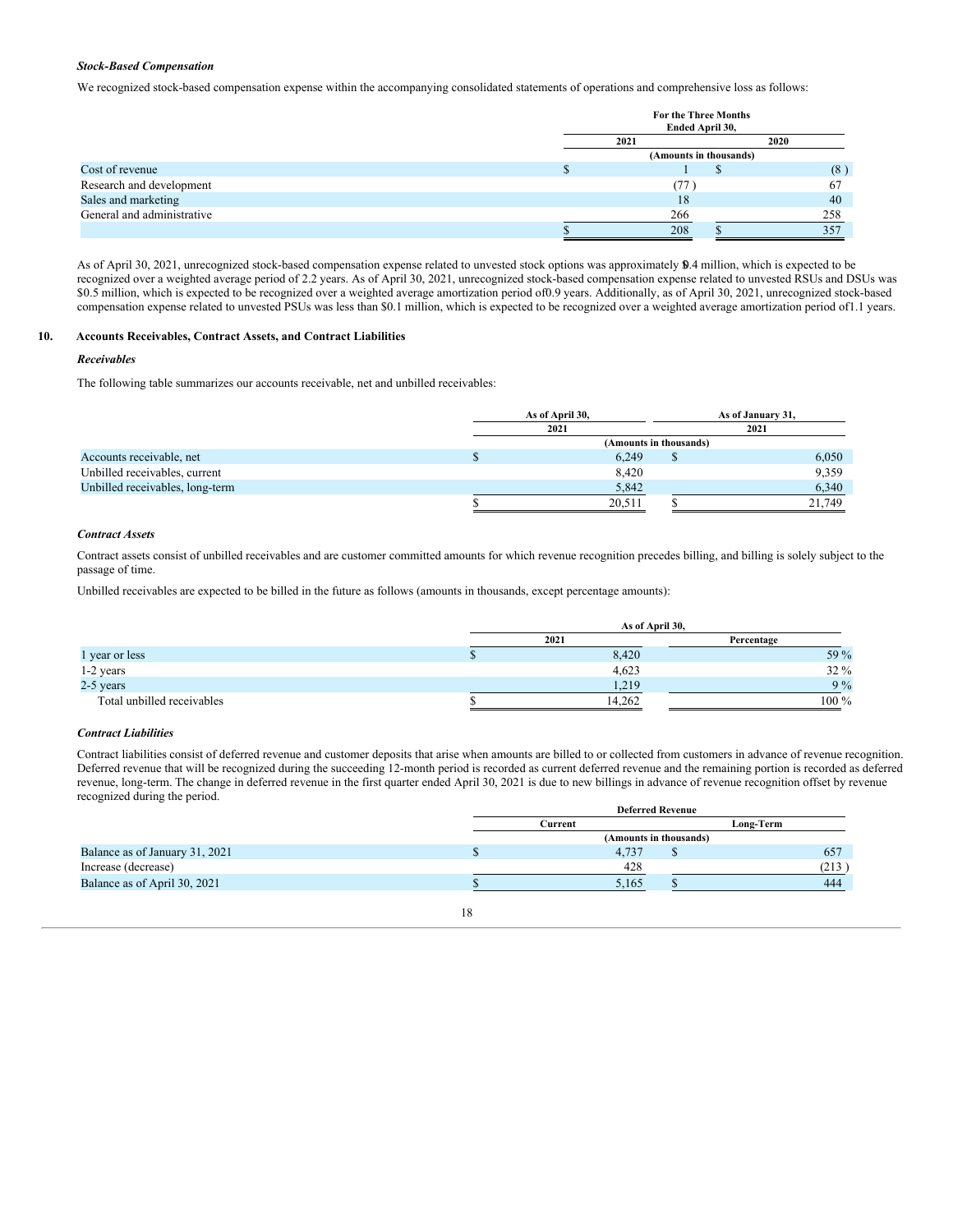### *Stock-Based Compensation*

We recognized stock-based compensation expense within the accompanying consolidated statements of operations and comprehensive loss as follows:

| | For the Three Months Ended April 30, | |
|---|---|---|
| | 2021 | 2020 |
| | (Amounts in thousands) | |
| Cost of revenue | $ 1 | $ (8) |
| Research and development | (77) | 67 |
| Sales and marketing | 18 | 40 |
| General and administrative | 266 | 258 |
| | $ 208 | $ 357 |

As of April 30, 2021, unrecognized stock-based compensation expense related to unvested stock options was approximately $0.4 million, which is expected to be recognized over a weighted average period of 2.2 years. As of April 30, 2021, unrecognized stock-based compensation expense related to unvested RSUs and DSUs was $0.5 million, which is expected to be recognized over a weighted average amortization period of 0.9 years. Additionally, as of April 30, 2021, unrecognized stock-based compensation expense related to unvested PSUs was less than $0.1 million, which is expected to be recognized over a weighted average amortization period of 1.1 years.

## 10. Accounts Receivables, Contract Assets, and Contract Liabilities

### *Receivables*

The following table summarizes our accounts receivable, net and unbilled receivables:

| | As of April 30, 2021 | As of January 31, 2021 |
|---|---|---|
| | (Amounts in thousands) | |
| Accounts receivable, net | $ 6,249 | $ 6,050 |
| Unbilled receivables, current | 8,420 | 9,359 |
| Unbilled receivables, long-term | 5,842 | 6,340 |
| | $ 20,511 | $ 21,749 |

### *Contract Assets*

Contract assets consist of unbilled receivables and are customer committed amounts for which revenue recognition precedes billing, and billing is solely subject to the passage of time.

Unbilled receivables are expected to be billed in the future as follows (amounts in thousands, except percentage amounts):

| | As of April 30, | |
|---|---|---|
| | 2021 | Percentage |
| 1 year or less | $ 8,420 | 59 % |
| 1-2 years | 4,623 | 32 % |
| 2-5 years | 1,219 | 9 % |
| Total unbilled receivables | $ 14,262 | 100 % |

### *Contract Liabilities*

Contract liabilities consist of deferred revenue and customer deposits that arise when amounts are billed to or collected from customers in advance of revenue recognition. Deferred revenue that will be recognized during the succeeding 12-month period is recorded as current deferred revenue and the remaining portion is recorded as deferred revenue, long-term. The change in deferred revenue in the first quarter ended April 30, 2021 is due to new billings in advance of revenue recognition offset by revenue recognized during the period.

| | Deferred Revenue | |
|---|---|---|
| | Current | Long-Term |
| | (Amounts in thousands) | |
| Balance as of January 31, 2021 | $ 4,737 | $ 657 |
| Increase (decrease) | 428 | (213) |
| Balance as of April 30, 2021 | $ 5,165 | $ 444 |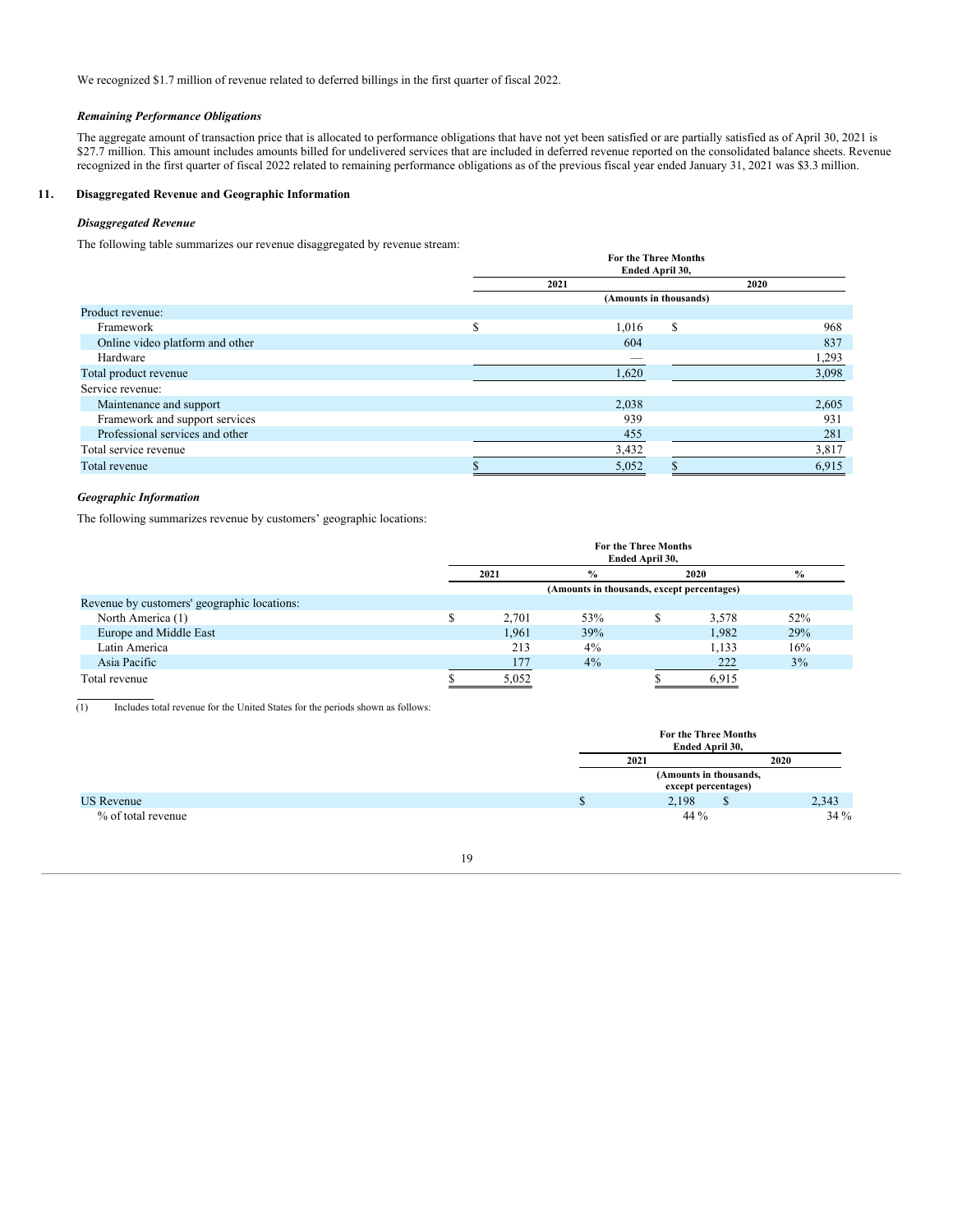We recognized $1.7 million of revenue related to deferred billings in the first quarter of fiscal 2022.

***Remaining Performance Obligations***

The aggregate amount of transaction price that is allocated to performance obligations that have not yet been satisfied or are partially satisfied as of April 30, 2021 is $27.7 million. This amount includes amounts billed for undelivered services that are included in deferred revenue reported on the consolidated balance sheets. Revenue recognized in the first quarter of fiscal 2022 related to remaining performance obligations as of the previous fiscal year ended January 31, 2021 was $3.3 million.

## 11. Disaggregated Revenue and Geographic Information

***Disaggregated Revenue***

The following table summarizes our revenue disaggregated by revenue stream:

| | For the Three Months Ended April 30, | |
|---|---|---|
| | 2021 | 2020 |
| | (Amounts in thousands) | |
| Product revenue: | | |
| Framework | $ 1,016 | $ 968 |
| Online video platform and other | 604 | 837 |
| Hardware | — | 1,293 |
| Total product revenue | 1,620 | 3,098 |
| Service revenue: | | |
| Maintenance and support | 2,038 | 2,605 |
| Framework and support services | 939 | 931 |
| Professional services and other | 455 | 281 |
| Total service revenue | 3,432 | 3,817 |
| Total revenue | $ 5,052 | $ 6,915 |

***Geographic Information***

The following summarizes revenue by customers' geographic locations:

| | For the Three Months Ended April 30, | | | |
|---|---|---|---|---|
| | 2021 | % | 2020 | % |
| | (Amounts in thousands, except percentages) | | | |
| Revenue by customers' geographic locations: | | | | |
| North America (1) | $ 2,701 | 53% | $ 3,578 | 52% |
| Europe and Middle East | 1,961 | 39% | 1,982 | 29% |
| Latin America | 213 | 4% | 1,133 | 16% |
| Asia Pacific | 177 | 4% | 222 | 3% |
| Total revenue | $ 5,052 | | $ 6,915 | |

(1) Includes total revenue for the United States for the periods shown as follows:

| | For the Three Months Ended April 30, | |
|---|---|---|
| | 2021 | 2020 |
| | (Amounts in thousands, except percentages) | |
| US Revenue | $ 2,198 | $ 2,343 |
| % of total revenue | 44 % | 34 % |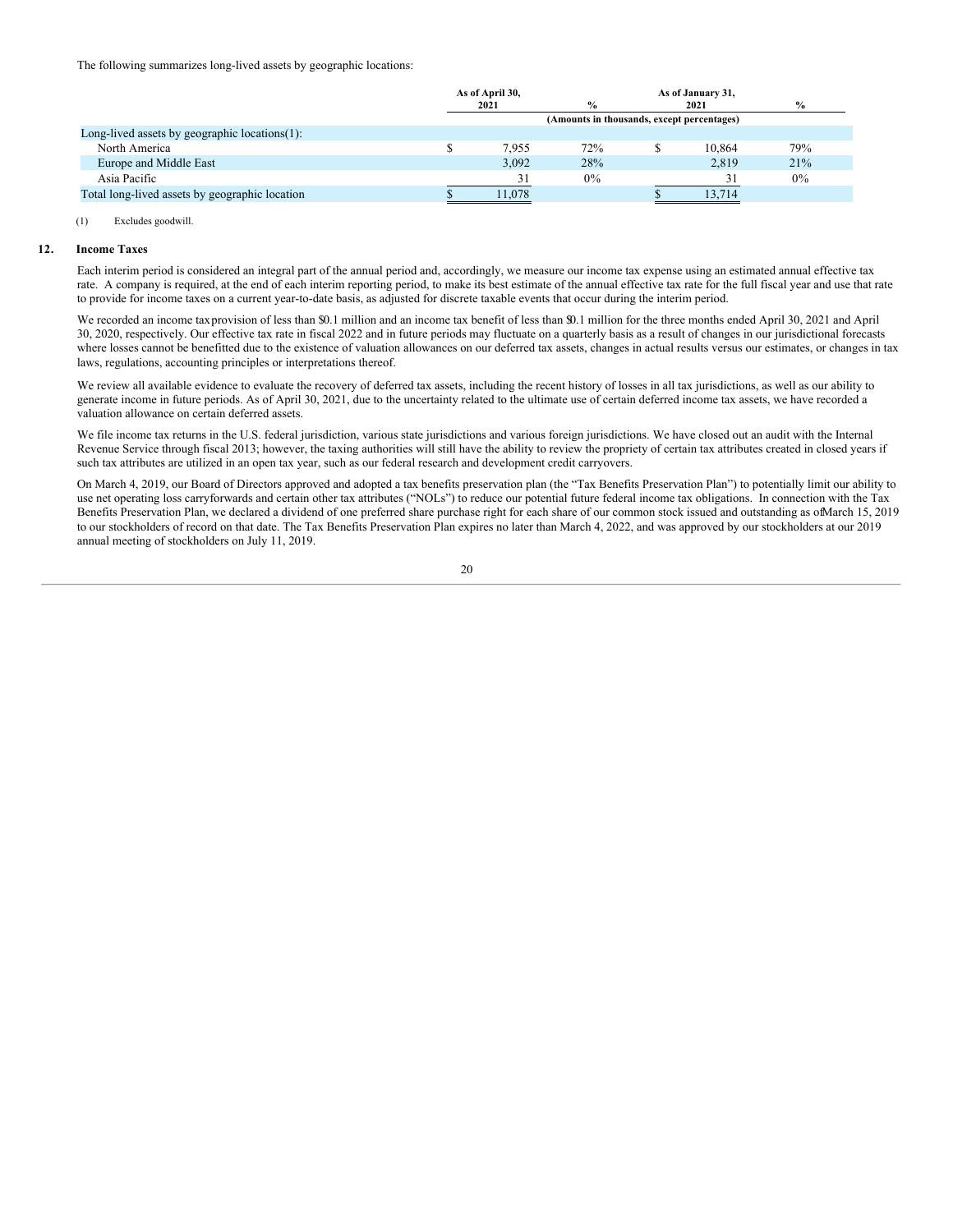The following summarizes long-lived assets by geographic locations:

| | As of April 30, 2021 | % | As of January 31, 2021 | % |
|---|---|---|---|---|
| | (Amounts in thousands, except percentages) | | | |
| Long-lived assets by geographic locations(1): | | | | |
| North America | $ 7,955 | 72% | $ 10,864 | 79% |
| Europe and Middle East | 3,092 | 28% | 2,819 | 21% |
| Asia Pacific | 31 | 0% | 31 | 0% |
| Total long-lived assets by geographic location | $ 11,078 | | $ 13,714 | |

(1) Excludes goodwill.

## 12. Income Taxes

Each interim period is considered an integral part of the annual period and, accordingly, we measure our income tax expense using an estimated annual effective tax rate. A company is required, at the end of each interim reporting period, to make its best estimate of the annual effective tax rate for the full fiscal year and use that rate to provide for income taxes on a current year-to-date basis, as adjusted for discrete taxable events that occur during the interim period.

We recorded an income tax provision of less than $0.1 million and an income tax benefit of less than $0.1 million for the three months ended April 30, 2021 and April 30, 2020, respectively. Our effective tax rate in fiscal 2022 and in future periods may fluctuate on a quarterly basis as a result of changes in our jurisdictional forecasts where losses cannot be benefitted due to the existence of valuation allowances on our deferred tax assets, changes in actual results versus our estimates, or changes in tax laws, regulations, accounting principles or interpretations thereof.

We review all available evidence to evaluate the recovery of deferred tax assets, including the recent history of losses in all tax jurisdictions, as well as our ability to generate income in future periods. As of April 30, 2021, due to the uncertainty related to the ultimate use of certain deferred income tax assets, we have recorded a valuation allowance on certain deferred assets.

We file income tax returns in the U.S. federal jurisdiction, various state jurisdictions and various foreign jurisdictions. We have closed out an audit with the Internal Revenue Service through fiscal 2013; however, the taxing authorities will still have the ability to review the propriety of certain tax attributes created in closed years if such tax attributes are utilized in an open tax year, such as our federal research and development credit carryovers.

On March 4, 2019, our Board of Directors approved and adopted a tax benefits preservation plan (the "Tax Benefits Preservation Plan") to potentially limit our ability to use net operating loss carryforwards and certain other tax attributes ("NOLs") to reduce our potential future federal income tax obligations. In connection with the Tax Benefits Preservation Plan, we declared a dividend of one preferred share purchase right for each share of our common stock issued and outstanding as of March 15, 2019 to our stockholders of record on that date. The Tax Benefits Preservation Plan expires no later than March 4, 2022, and was approved by our stockholders at our 2019 annual meeting of stockholders on July 11, 2019.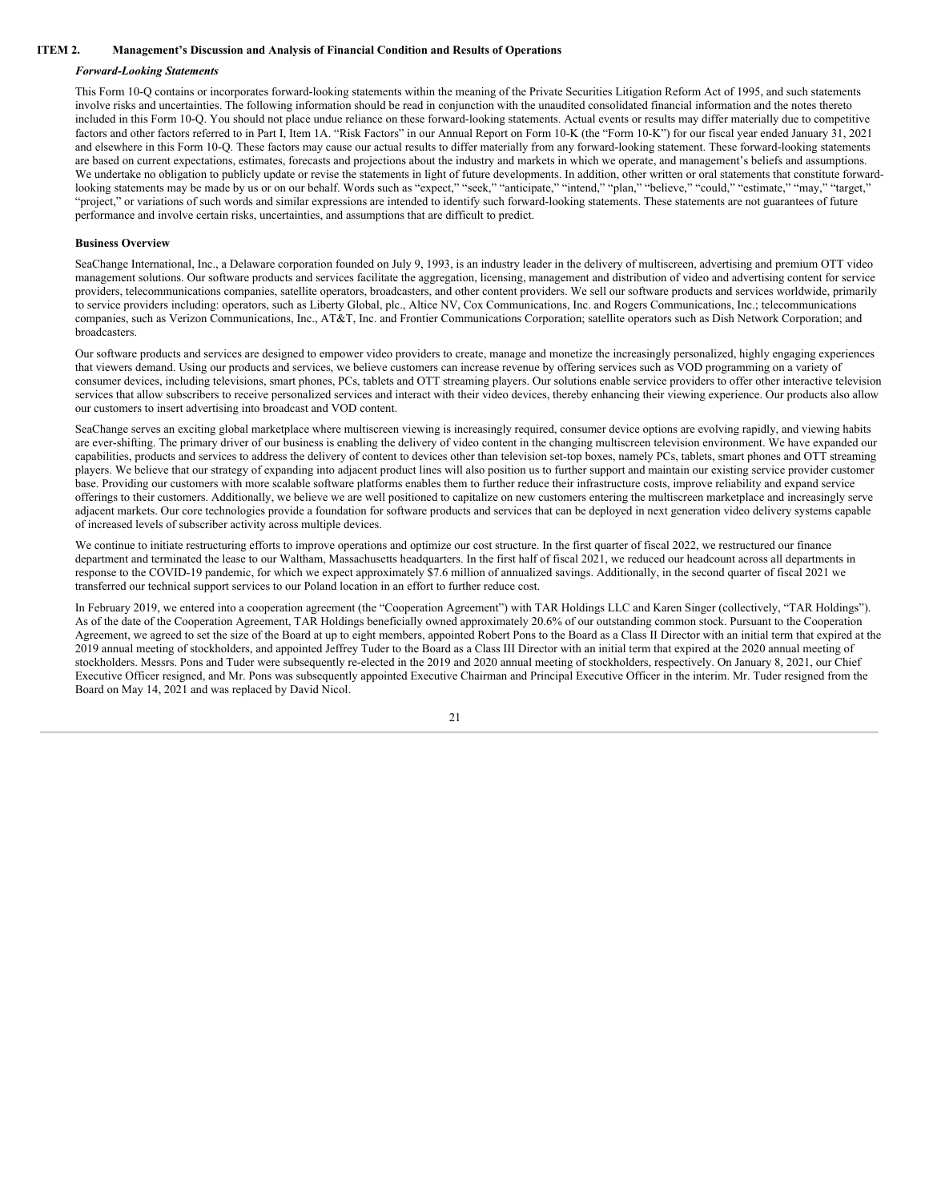## ITEM 2. Management's Discussion and Analysis of Financial Condition and Results of Operations

### *Forward-Looking Statements*

This Form 10-Q contains or incorporates forward-looking statements within the meaning of the Private Securities Litigation Reform Act of 1995, and such statements involve risks and uncertainties. The following information should be read in conjunction with the unaudited consolidated financial information and the notes thereto included in this Form 10-Q. You should not place undue reliance on these forward-looking statements. Actual events or results may differ materially due to competitive factors and other factors referred to in Part I, Item 1A. "Risk Factors" in our Annual Report on Form 10-K (the "Form 10-K") for our fiscal year ended January 31, 2021 and elsewhere in this Form 10-Q. These factors may cause our actual results to differ materially from any forward-looking statement. These forward-looking statements are based on current expectations, estimates, forecasts and projections about the industry and markets in which we operate, and management's beliefs and assumptions. We undertake no obligation to publicly update or revise the statements in light of future developments. In addition, other written or oral statements that constitute forward-looking statements may be made by us or on our behalf. Words such as "expect," "seek," "anticipate," "intend," "plan," "believe," "could," "estimate," "may," "target," "project," or variations of such words and similar expressions are intended to identify such forward-looking statements. These statements are not guarantees of future performance and involve certain risks, uncertainties, and assumptions that are difficult to predict.

### Business Overview

SeaChange International, Inc., a Delaware corporation founded on July 9, 1993, is an industry leader in the delivery of multiscreen, advertising and premium OTT video management solutions. Our software products and services facilitate the aggregation, licensing, management and distribution of video and advertising content for service providers, telecommunications companies, satellite operators, broadcasters, and other content providers. We sell our software products and services worldwide, primarily to service providers including: operators, such as Liberty Global, plc., Altice NV, Cox Communications, Inc. and Rogers Communications, Inc.; telecommunications companies, such as Verizon Communications, Inc., AT&T, Inc. and Frontier Communications Corporation; satellite operators such as Dish Network Corporation; and broadcasters.

Our software products and services are designed to empower video providers to create, manage and monetize the increasingly personalized, highly engaging experiences that viewers demand. Using our products and services, we believe customers can increase revenue by offering services such as VOD programming on a variety of consumer devices, including televisions, smart phones, PCs, tablets and OTT streaming players. Our solutions enable service providers to offer other interactive television services that allow subscribers to receive personalized services and interact with their video devices, thereby enhancing their viewing experience. Our products also allow our customers to insert advertising into broadcast and VOD content.

SeaChange serves an exciting global marketplace where multiscreen viewing is increasingly required, consumer device options are evolving rapidly, and viewing habits are ever-shifting. The primary driver of our business is enabling the delivery of video content in the changing multiscreen television environment. We have expanded our capabilities, products and services to address the delivery of content to devices other than television set-top boxes, namely PCs, tablets, smart phones and OTT streaming players. We believe that our strategy of expanding into adjacent product lines will also position us to further support and maintain our existing service provider customer base. Providing our customers with more scalable software platforms enables them to further reduce their infrastructure costs, improve reliability and expand service offerings to their customers. Additionally, we believe we are well positioned to capitalize on new customers entering the multiscreen marketplace and increasingly serve adjacent markets. Our core technologies provide a foundation for software products and services that can be deployed in next generation video delivery systems capable of increased levels of subscriber activity across multiple devices.

We continue to initiate restructuring efforts to improve operations and optimize our cost structure. In the first quarter of fiscal 2022, we restructured our finance department and terminated the lease to our Waltham, Massachusetts headquarters. In the first half of fiscal 2021, we reduced our headcount across all departments in response to the COVID-19 pandemic, for which we expect approximately $7.6 million of annualized savings. Additionally, in the second quarter of fiscal 2021 we transferred our technical support services to our Poland location in an effort to further reduce cost.

In February 2019, we entered into a cooperation agreement (the "Cooperation Agreement") with TAR Holdings LLC and Karen Singer (collectively, "TAR Holdings"). As of the date of the Cooperation Agreement, TAR Holdings beneficially owned approximately 20.6% of our outstanding common stock. Pursuant to the Cooperation Agreement, we agreed to set the size of the Board at up to eight members, appointed Robert Pons to the Board as a Class II Director with an initial term that expired at the 2019 annual meeting of stockholders, and appointed Jeffrey Tuder to the Board as a Class III Director with an initial term that expired at the 2020 annual meeting of stockholders. Messrs. Pons and Tuder were subsequently re-elected in the 2019 and 2020 annual meeting of stockholders, respectively. On January 8, 2021, our Chief Executive Officer resigned, and Mr. Pons was subsequently appointed Executive Chairman and Principal Executive Officer in the interim. Mr. Tuder resigned from the Board on May 14, 2021 and was replaced by David Nicol.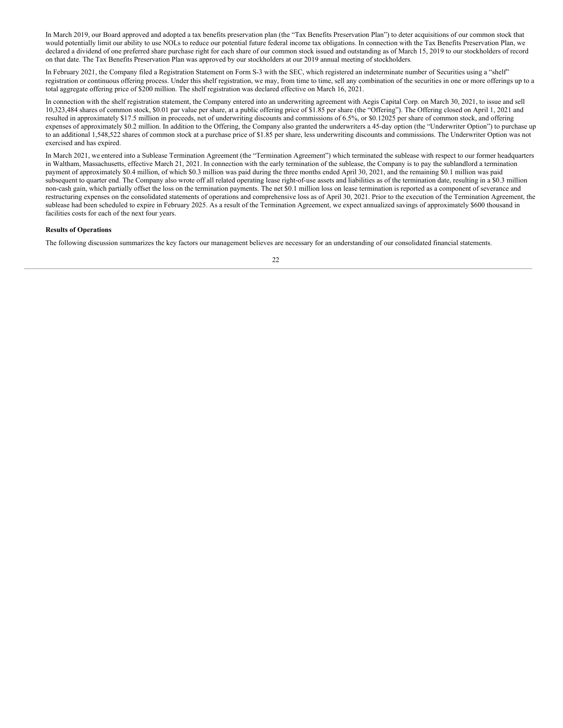In March 2019, our Board approved and adopted a tax benefits preservation plan (the "Tax Benefits Preservation Plan") to deter acquisitions of our common stock that would potentially limit our ability to use NOLs to reduce our potential future federal income tax obligations. In connection with the Tax Benefits Preservation Plan, we declared a dividend of one preferred share purchase right for each share of our common stock issued and outstanding as of March 15, 2019 to our stockholders of record on that date. The Tax Benefits Preservation Plan was approved by our stockholders at our 2019 annual meeting of stockholders.

In February 2021, the Company filed a Registration Statement on Form S-3 with the SEC, which registered an indeterminate number of Securities using a "shelf" registration or continuous offering process. Under this shelf registration, we may, from time to time, sell any combination of the securities in one or more offerings up to a total aggregate offering price of $200 million. The shelf registration was declared effective on March 16, 2021.

In connection with the shelf registration statement, the Company entered into an underwriting agreement with Aegis Capital Corp. on March 30, 2021, to issue and sell 10,323,484 shares of common stock, $0.01 par value per share, at a public offering price of $1.85 per share (the "Offering"). The Offering closed on April 1, 2021 and resulted in approximately $17.5 million in proceeds, net of underwriting discounts and commissions of 6.5%, or $0.12025 per share of common stock, and offering expenses of approximately $0.2 million. In addition to the Offering, the Company also granted the underwriters a 45-day option (the "Underwriter Option") to purchase up to an additional 1,548,522 shares of common stock at a purchase price of $1.85 per share, less underwriting discounts and commissions. The Underwriter Option was not exercised and has expired.

In March 2021, we entered into a Sublease Termination Agreement (the "Termination Agreement") which terminated the sublease with respect to our former headquarters in Waltham, Massachusetts, effective March 21, 2021. In connection with the early termination of the sublease, the Company is to pay the sublandlord a termination payment of approximately $0.4 million, of which $0.3 million was paid during the three months ended April 30, 2021, and the remaining $0.1 million was paid subsequent to quarter end. The Company also wrote off all related operating lease right-of-use assets and liabilities as of the termination date, resulting in a $0.3 million non-cash gain, which partially offset the loss on the termination payments. The net $0.1 million loss on lease termination is reported as a component of severance and restructuring expenses on the consolidated statements of operations and comprehensive loss as of April 30, 2021. Prior to the execution of the Termination Agreement, the sublease had been scheduled to expire in February 2025. As a result of the Termination Agreement, we expect annualized savings of approximately $600 thousand in facilities costs for each of the next four years.

**Results of Operations**

The following discussion summarizes the key factors our management believes are necessary for an understanding of our consolidated financial statements.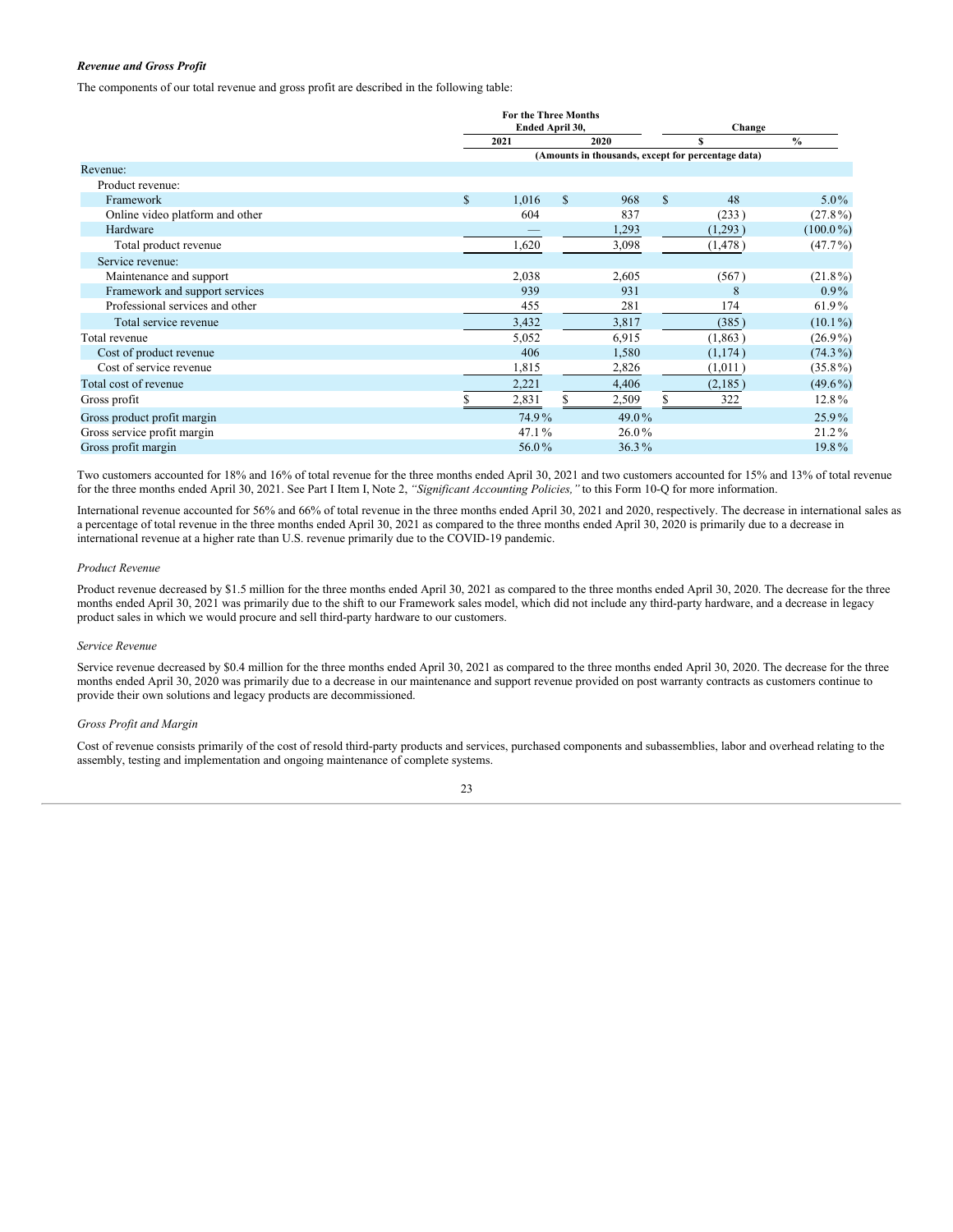***Revenue and Gross Profit***

The components of our total revenue and gross profit are described in the following table:

| | For the Three Months Ended April 30, | | Change | |
|---|---|---|---|---|
| | 2021 | 2020 | $ | % |
| | (Amounts in thousands, except for percentage data) | | | |
| Revenue: | | | | |
| Product revenue: | | | | |
| Framework | $ 1,016 | $ 968 | $ 48 | 5.0% |
| Online video platform and other | 604 | 837 | (233) | (27.8%) |
| Hardware | — | 1,293 | (1,293) | (100.0%) |
| Total product revenue | 1,620 | 3,098 | (1,478) | (47.7%) |
| Service revenue: | | | | |
| Maintenance and support | 2,038 | 2,605 | (567) | (21.8%) |
| Framework and support services | 939 | 931 | 8 | 0.9% |
| Professional services and other | 455 | 281 | 174 | 61.9% |
| Total service revenue | 3,432 | 3,817 | (385) | (10.1%) |
| Total revenue | 5,052 | 6,915 | (1,863) | (26.9%) |
| Cost of product revenue | 406 | 1,580 | (1,174) | (74.3%) |
| Cost of service revenue | 1,815 | 2,826 | (1,011) | (35.8%) |
| Total cost of revenue | 2,221 | 4,406 | (2,185) | (49.6%) |
| Gross profit | $ 2,831 | $ 2,509 | $ 322 | 12.8% |
| Gross product profit margin | 74.9% | 49.0% | | 25.9% |
| Gross service profit margin | 47.1% | 26.0% | | 21.2% |
| Gross profit margin | 56.0% | 36.3% | | 19.8% |

Two customers accounted for 18% and 16% of total revenue for the three months ended April 30, 2021 and two customers accounted for 15% and 13% of total revenue for the three months ended April 30, 2021. See Part I Item I, Note 2, *"Significant Accounting Policies,"* to this Form 10-Q for more information.

International revenue accounted for 56% and 66% of total revenue in the three months ended April 30, 2021 and 2020, respectively. The decrease in international sales as a percentage of total revenue in the three months ended April 30, 2021 as compared to the three months ended April 30, 2020 is primarily due to a decrease in international revenue at a higher rate than U.S. revenue primarily due to the COVID-19 pandemic.

*Product Revenue*

Product revenue decreased by $1.5 million for the three months ended April 30, 2021 as compared to the three months ended April 30, 2020. The decrease for the three months ended April 30, 2021 was primarily due to the shift to our Framework sales model, which did not include any third-party hardware, and a decrease in legacy product sales in which we would procure and sell third-party hardware to our customers.

*Service Revenue*

Service revenue decreased by $0.4 million for the three months ended April 30, 2021 as compared to the three months ended April 30, 2020. The decrease for the three months ended April 30, 2020 was primarily due to a decrease in our maintenance and support revenue provided on post warranty contracts as customers continue to provide their own solutions and legacy products are decommissioned.

*Gross Profit and Margin*

Cost of revenue consists primarily of the cost of resold third-party products and services, purchased components and subassemblies, labor and overhead relating to the assembly, testing and implementation and ongoing maintenance of complete systems.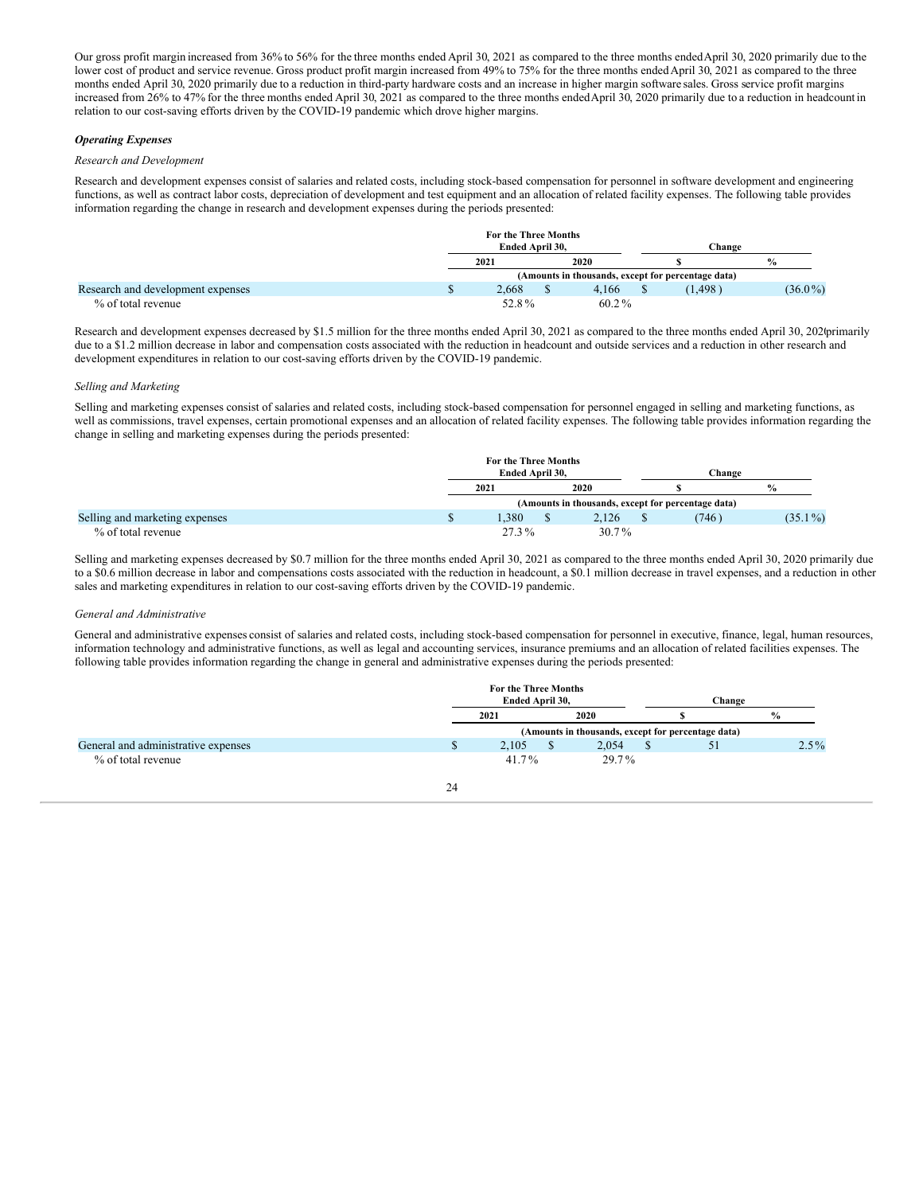Our gross profit margin increased from 36% to 56% for the three months ended April 30, 2021 as compared to the three months ended April 30, 2020 primarily due to the lower cost of product and service revenue. Gross product profit margin increased from 49% to 75% for the three months ended April 30, 2021 as compared to the three months ended April 30, 2020 primarily due to a reduction in third-party hardware costs and an increase in higher margin software sales. Gross service profit margins increased from 26% to 47% for the three months ended April 30, 2021 as compared to the three months ended April 30, 2020 primarily due to a reduction in headcount in relation to our cost-saving efforts driven by the COVID-19 pandemic which drove higher margins.

***Operating Expenses***

*Research and Development*

Research and development expenses consist of salaries and related costs, including stock-based compensation for personnel in software development and engineering functions, as well as contract labor costs, depreciation of development and test equipment and an allocation of related facility expenses. The following table provides information regarding the change in research and development expenses during the periods presented:

| | For the Three Months Ended April 30, | | Change | |
|---|---|---|---|---|
| | 2021 | 2020 | $ | % |
| | (Amounts in thousands, except for percentage data) | | | |
| Research and development expenses | $ 2,668 | $ 4,166 | $ (1,498) | (36.0%) |
| % of total revenue | 52.8% | 60.2% | | |

Research and development expenses decreased by $1.5 million for the three months ended April 30, 2021 as compared to the three months ended April 30, 2020 primarily due to a $1.2 million decrease in labor and compensation costs associated with the reduction in headcount and outside services and a reduction in other research and development expenditures in relation to our cost-saving efforts driven by the COVID-19 pandemic.

*Selling and Marketing*

Selling and marketing expenses consist of salaries and related costs, including stock-based compensation for personnel engaged in selling and marketing functions, as well as commissions, travel expenses, certain promotional expenses and an allocation of related facility expenses. The following table provides information regarding the change in selling and marketing expenses during the periods presented:

| | For the Three Months Ended April 30, | | Change | |
|---|---|---|---|---|
| | 2021 | 2020 | $ | % |
| | (Amounts in thousands, except for percentage data) | | | |
| Selling and marketing expenses | $ 1,380 | $ 2,126 | $ (746) | (35.1%) |
| % of total revenue | 27.3% | 30.7% | | |

Selling and marketing expenses decreased by $0.7 million for the three months ended April 30, 2021 as compared to the three months ended April 30, 2020 primarily due to a $0.6 million decrease in labor and compensations costs associated with the reduction in headcount, a $0.1 million decrease in travel expenses, and a reduction in other sales and marketing expenditures in relation to our cost-saving efforts driven by the COVID-19 pandemic.

*General and Administrative*

General and administrative expenses consist of salaries and related costs, including stock-based compensation for personnel in executive, finance, legal, human resources, information technology and administrative functions, as well as legal and accounting services, insurance premiums and an allocation of related facilities expenses. The following table provides information regarding the change in general and administrative expenses during the periods presented:

| | For the Three Months Ended April 30, | | Change | |
|---|---|---|---|---|
| | 2021 | 2020 | $ | % |
| | (Amounts in thousands, except for percentage data) | | | |
| General and administrative expenses | $ 2,105 | $ 2,054 | $ 51 | 2.5% |
| % of total revenue | 41.7% | 29.7% | | |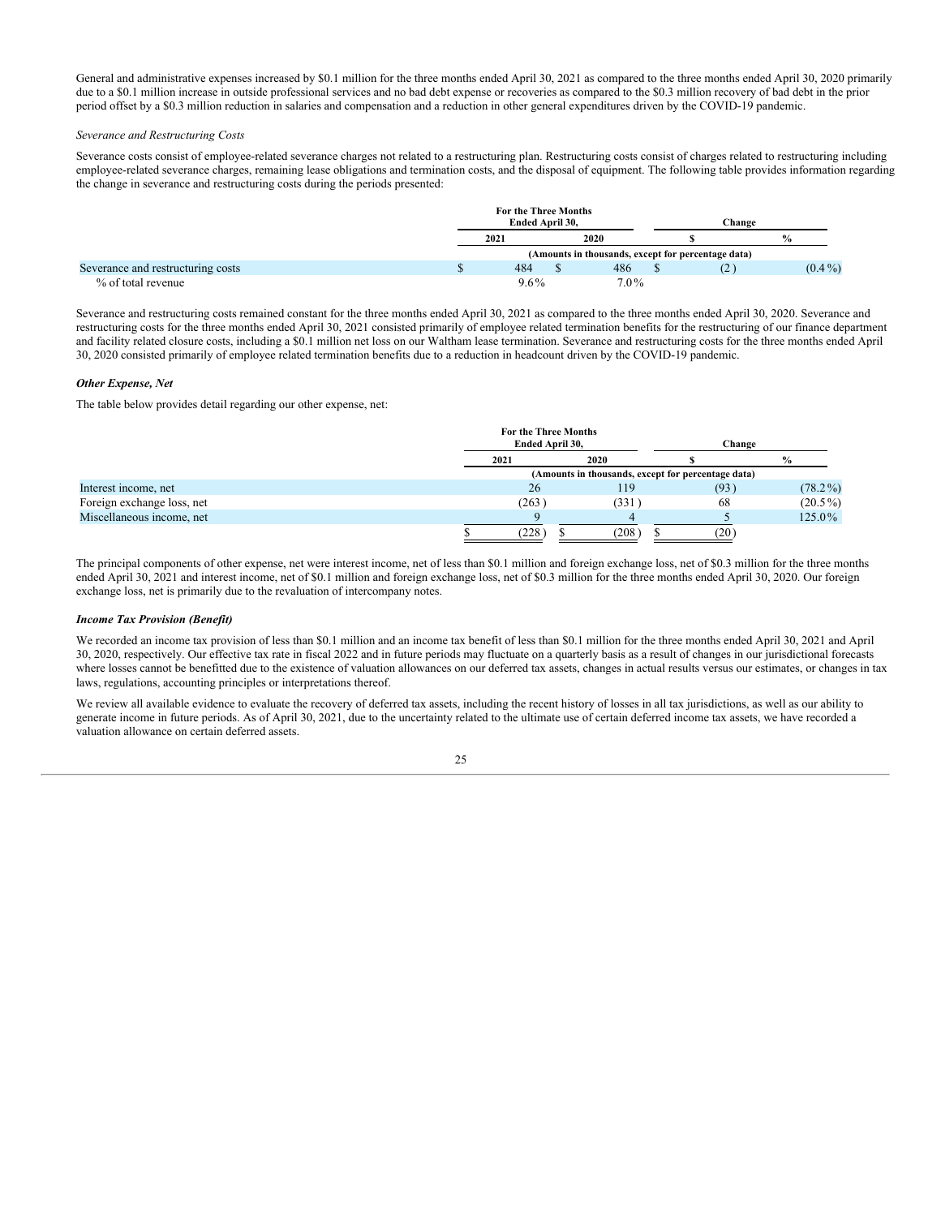General and administrative expenses increased by $0.1 million for the three months ended April 30, 2021 as compared to the three months ended April 30, 2020 primarily due to a $0.1 million increase in outside professional services and no bad debt expense or recoveries as compared to the $0.3 million recovery of bad debt in the prior period offset by a $0.3 million reduction in salaries and compensation and a reduction in other general expenditures driven by the COVID-19 pandemic.

*Severance and Restructuring Costs*

Severance costs consist of employee-related severance charges not related to a restructuring plan. Restructuring costs consist of charges related to restructuring including employee-related severance charges, remaining lease obligations and termination costs, and the disposal of equipment. The following table provides information regarding the change in severance and restructuring costs during the periods presented:

| | For the Three Months Ended April 30, | | Change | |
|---|---|---|---|---|
| | 2021 | 2020 | $ | % |
| | (Amounts in thousands, except for percentage data) | | | |
| Severance and restructuring costs | $ 484 | $ 486 | $ (2) | (0.4%) |
| % of total revenue | 9.6% | 7.0% | | |

Severance and restructuring costs remained constant for the three months ended April 30, 2021 as compared to the three months ended April 30, 2020. Severance and restructuring costs for the three months ended April 30, 2021 consisted primarily of employee related termination benefits for the restructuring of our finance department and facility related closure costs, including a $0.1 million net loss on our Waltham lease termination. Severance and restructuring costs for the three months ended April 30, 2020 consisted primarily of employee related termination benefits due to a reduction in headcount driven by the COVID-19 pandemic.

***Other Expense, Net***

The table below provides detail regarding our other expense, net:

| | For the Three Months Ended April 30, | | Change | |
|---|---|---|---|---|
| | 2021 | 2020 | $ | % |
| | (Amounts in thousands, except for percentage data) | | | |
| Interest income, net | 26 | 119 | (93) | (78.2%) |
| Foreign exchange loss, net | (263) | (331) | 68 | (20.5%) |
| Miscellaneous income, net | 9 | 4 | 5 | 125.0% |
| | $ (228) | $ (208) | $ (20) | |

The principal components of other expense, net were interest income, net of less than $0.1 million and foreign exchange loss, net of $0.3 million for the three months ended April 30, 2021 and interest income, net of $0.1 million and foreign exchange loss, net of $0.3 million for the three months ended April 30, 2020. Our foreign exchange loss, net is primarily due to the revaluation of intercompany notes.

***Income Tax Provision (Benefit)***

We recorded an income tax provision of less than $0.1 million and an income tax benefit of less than $0.1 million for the three months ended April 30, 2021 and April 30, 2020, respectively. Our effective tax rate in fiscal 2022 and in future periods may fluctuate on a quarterly basis as a result of changes in our jurisdictional forecasts where losses cannot be benefitted due to the existence of valuation allowances on our deferred tax assets, changes in actual results versus our estimates, or changes in tax laws, regulations, accounting principles or interpretations thereof.

We review all available evidence to evaluate the recovery of deferred tax assets, including the recent history of losses in all tax jurisdictions, as well as our ability to generate income in future periods. As of April 30, 2021, due to the uncertainty related to the ultimate use of certain deferred income tax assets, we have recorded a valuation allowance on certain deferred assets.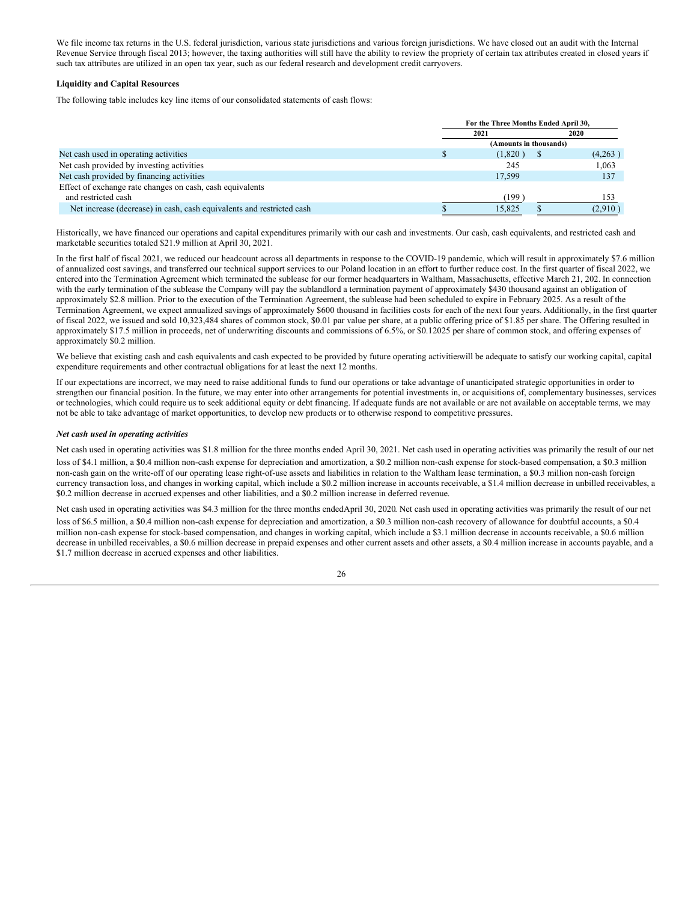We file income tax returns in the U.S. federal jurisdiction, various state jurisdictions and various foreign jurisdictions. We have closed out an audit with the Internal Revenue Service through fiscal 2013; however, the taxing authorities will still have the ability to review the propriety of certain tax attributes created in closed years if such tax attributes are utilized in an open tax year, such as our federal research and development credit carryovers.

**Liquidity and Capital Resources**

The following table includes key line items of our consolidated statements of cash flows:

| | For the Three Months Ended April 30, | |
|---|---|---|
| | 2021 | 2020 |
| | (Amounts in thousands) | |
| Net cash used in operating activities | $ (1,820 ) | $ (4,263 ) |
| Net cash provided by investing activities | 245 | 1,063 |
| Net cash provided by financing activities | 17,599 | 137 |
| Effect of exchange rate changes on cash, cash equivalents and restricted cash | (199 ) | 153 |
| Net increase (decrease) in cash, cash equivalents and restricted cash | $ 15,825 | $ (2,910 ) |

Historically, we have financed our operations and capital expenditures primarily with our cash and investments. Our cash, cash equivalents, and restricted cash and marketable securities totaled $21.9 million at April 30, 2021.

In the first half of fiscal 2021, we reduced our headcount across all departments in response to the COVID-19 pandemic, which will result in approximately $7.6 million of annualized cost savings, and transferred our technical support services to our Poland location in an effort to further reduce cost. In the first quarter of fiscal 2022, we entered into the Termination Agreement which terminated the sublease for our former headquarters in Waltham, Massachusetts, effective March 21, 202. In connection with the early termination of the sublease the Company will pay the sublandlord a termination payment of approximately $430 thousand against an obligation of approximately $2.8 million. Prior to the execution of the Termination Agreement, the sublease had been scheduled to expire in February 2025. As a result of the Termination Agreement, we expect annualized savings of approximately $600 thousand in facilities costs for each of the next four years. Additionally, in the first quarter of fiscal 2022, we issued and sold 10,323,484 shares of common stock, $0.01 par value per share, at a public offering price of $1.85 per share. The Offering resulted in approximately $17.5 million in proceeds, net of underwriting discounts and commissions of 6.5%, or $0.12025 per share of common stock, and offering expenses of approximately $0.2 million.

We believe that existing cash and cash equivalents and cash expected to be provided by future operating activities will be adequate to satisfy our working capital, capital expenditure requirements and other contractual obligations for at least the next 12 months.

If our expectations are incorrect, we may need to raise additional funds to fund our operations or take advantage of unanticipated strategic opportunities in order to strengthen our financial position. In the future, we may enter into other arrangements for potential investments in, or acquisitions of, complementary businesses, services or technologies, which could require us to seek additional equity or debt financing. If adequate funds are not available or are not available on acceptable terms, we may not be able to take advantage of market opportunities, to develop new products or to otherwise respond to competitive pressures.

***Net cash used in operating activities***

Net cash used in operating activities was $1.8 million for the three months ended April 30, 2021. Net cash used in operating activities was primarily the result of our net loss of $4.1 million, a $0.4 million non-cash expense for depreciation and amortization, a $0.2 million non-cash expense for stock-based compensation, a $0.3 million non-cash gain on the write-off of our operating lease right-of-use assets and liabilities in relation to the Waltham lease termination, a $0.3 million non-cash foreign currency transaction loss, and changes in working capital, which include a $0.2 million increase in accounts receivable, a $1.4 million decrease in unbilled receivables, a $0.2 million decrease in accrued expenses and other liabilities, and a $0.2 million increase in deferred revenue.

Net cash used in operating activities was $4.3 million for the three months ended April 30, 2020. Net cash used in operating activities was primarily the result of our net loss of $6.5 million, a $0.4 million non-cash expense for depreciation and amortization, a $0.3 million non-cash recovery of allowance for doubtful accounts, a $0.4 million non-cash expense for stock-based compensation, and changes in working capital, which include a $3.1 million decrease in accounts receivable, a $0.6 million decrease in unbilled receivables, a $0.6 million decrease in prepaid expenses and other current assets and other assets, a $0.4 million increase in accounts payable, and a $1.7 million decrease in accrued expenses and other liabilities.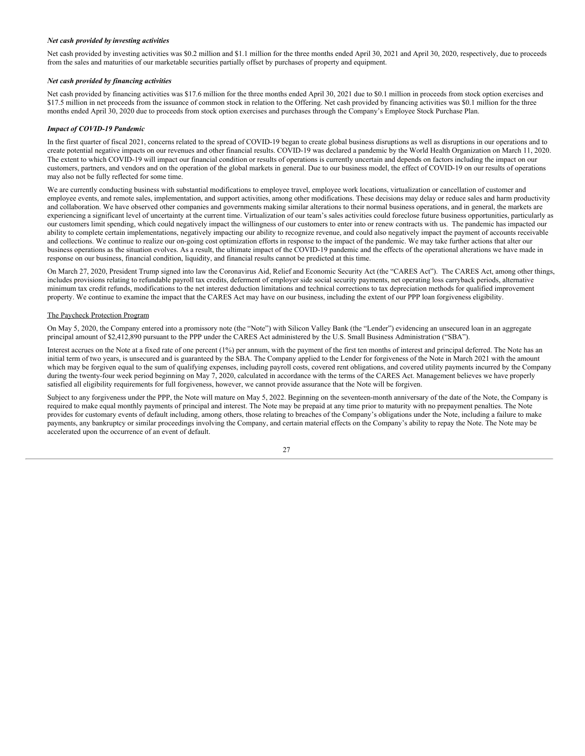***Net cash provided by investing activities***

Net cash provided by investing activities was $0.2 million and $1.1 million for the three months ended April 30, 2021 and April 30, 2020, respectively, due to proceeds from the sales and maturities of our marketable securities partially offset by purchases of property and equipment.

***Net cash provided by financing activities***

Net cash provided by financing activities was $17.6 million for the three months ended April 30, 2021 due to $0.1 million in proceeds from stock option exercises and $17.5 million in net proceeds from the issuance of common stock in relation to the Offering. Net cash provided by financing activities was $0.1 million for the three months ended April 30, 2020 due to proceeds from stock option exercises and purchases through the Company's Employee Stock Purchase Plan.

***Impact of COVID-19 Pandemic***

In the first quarter of fiscal 2021, concerns related to the spread of COVID-19 began to create global business disruptions as well as disruptions in our operations and to create potential negative impacts on our revenues and other financial results. COVID-19 was declared a pandemic by the World Health Organization on March 11, 2020. The extent to which COVID-19 will impact our financial condition or results of operations is currently uncertain and depends on factors including the impact on our customers, partners, and vendors and on the operation of the global markets in general. Due to our business model, the effect of COVID-19 on our results of operations may also not be fully reflected for some time.

We are currently conducting business with substantial modifications to employee travel, employee work locations, virtualization or cancellation of customer and employee events, and remote sales, implementation, and support activities, among other modifications. These decisions may delay or reduce sales and harm productivity and collaboration. We have observed other companies and governments making similar alterations to their normal business operations, and in general, the markets are experiencing a significant level of uncertainty at the current time. Virtualization of our team's sales activities could foreclose future business opportunities, particularly as our customers limit spending, which could negatively impact the willingness of our customers to enter into or renew contracts with us. The pandemic has impacted our ability to complete certain implementations, negatively impacting our ability to recognize revenue, and could also negatively impact the payment of accounts receivable and collections. We continue to realize our on-going cost optimization efforts in response to the impact of the pandemic. We may take further actions that alter our business operations as the situation evolves. As a result, the ultimate impact of the COVID-19 pandemic and the effects of the operational alterations we have made in response on our business, financial condition, liquidity, and financial results cannot be predicted at this time.

On March 27, 2020, President Trump signed into law the Coronavirus Aid, Relief and Economic Security Act (the "CARES Act"). The CARES Act, among other things, includes provisions relating to refundable payroll tax credits, deferment of employer side social security payments, net operating loss carryback periods, alternative minimum tax credit refunds, modifications to the net interest deduction limitations and technical corrections to tax depreciation methods for qualified improvement property. We continue to examine the impact that the CARES Act may have on our business, including the extent of our PPP loan forgiveness eligibility.

The Paycheck Protection Program

On May 5, 2020, the Company entered into a promissory note (the "Note") with Silicon Valley Bank (the "Lender") evidencing an unsecured loan in an aggregate principal amount of $2,412,890 pursuant to the PPP under the CARES Act administered by the U.S. Small Business Administration ("SBA").

Interest accrues on the Note at a fixed rate of one percent (1%) per annum, with the payment of the first ten months of interest and principal deferred. The Note has an initial term of two years, is unsecured and is guaranteed by the SBA. The Company applied to the Lender for forgiveness of the Note in March 2021 with the amount which may be forgiven equal to the sum of qualifying expenses, including payroll costs, covered rent obligations, and covered utility payments incurred by the Company during the twenty-four week period beginning on May 7, 2020, calculated in accordance with the terms of the CARES Act. Management believes we have properly satisfied all eligibility requirements for full forgiveness, however, we cannot provide assurance that the Note will be forgiven.

Subject to any forgiveness under the PPP, the Note will mature on May 5, 2022. Beginning on the seventeen-month anniversary of the date of the Note, the Company is required to make equal monthly payments of principal and interest. The Note may be prepaid at any time prior to maturity with no prepayment penalties. The Note provides for customary events of default including, among others, those relating to breaches of the Company's obligations under the Note, including a failure to make payments, any bankruptcy or similar proceedings involving the Company, and certain material effects on the Company's ability to repay the Note. The Note may be accelerated upon the occurrence of an event of default.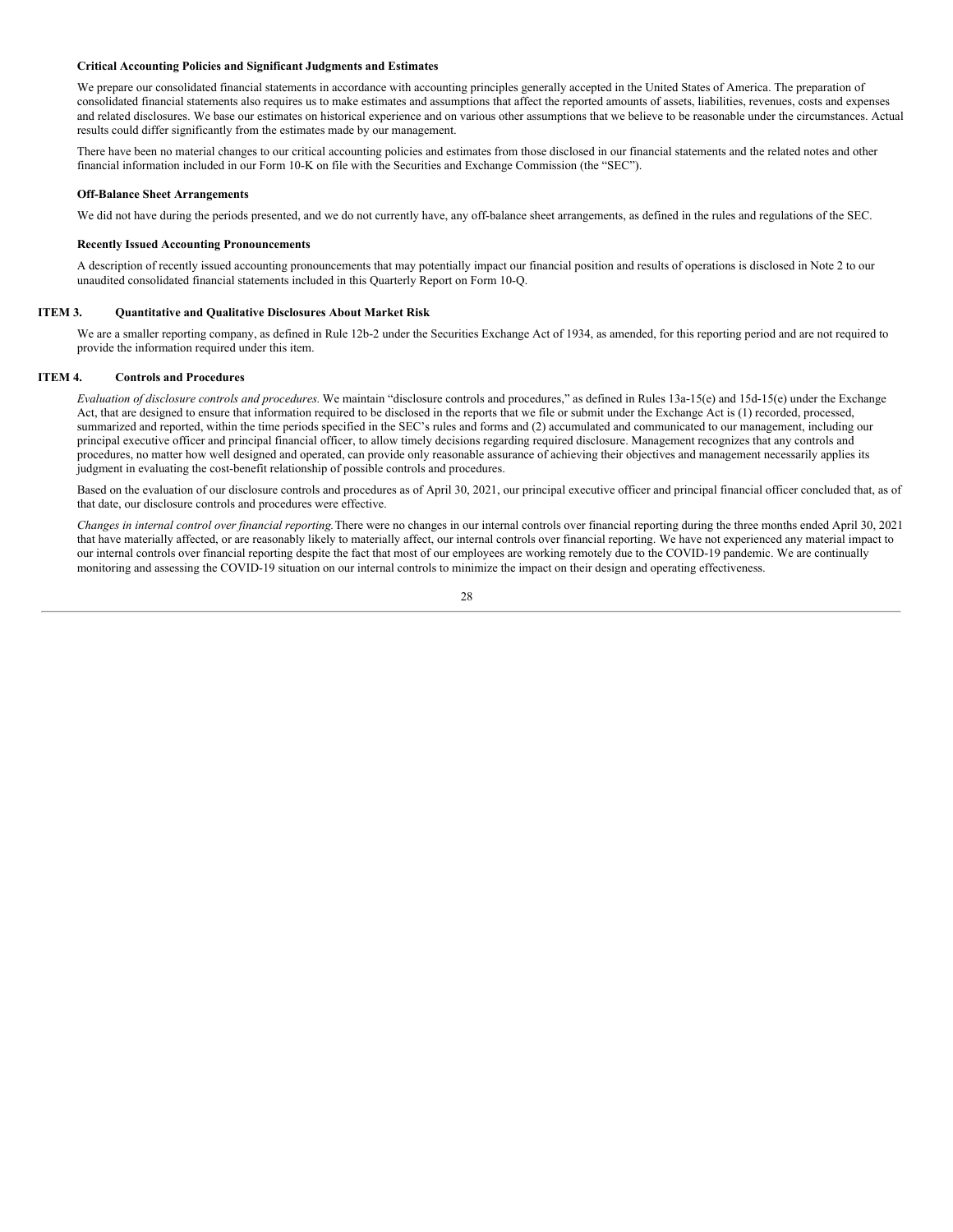### Critical Accounting Policies and Significant Judgments and Estimates

We prepare our consolidated financial statements in accordance with accounting principles generally accepted in the United States of America. The preparation of consolidated financial statements also requires us to make estimates and assumptions that affect the reported amounts of assets, liabilities, revenues, costs and expenses and related disclosures. We base our estimates on historical experience and on various other assumptions that we believe to be reasonable under the circumstances. Actual results could differ significantly from the estimates made by our management.

There have been no material changes to our critical accounting policies and estimates from those disclosed in our financial statements and the related notes and other financial information included in our Form 10-K on file with the Securities and Exchange Commission (the "SEC").

### Off-Balance Sheet Arrangements

We did not have during the periods presented, and we do not currently have, any off-balance sheet arrangements, as defined in the rules and regulations of the SEC.

### Recently Issued Accounting Pronouncements

A description of recently issued accounting pronouncements that may potentially impact our financial position and results of operations is disclosed in Note 2 to our unaudited consolidated financial statements included in this Quarterly Report on Form 10-Q.

## ITEM 3. Quantitative and Qualitative Disclosures About Market Risk

We are a smaller reporting company, as defined in Rule 12b-2 under the Securities Exchange Act of 1934, as amended, for this reporting period and are not required to provide the information required under this item.

## ITEM 4. Controls and Procedures

*Evaluation of disclosure controls and procedures.* We maintain "disclosure controls and procedures," as defined in Rules 13a-15(e) and 15d-15(e) under the Exchange Act, that are designed to ensure that information required to be disclosed in the reports that we file or submit under the Exchange Act is (1) recorded, processed, summarized and reported, within the time periods specified in the SEC's rules and forms and (2) accumulated and communicated to our management, including our principal executive officer and principal financial officer, to allow timely decisions regarding required disclosure. Management recognizes that any controls and procedures, no matter how well designed and operated, can provide only reasonable assurance of achieving their objectives and management necessarily applies its judgment in evaluating the cost-benefit relationship of possible controls and procedures.

Based on the evaluation of our disclosure controls and procedures as of April 30, 2021, our principal executive officer and principal financial officer concluded that, as of that date, our disclosure controls and procedures were effective.

*Changes in internal control over financial reporting.* There were no changes in our internal controls over financial reporting during the three months ended April 30, 2021 that have materially affected, or are reasonably likely to materially affect, our internal controls over financial reporting. We have not experienced any material impact to our internal controls over financial reporting despite the fact that most of our employees are working remotely due to the COVID-19 pandemic. We are continually monitoring and assessing the COVID-19 situation on our internal controls to minimize the impact on their design and operating effectiveness.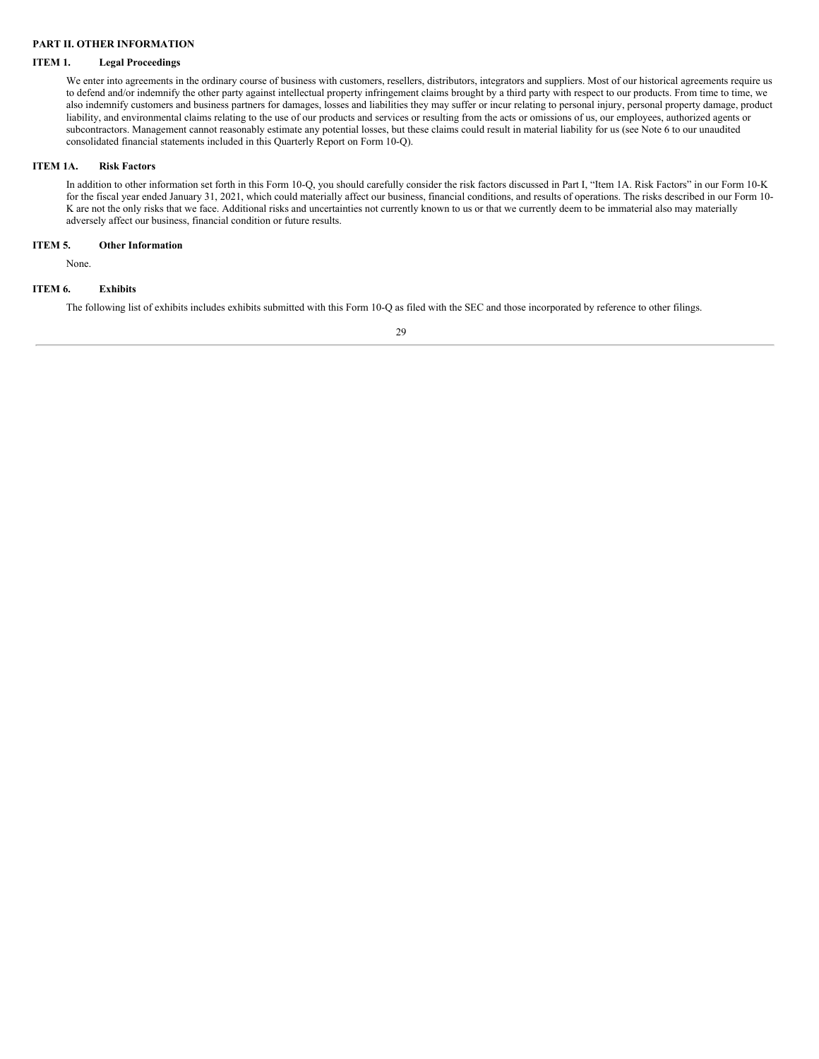## PART II. OTHER INFORMATION

### ITEM 1. Legal Proceedings

We enter into agreements in the ordinary course of business with customers, resellers, distributors, integrators and suppliers. Most of our historical agreements require us to defend and/or indemnify the other party against intellectual property infringement claims brought by a third party with respect to our products. From time to time, we also indemnify customers and business partners for damages, losses and liabilities they may suffer or incur relating to personal injury, personal property damage, product liability, and environmental claims relating to the use of our products and services or resulting from the acts or omissions of us, our employees, authorized agents or subcontractors. Management cannot reasonably estimate any potential losses, but these claims could result in material liability for us (see Note 6 to our unaudited consolidated financial statements included in this Quarterly Report on Form 10-Q).

### ITEM 1A. Risk Factors

In addition to other information set forth in this Form 10-Q, you should carefully consider the risk factors discussed in Part I, "Item 1A. Risk Factors" in our Form 10-K for the fiscal year ended January 31, 2021, which could materially affect our business, financial conditions, and results of operations. The risks described in our Form 10-K are not the only risks that we face. Additional risks and uncertainties not currently known to us or that we currently deem to be immaterial also may materially adversely affect our business, financial condition or future results.

### ITEM 5. Other Information

None.

### ITEM 6. Exhibits

The following list of exhibits includes exhibits submitted with this Form 10-Q as filed with the SEC and those incorporated by reference to other filings.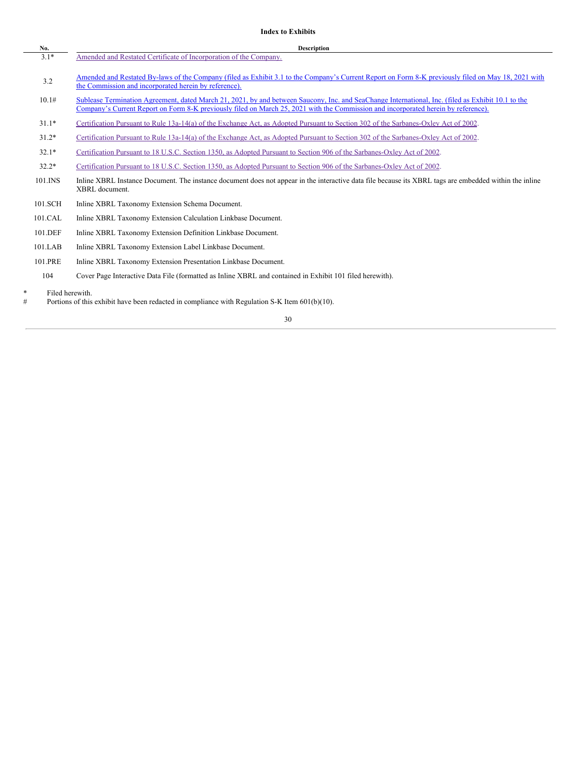**Index to Exhibits**

| No. | Description |
|---|---|
| 3.1* | Amended and Restated Certificate of Incorporation of the Company. |
| 3.2 | Amended and Restated By-laws of the Company (filed as Exhibit 3.1 to the Company's Current Report on Form 8-K previously filed on May 18, 2021 with the Commission and incorporated herein by reference). |
| 10.1# | Sublease Termination Agreement, dated March 21, 2021, by and between Saucony, Inc. and SeaChange International, Inc. (filed as Exhibit 10.1 to the Company's Current Report on Form 8-K previously filed on March 25, 2021 with the Commission and incorporated herein by reference). |
| 31.1* | Certification Pursuant to Rule 13a-14(a) of the Exchange Act, as Adopted Pursuant to Section 302 of the Sarbanes-Oxley Act of 2002. |
| 31.2* | Certification Pursuant to Rule 13a-14(a) of the Exchange Act, as Adopted Pursuant to Section 302 of the Sarbanes-Oxley Act of 2002. |
| 32.1* | Certification Pursuant to 18 U.S.C. Section 1350, as Adopted Pursuant to Section 906 of the Sarbanes-Oxley Act of 2002. |
| 32.2* | Certification Pursuant to 18 U.S.C. Section 1350, as Adopted Pursuant to Section 906 of the Sarbanes-Oxley Act of 2002. |
| 101.INS | Inline XBRL Instance Document. The instance document does not appear in the interactive data file because its XBRL tags are embedded within the inline XBRL document. |
| 101.SCH | Inline XBRL Taxonomy Extension Schema Document. |
| 101.CAL | Inline XBRL Taxonomy Extension Calculation Linkbase Document. |
| 101.DEF | Inline XBRL Taxonomy Extension Definition Linkbase Document. |
| 101.LAB | Inline XBRL Taxonomy Extension Label Linkbase Document. |
| 101.PRE | Inline XBRL Taxonomy Extension Presentation Linkbase Document. |
| 104 | Cover Page Interactive Data File (formatted as Inline XBRL and contained in Exhibit 101 filed herewith). |

\* Filed herewith.

\# Portions of this exhibit have been redacted in compliance with Regulation S-K Item 601(b)(10).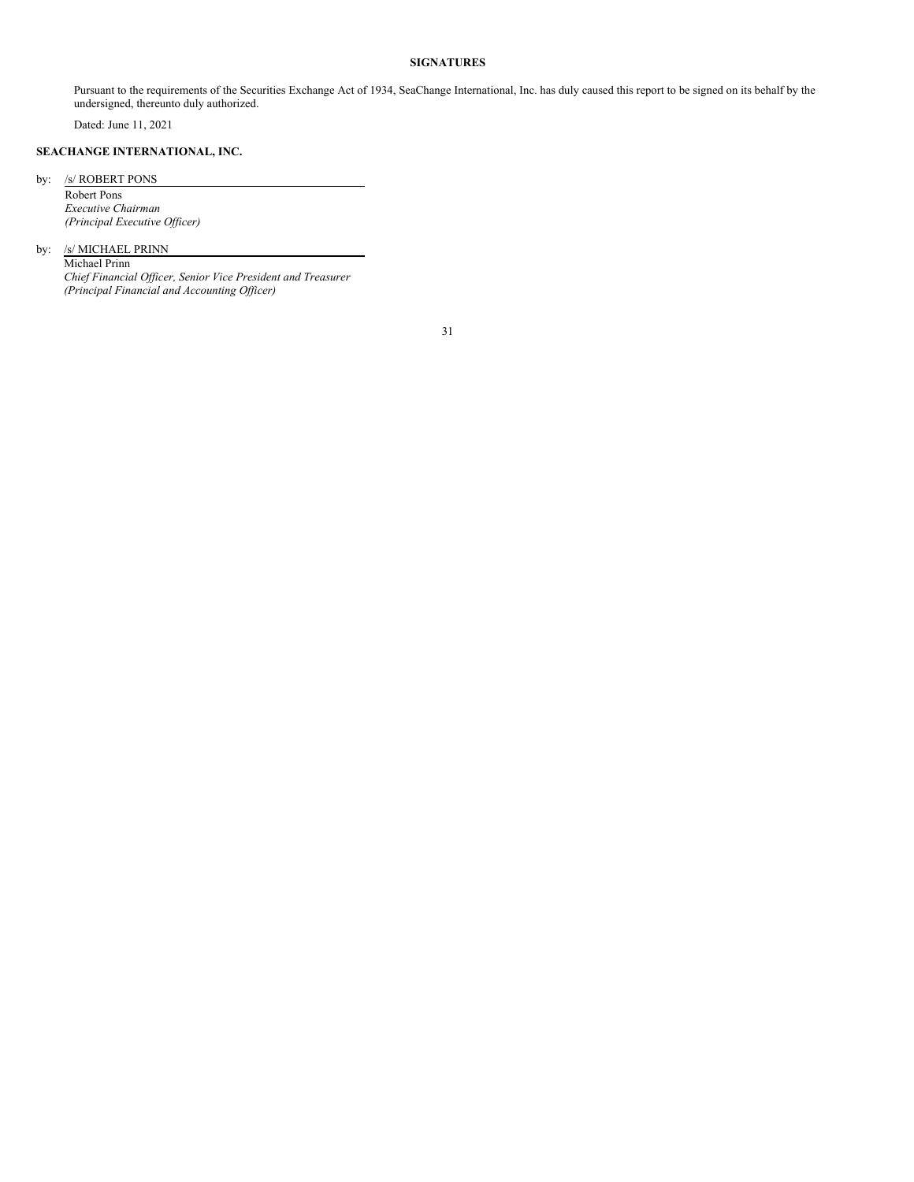## SIGNATURES

Pursuant to the requirements of the Securities Exchange Act of 1934, SeaChange International, Inc. has duly caused this report to be signed on its behalf by the undersigned, thereunto duly authorized.

Dated: June 11, 2021

**SEACHANGE INTERNATIONAL, INC.**

by: /s/ ROBERT PONS

Robert Pons
*Executive Chairman*
*(Principal Executive Officer)*

by: /s/ MICHAEL PRINN

Michael Prinn
*Chief Financial Officer, Senior Vice President and Treasurer*
*(Principal Financial and Accounting Officer)*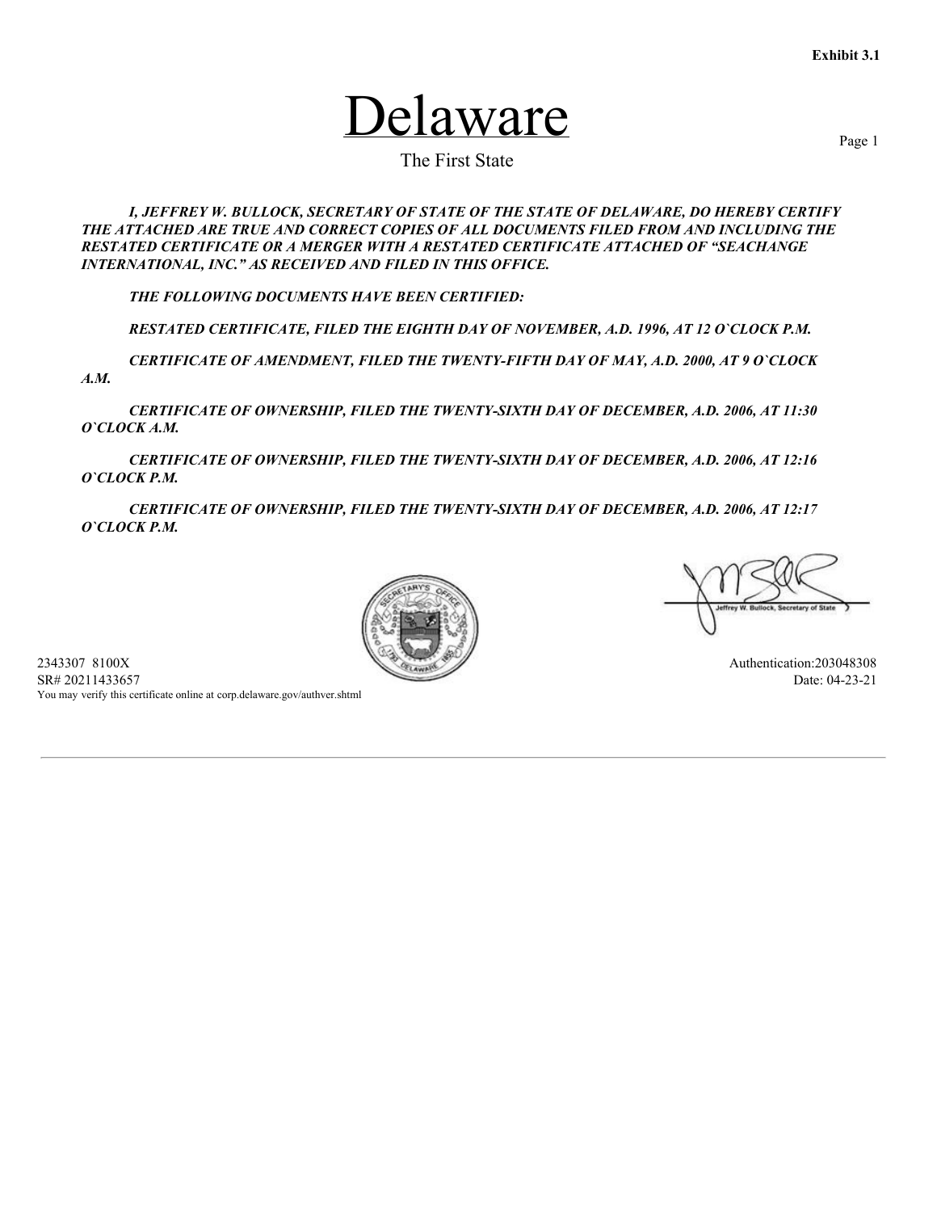**Exhibit 3.1**

# Delaware

The First State

***I, JEFFREY W. BULLOCK, SECRETARY OF STATE OF THE STATE OF DELAWARE, DO HEREBY CERTIFY THE ATTACHED ARE TRUE AND CORRECT COPIES OF ALL DOCUMENTS FILED FROM AND INCLUDING THE RESTATED CERTIFICATE OR A MERGER WITH A RESTATED CERTIFICATE ATTACHED OF "SEACHANGE INTERNATIONAL, INC." AS RECEIVED AND FILED IN THIS OFFICE.***

***THE FOLLOWING DOCUMENTS HAVE BEEN CERTIFIED:***

***RESTATED CERTIFICATE, FILED THE EIGHTH DAY OF NOVEMBER, A.D. 1996, AT 12 O`CLOCK P.M.***

***CERTIFICATE OF AMENDMENT, FILED THE TWENTY-FIFTH DAY OF MAY, A.D. 2000, AT 9 O`CLOCK A.M.***

***CERTIFICATE OF OWNERSHIP, FILED THE TWENTY-SIXTH DAY OF DECEMBER, A.D. 2006, AT 11:30 O`CLOCK A.M.***

***CERTIFICATE OF OWNERSHIP, FILED THE TWENTY-SIXTH DAY OF DECEMBER, A.D. 2006, AT 12:16 O`CLOCK P.M.***

***CERTIFICATE OF OWNERSHIP, FILED THE TWENTY-SIXTH DAY OF DECEMBER, A.D. 2006, AT 12:17 O`CLOCK P.M.***

Jeffrey W. Bullock, Secretary of State

2343307 8100X
SR# 20211433657
You may verify this certificate online at corp.delaware.gov/authver.shtml

Authentication: 203048308
Date: 04-23-21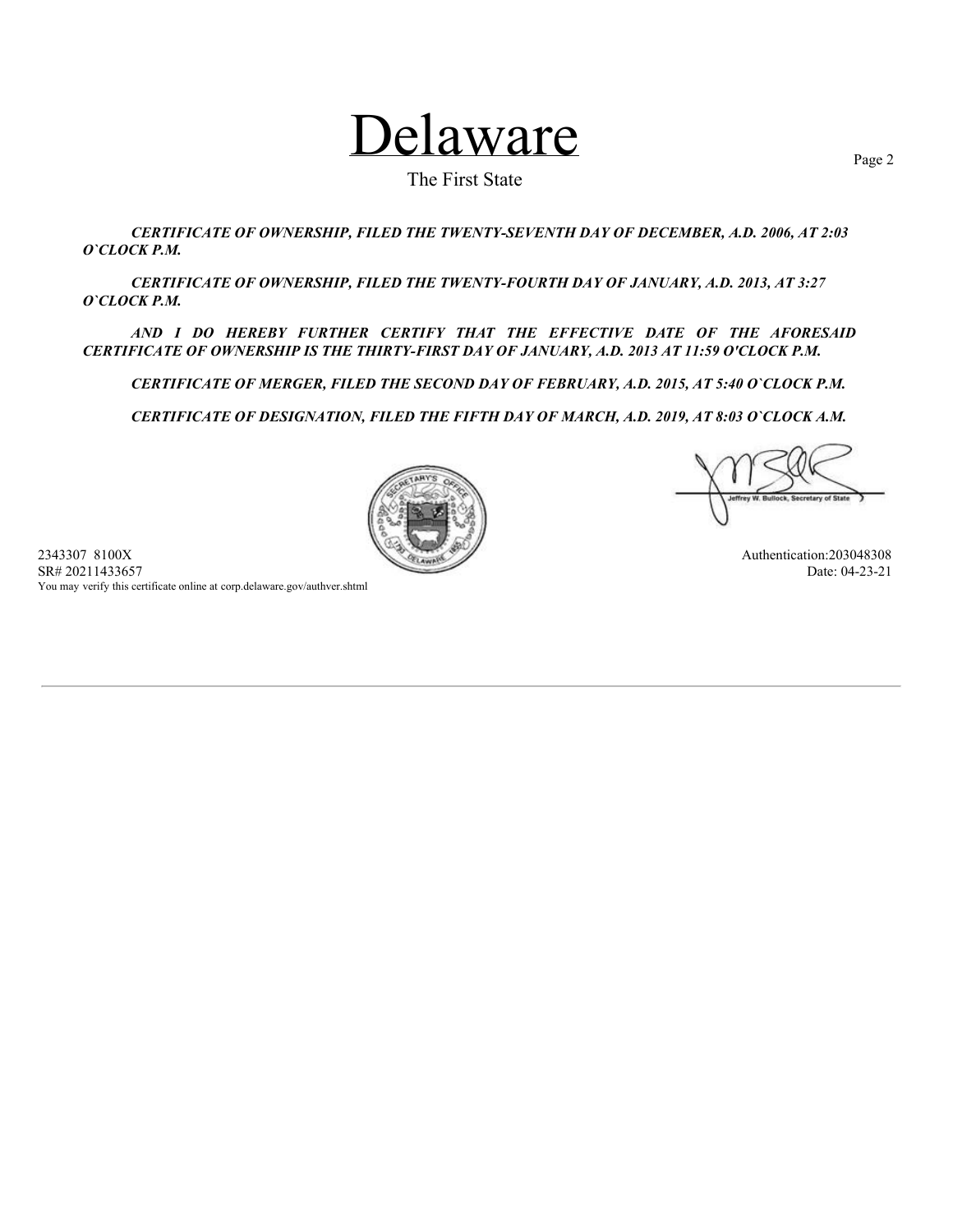# Delaware

The First State

***CERTIFICATE OF OWNERSHIP, FILED THE TWENTY-SEVENTH DAY OF DECEMBER, A.D. 2006, AT 2:03 O`CLOCK P.M.***

***CERTIFICATE OF OWNERSHIP, FILED THE TWENTY-FOURTH DAY OF JANUARY, A.D. 2013, AT 3:27 O`CLOCK P.M.***

***AND I DO HEREBY FURTHER CERTIFY THAT THE EFFECTIVE DATE OF THE AFORESAID CERTIFICATE OF OWNERSHIP IS THE THIRTY-FIRST DAY OF JANUARY, A.D. 2013 AT 11:59 O'CLOCK P.M.***

***CERTIFICATE OF MERGER, FILED THE SECOND DAY OF FEBRUARY, A.D. 2015, AT 5:40 O`CLOCK P.M.***

***CERTIFICATE OF DESIGNATION, FILED THE FIFTH DAY OF MARCH, A.D. 2019, AT 8:03 O`CLOCK A.M.***

Jeffrey W. Bullock, Secretary of State

2343307 8100X
SR# 20211433657
You may verify this certificate online at corp.delaware.gov/authver.shtml

Authentication: 203048308
Date: 04-23-21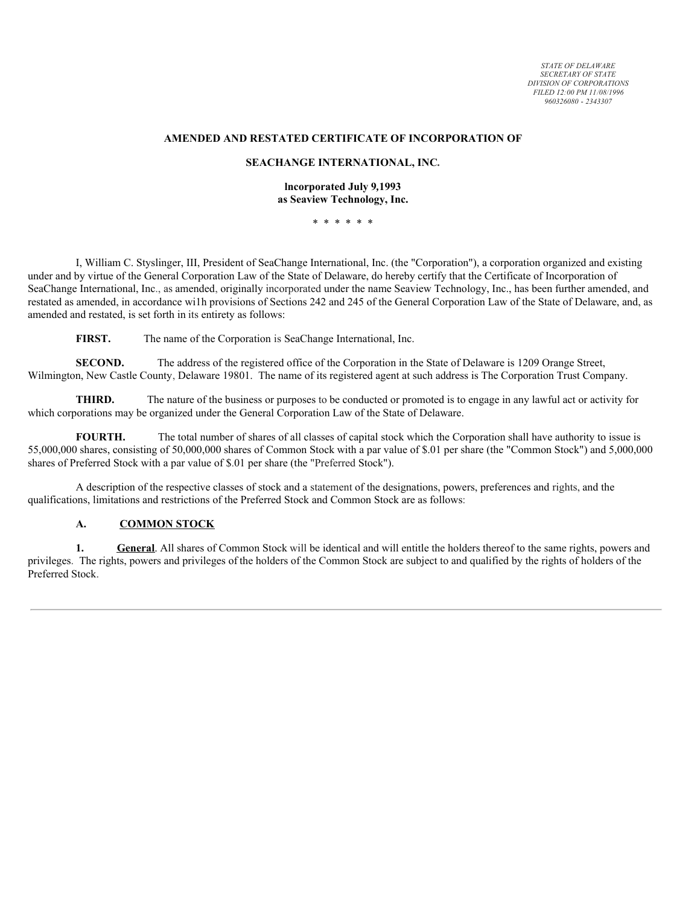*STATE OF DELAWARE*
*SECRETARY OF STATE*
*DIVISION OF CORPORATIONS*
*FILED 12:00 PM 11/08/1996*
*960326080 - 2343307*

**AMENDED AND RESTATED CERTIFICATE OF INCORPORATION OF**

**SEACHANGE INTERNATIONAL, INC.**

**lncorporated July 9,1993**
**as Seaview Technology, Inc.**

\* \* \* \* \* \*

I, William C. Styslinger, III, President of SeaChange International, Inc. (the "Corporation"), a corporation organized and existing under and by virtue of the General Corporation Law of the State of Delaware, do hereby certify that the Certificate of Incorporation of SeaChange International, Inc., as amended, originally incorporated under the name Seaview Technology, Inc., has been further amended, and restated as amended, in accordance wi1h provisions of Sections 242 and 245 of the General Corporation Law of the State of Delaware, and, as amended and restated, is set forth in its entirety as follows:

**FIRST.** The name of the Corporation is SeaChange International, Inc.

**SECOND.** The address of the registered office of the Corporation in the State of Delaware is 1209 Orange Street, Wilmington, New Castle County, Delaware 19801. The name of its registered agent at such address is The Corporation Trust Company.

**THIRD.** The nature of the business or purposes to be conducted or promoted is to engage in any lawful act or activity for which corporations may be organized under the General Corporation Law of the State of Delaware.

**FOURTH.** The total number of shares of all classes of capital stock which the Corporation shall have authority to issue is 55,000,000 shares, consisting of 50,000,000 shares of Common Stock with a par value of $.01 per share (the "Common Stock") and 5,000,000 shares of Preferred Stock with a par value of $.01 per share (the "Preferred Stock").

A description of the respective classes of stock and a statement of the designations, powers, preferences and rights, and the qualifications, limitations and restrictions of the Preferred Stock and Common Stock are as follows:

**A. COMMON STOCK**

**1. General**. All shares of Common Stock will be identical and will entitle the holders thereof to the same rights, powers and privileges. The rights, powers and privileges of the holders of the Common Stock are subject to and qualified by the rights of holders of the Preferred Stock.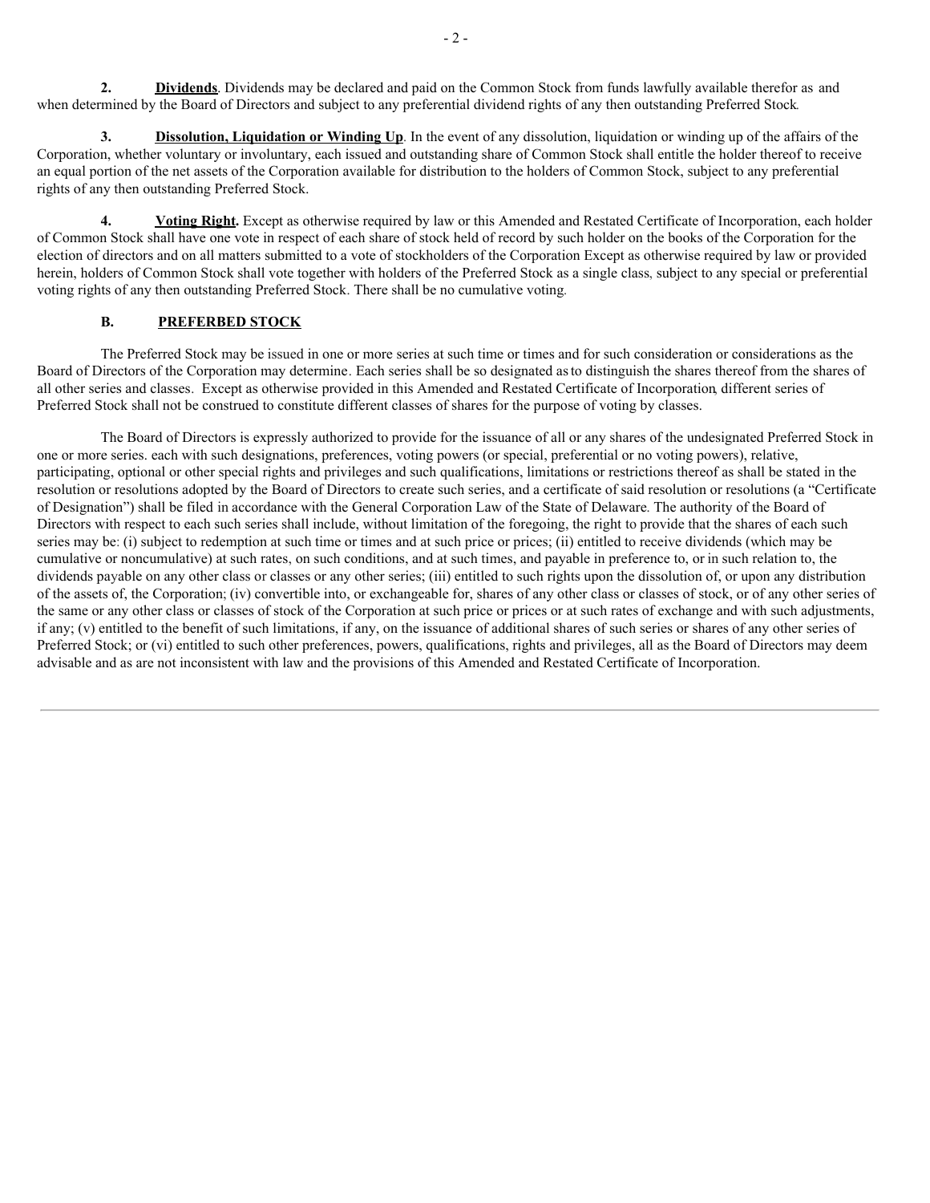**2. Dividends**. Dividends may be declared and paid on the Common Stock from funds lawfully available therefor as and when determined by the Board of Directors and subject to any preferential dividend rights of any then outstanding Preferred Stock.

**3. Dissolution, Liquidation or Winding Up**. In the event of any dissolution, liquidation or winding up of the affairs of the Corporation, whether voluntary or involuntary, each issued and outstanding share of Common Stock shall entitle the holder thereof to receive an equal portion of the net assets of the Corporation available for distribution to the holders of Common Stock, subject to any preferential rights of any then outstanding Preferred Stock.

**4. Voting Right.** Except as otherwise required by law or this Amended and Restated Certificate of Incorporation, each holder of Common Stock shall have one vote in respect of each share of stock held of record by such holder on the books of the Corporation for the election of directors and on all matters submitted to a vote of stockholders of the Corporation Except as otherwise required by law or provided herein, holders of Common Stock shall vote together with holders of the Preferred Stock as a single class, subject to any special or preferential voting rights of any then outstanding Preferred Stock. There shall be no cumulative voting.

**B. PREFERBED STOCK**

The Preferred Stock may be issued in one or more series at such time or times and for such consideration or considerations as the Board of Directors of the Corporation may determine. Each series shall be so designated as to distinguish the shares thereof from the shares of all other series and classes. Except as otherwise provided in this Amended and Restated Certificate of Incorporation, different series of Preferred Stock shall not be construed to constitute different classes of shares for the purpose of voting by classes.

The Board of Directors is expressly authorized to provide for the issuance of all or any shares of the undesignated Preferred Stock in one or more series. each with such designations, preferences, voting powers (or special, preferential or no voting powers), relative, participating, optional or other special rights and privileges and such qualifications, limitations or restrictions thereof as shall be stated in the resolution or resolutions adopted by the Board of Directors to create such series, and a certificate of said resolution or resolutions (a "Certificate of Designation") shall be filed in accordance with the General Corporation Law of the State of Delaware. The authority of the Board of Directors with respect to each such series shall include, without limitation of the foregoing, the right to provide that the shares of each such series may be: (i) subject to redemption at such time or times and at such price or prices; (ii) entitled to receive dividends (which may be cumulative or noncumulative) at such rates, on such conditions, and at such times, and payable in preference to, or in such relation to, the dividends payable on any other class or classes or any other series; (iii) entitled to such rights upon the dissolution of, or upon any distribution of the assets of, the Corporation; (iv) convertible into, or exchangeable for, shares of any other class or classes of stock, or of any other series of the same or any other class or classes of stock of the Corporation at such price or prices or at such rates of exchange and with such adjustments, if any; (v) entitled to the benefit of such limitations, if any, on the issuance of additional shares of such series or shares of any other series of Preferred Stock; or (vi) entitled to such other preferences, powers, qualifications, rights and privileges, all as the Board of Directors may deem advisable and as are not inconsistent with law and the provisions of this Amended and Restated Certificate of Incorporation.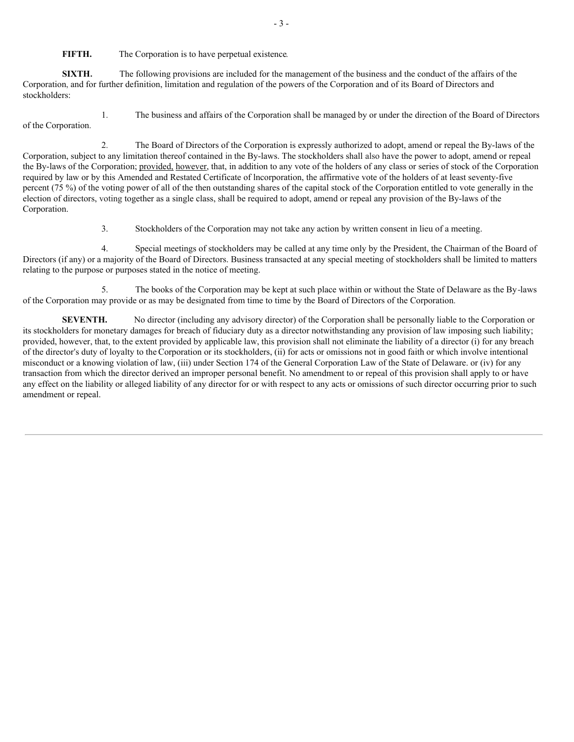**FIFTH.** The Corporation is to have perpetual existence.

**SIXTH.** The following provisions are included for the management of the business and the conduct of the affairs of the Corporation, and for further definition, limitation and regulation of the powers of the Corporation and of its Board of Directors and stockholders:

1. The business and affairs of the Corporation shall be managed by or under the direction of the Board of Directors of the Corporation.

2. The Board of Directors of the Corporation is expressly authorized to adopt, amend or repeal the By-laws of the Corporation, subject to any limitation thereof contained in the By-laws. The stockholders shall also have the power to adopt, amend or repeal the By-laws of the Corporation; provided, however, that, in addition to any vote of the holders of any class or series of stock of the Corporation required by law or by this Amended and Restated Certificate of lncorporation, the affirmative vote of the holders of at least seventy-five percent (75 %) of the voting power of all of the then outstanding shares of the capital stock of the Corporation entitled to vote generally in the election of directors, voting together as a single class, shall be required to adopt, amend or repeal any provision of the By-laws of the Corporation.

3. Stockholders of the Corporation may not take any action by written consent in lieu of a meeting.

4. Special meetings of stockholders may be called at any time only by the President, the Chairman of the Board of Directors (if any) or a majority of the Board of Directors. Business transacted at any special meeting of stockholders shall be limited to matters relating to the purpose or purposes stated in the notice of meeting.

5. The books of the Corporation may be kept at such place within or without the State of Delaware as the By-laws of the Corporation may provide or as may be designated from time to time by the Board of Directors of the Corporation.

**SEVENTH.** No director (including any advisory director) of the Corporation shall be personally liable to the Corporation or its stockholders for monetary damages for breach of fiduciary duty as a director notwithstanding any provision of law imposing such liability; provided, however, that, to the extent provided by applicable law, this provision shall not eliminate the liability of a director (i) for any breach of the director's duty of loyalty to the Corporation or its stockholders, (ii) for acts or omissions not in good faith or which involve intentional misconduct or a knowing violation of law, (iii) under Section 174 of the General Corporation Law of the State of Delaware. or (iv) for any transaction from which the director derived an improper personal benefit. No amendment to or repeal of this provision shall apply to or have any effect on the liability or alleged liability of any director for or with respect to any acts or omissions of such director occurring prior to such amendment or repeal.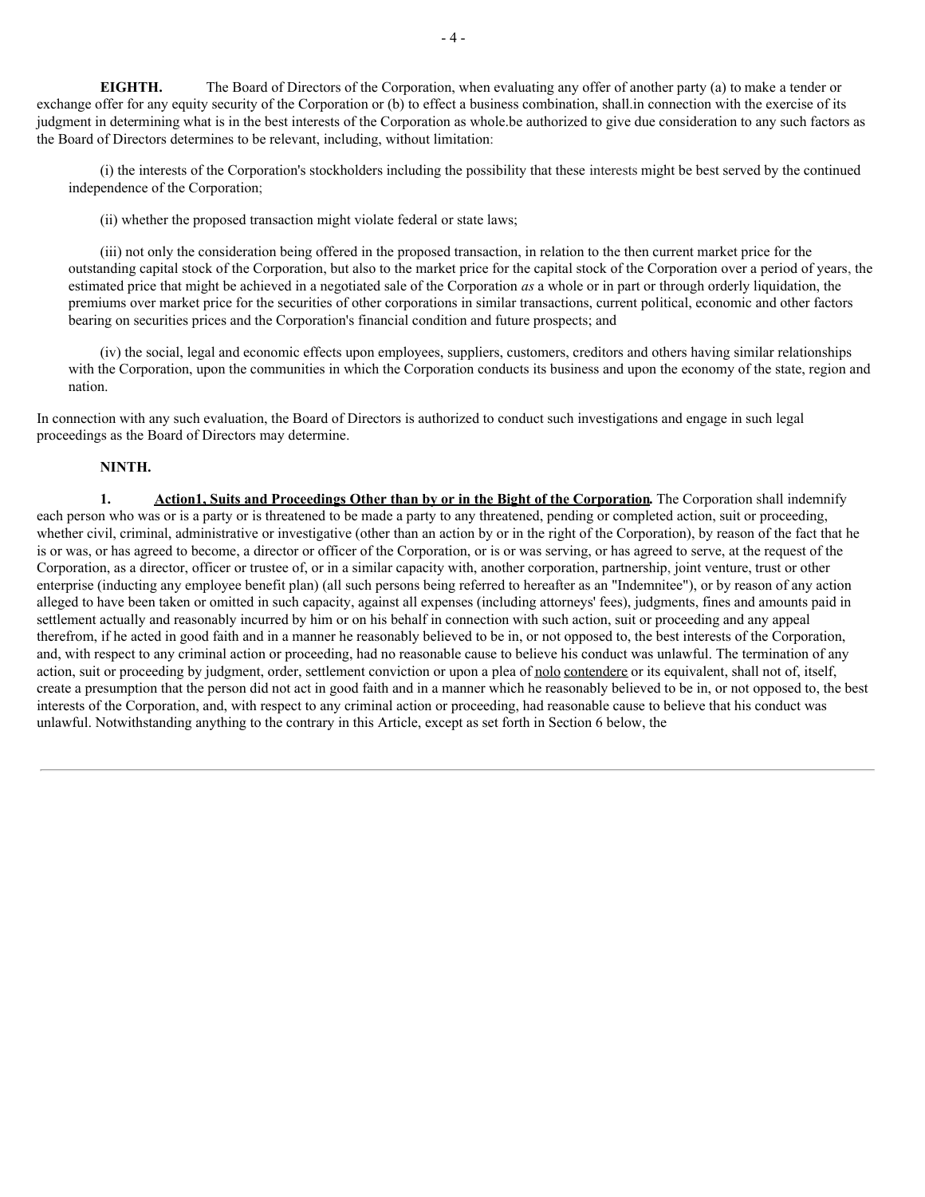**EIGHTH.** The Board of Directors of the Corporation, when evaluating any offer of another party (a) to make a tender or exchange offer for any equity security of the Corporation or (b) to effect a business combination, shall.in connection with the exercise of its judgment in determining what is in the best interests of the Corporation as whole.be authorized to give due consideration to any such factors as the Board of Directors determines to be relevant, including, without limitation:

(i) the interests of the Corporation's stockholders including the possibility that these interests might be best served by the continued independence of the Corporation;

(ii) whether the proposed transaction might violate federal or state laws;

(iii) not only the consideration being offered in the proposed transaction, in relation to the then current market price for the outstanding capital stock of the Corporation, but also to the market price for the capital stock of the Corporation over a period of years, the estimated price that might be achieved in a negotiated sale of the Corporation *as* a whole or in part or through orderly liquidation, the premiums over market price for the securities of other corporations in similar transactions, current political, economic and other factors bearing on securities prices and the Corporation's financial condition and future prospects; and

(iv) the social, legal and economic effects upon employees, suppliers, customers, creditors and others having similar relationships with the Corporation, upon the communities in which the Corporation conducts its business and upon the economy of the state, region and nation.

In connection with any such evaluation, the Board of Directors is authorized to conduct such investigations and engage in such legal proceedings as the Board of Directors may determine.

**NINTH.**

**1. Action1, Suits and Proceedings Other than by or in the Bight of the Corporation.** The Corporation shall indemnify each person who was or is a party or is threatened to be made a party to any threatened, pending or completed action, suit or proceeding, whether civil, criminal, administrative or investigative (other than an action by or in the right of the Corporation), by reason of the fact that he is or was, or has agreed to become, a director or officer of the Corporation, or is or was serving, or has agreed to serve, at the request of the Corporation, as a director, officer or trustee of, or in a similar capacity with, another corporation, partnership, joint venture, trust or other enterprise (inducting any employee benefit plan) (all such persons being referred to hereafter as an "Indemnitee"), or by reason of any action alleged to have been taken or omitted in such capacity, against all expenses (including attorneys' fees), judgments, fines and amounts paid in settlement actually and reasonably incurred by him or on his behalf in connection with such action, suit or proceeding and any appeal therefrom, if he acted in good faith and in a manner he reasonably believed to be in, or not opposed to, the best interests of the Corporation, and, with respect to any criminal action or proceeding, had no reasonable cause to believe his conduct was unlawful. The termination of any action, suit or proceeding by judgment, order, settlement conviction or upon a plea of nolo contendere or its equivalent, shall not of, itself, create a presumption that the person did not act in good faith and in a manner which he reasonably believed to be in, or not opposed to, the best interests of the Corporation, and, with respect to any criminal action or proceeding, had reasonable cause to believe that his conduct was unlawful. Notwithstanding anything to the contrary in this Article, except as set forth in Section 6 below, the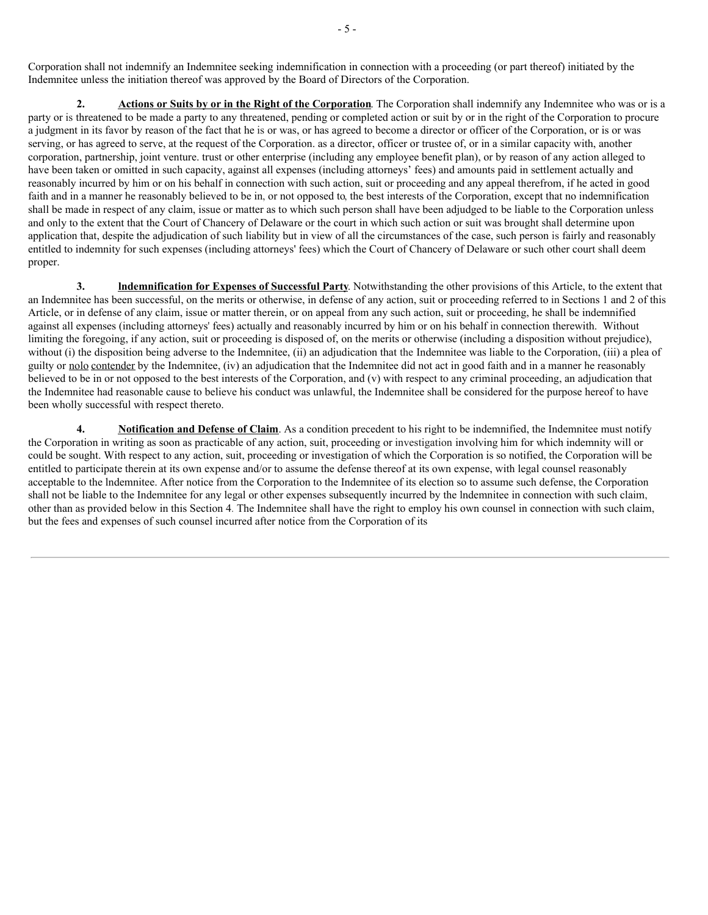Corporation shall not indemnify an Indemnitee seeking indemnification in connection with a proceeding (or part thereof) initiated by the Indemnitee unless the initiation thereof was approved by the Board of Directors of the Corporation.

**2. Actions or Suits by or in the Right of the Corporation**. The Corporation shall indemnify any Indemnitee who was or is a party or is threatened to be made a party to any threatened, pending or completed action or suit by or in the right of the Corporation to procure a judgment in its favor by reason of the fact that he is or was, or has agreed to become a director or officer of the Corporation, or is or was serving, or has agreed to serve, at the request of the Corporation. as a director, officer or trustee of, or in a similar capacity with, another corporation, partnership, joint venture. trust or other enterprise (including any employee benefit plan), or by reason of any action alleged to have been taken or omitted in such capacity, against all expenses (including attorneys' fees) and amounts paid in settlement actually and reasonably incurred by him or on his behalf in connection with such action, suit or proceeding and any appeal therefrom, if he acted in good faith and in a manner he reasonably believed to be in, or not opposed to, the best interests of the Corporation, except that no indemnification shall be made in respect of any claim, issue or matter as to which such person shall have been adjudged to be liable to the Corporation unless and only to the extent that the Court of Chancery of Delaware or the court in which such action or suit was brought shall determine upon application that, despite the adjudication of such liability but in view of all the circumstances of the case, such person is fairly and reasonably entitled to indemnity for such expenses (including attorneys' fees) which the Court of Chancery of Delaware or such other court shall deem proper.

**3. Indemnification for Expenses of Successful Party**. Notwithstanding the other provisions of this Article, to the extent that an Indemnitee has been successful, on the merits or otherwise, in defense of any action, suit or proceeding referred to in Sections 1 and 2 of this Article, or in defense of any claim, issue or matter therein, or on appeal from any such action, suit or proceeding, he shall be indemnified against all expenses (including attorneys' fees) actually and reasonably incurred by him or on his behalf in connection therewith. Without limiting the foregoing, if any action, suit or proceeding is disposed of, on the merits or otherwise (including a disposition without prejudice), without (i) the disposition being adverse to the Indemnitee, (ii) an adjudication that the Indemnitee was liable to the Corporation, (iii) a plea of guilty or nolo contender by the Indemnitee, (iv) an adjudication that the Indemnitee did not act in good faith and in a manner he reasonably believed to be in or not opposed to the best interests of the Corporation, and (v) with respect to any criminal proceeding, an adjudication that the Indemnitee had reasonable cause to believe his conduct was unlawful, the Indemnitee shall be considered for the purpose hereof to have been wholly successful with respect thereto.

**4. Notification and Defense of Claim**. As a condition precedent to his right to be indemnified, the Indemnitee must notify the Corporation in writing as soon as practicable of any action, suit, proceeding or investigation involving him for which indemnity will or could be sought. With respect to any action, suit, proceeding or investigation of which the Corporation is so notified, the Corporation will be entitled to participate therein at its own expense and/or to assume the defense thereof at its own expense, with legal counsel reasonably acceptable to the Indemnitee. After notice from the Corporation to the Indemnitee of its election so to assume such defense, the Corporation shall not be liable to the Indemnitee for any legal or other expenses subsequently incurred by the Indemnitee in connection with such claim, other than as provided below in this Section 4. The Indemnitee shall have the right to employ his own counsel in connection with such claim, but the fees and expenses of such counsel incurred after notice from the Corporation of its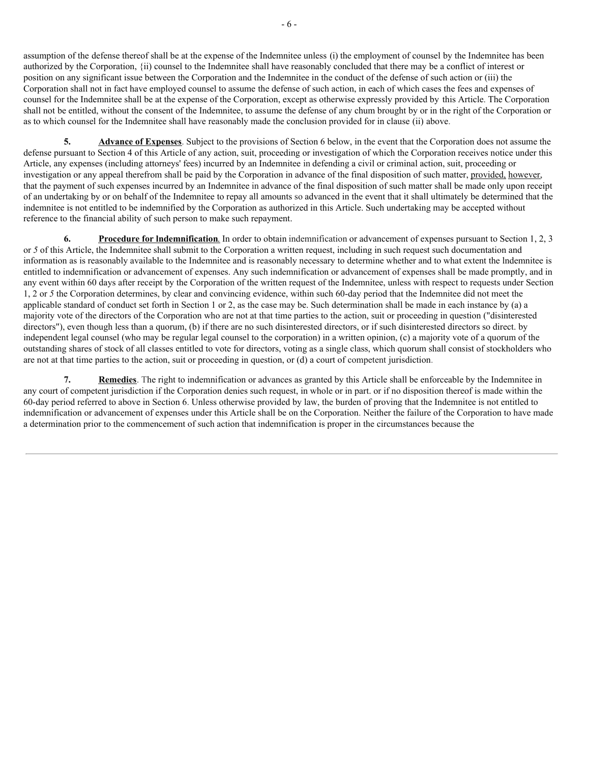assumption of the defense thereof shall be at the expense of the Indemnitee unless (i) the employment of counsel by the Indemnitee has been authorized by the Corporation, {ii) counsel to the Indemnitee shall have reasonably concluded that there may be a conflict of interest or position on any significant issue between the Corporation and the Indemnitee in the conduct of the defense of such action or (iii) the Corporation shall not in fact have employed counsel to assume the defense of such action, in each of which cases the fees and expenses of counsel for the Indemnitee shall be at the expense of the Corporation, except as otherwise expressly provided by this Article. The Corporation shall not be entitled, without the consent of the Indemnitee, to assume the defense of any chum brought by or in the right of the Corporation or as to which counsel for the Indemnitee shall have reasonably made the conclusion provided for in clause (ii) above.

**5. Advance of Expenses**. Subject to the provisions of Section 6 below, in the event that the Corporation does not assume the defense pursuant to Section 4 of this Article of any action, suit, proceeding or investigation of which the Corporation receives notice under this Article, any expenses (including attorneys' fees) incurred by an Indemnitee in defending a civil or criminal action, suit, proceeding or investigation or any appeal therefrom shall be paid by the Corporation in advance of the final disposition of such matter, provided, however, that the payment of such expenses incurred by an Indemnitee in advance of the final disposition of such matter shall be made only upon receipt of an undertaking by or on behalf of the Indemnitee to repay all amounts so advanced in the event that it shall ultimately be determined that the indemnitee is not entitled to be indemnified by the Corporation as authorized in this Article. Such undertaking may be accepted without reference to the financial ability of such person to make such repayment.

**6. Procedure for lndemnification**. In order to obtain indemnification or advancement of expenses pursuant to Section 1, 2, 3 or *5* of this Article, the Indemnitee shall submit to the Corporation a written request, including in such request such documentation and information as is reasonably available to the Indemnitee and is reasonably necessary to determine whether and to what extent the lndemnitee is entitled to indemnification or advancement of expenses. Any such indemnification or advancement of expenses shall be made promptly, and in any event within 60 days after receipt by the Corporation of the written request of the Indemnitee, unless with respect to requests under Section 1, 2 or *5* the Corporation determines, by clear and convincing evidence, within such 60-day period that the Indemnitee did not meet the applicable standard of conduct set forth in Section 1 or 2, as the case may be. Such determination shall be made in each instance by (a) a majority vote of the directors of the Corporation who are not at that time parties to the action, suit or proceeding in question ("disinterested directors"), even though less than a quorum, (b) if there are no such disinterested directors, or if such disinterested directors so direct. by independent legal counsel (who may be regular legal counsel to the corporation) in a written opinion, (c) a majority vote of a quorum of the outstanding shares of stock of all classes entitled to vote for directors, voting as a single class, which quorum shall consist of stockholders who are not at that time parties to the action, suit or proceeding in question, or (d) a court of competent jurisdiction.

**7. Remedies**. The right to indemnification or advances as granted by this Article shall be enforceable by the Indemnitee in any court of competent jurisdiction if the Corporation denies such request, in whole or in part. or if no disposition thereof is made within the 60-day period referred to above in Section 6. Unless otherwise provided by law, the burden of proving that the Indemnitee is not entitled to indemnification or advancement of expenses under this Article shall be on the Corporation. Neither the failure of the Corporation to have made a determination prior to the commencement of such action that indemnification is proper in the circumstances because the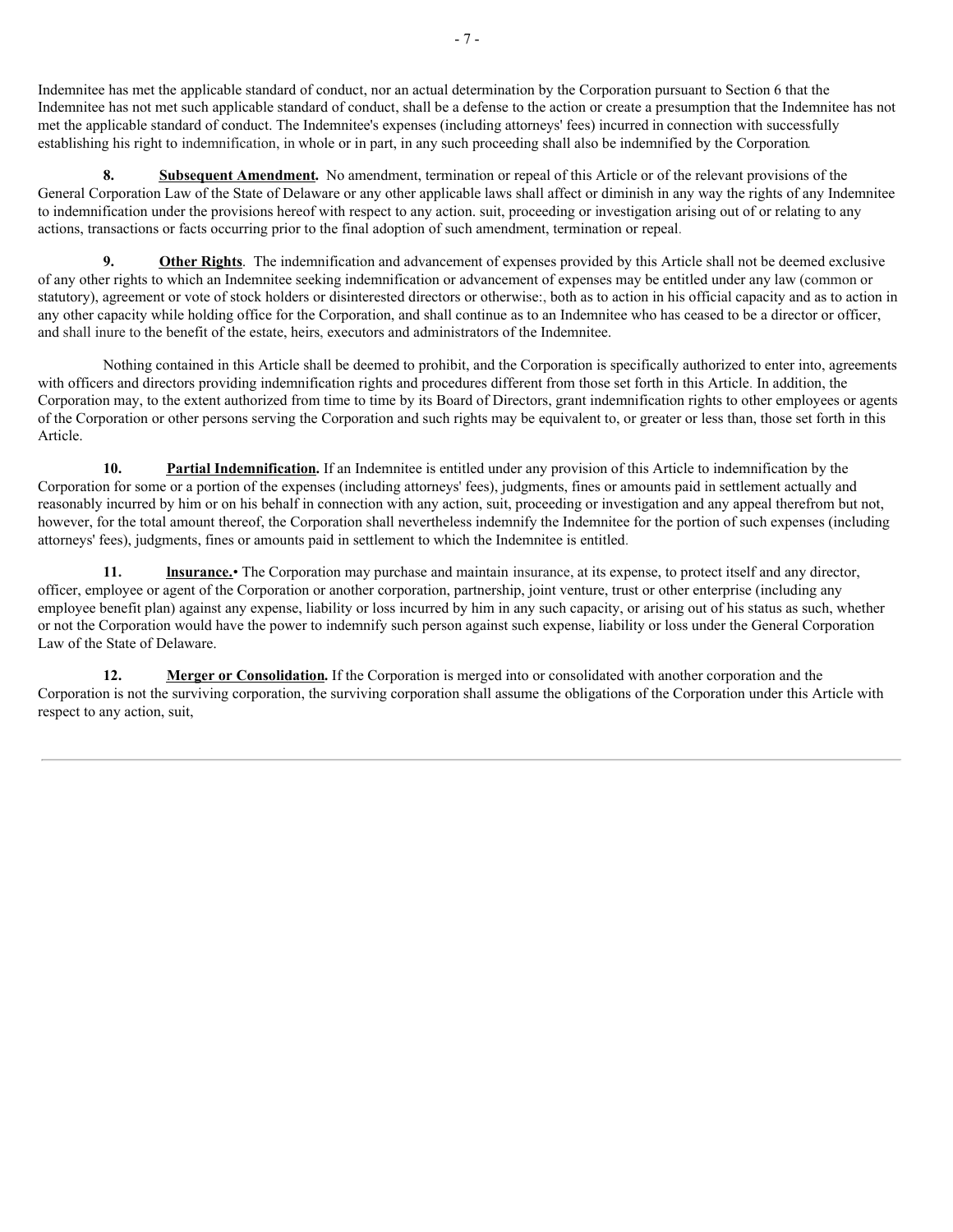Indemnitee has met the applicable standard of conduct, nor an actual determination by the Corporation pursuant to Section 6 that the Indemnitee has not met such applicable standard of conduct, shall be a defense to the action or create a presumption that the Indemnitee has not met the applicable standard of conduct. The Indemnitee's expenses (including attorneys' fees) incurred in connection with successfully establishing his right to indemnification, in whole or in part, in any such proceeding shall also be indemnified by the Corporation.

**8. Subsequent Amendment.** No amendment, termination or repeal of this Article or of the relevant provisions of the General Corporation Law of the State of Delaware or any other applicable laws shall affect or diminish in any way the rights of any Indemnitee to indemnification under the provisions hereof with respect to any action. suit, proceeding or investigation arising out of or relating to any actions, transactions or facts occurring prior to the final adoption of such amendment, termination or repeal.

**9. Other Rights**. The indemnification and advancement of expenses provided by this Article shall not be deemed exclusive of any other rights to which an Indemnitee seeking indemnification or advancement of expenses may be entitled under any law (common or statutory), agreement or vote of stock holders or disinterested directors or otherwise:, both as to action in his official capacity and as to action in any other capacity while holding office for the Corporation, and shall continue as to an Indemnitee who has ceased to be a director or officer, and shall inure to the benefit of the estate, heirs, executors and administrators of the Indemnitee.

Nothing contained in this Article shall be deemed to prohibit, and the Corporation is specifically authorized to enter into, agreements with officers and directors providing indemnification rights and procedures different from those set forth in this Article. In addition, the Corporation may, to the extent authorized from time to time by its Board of Directors, grant indemnification rights to other employees or agents of the Corporation or other persons serving the Corporation and such rights may be equivalent to, or greater or less than, those set forth in this Article.

**10. Partial Indemnification.** If an Indemnitee is entitled under any provision of this Article to indemnification by the Corporation for some or a portion of the expenses (including attorneys' fees), judgments, fines or amounts paid in settlement actually and reasonably incurred by him or on his behalf in connection with any action, suit, proceeding or investigation and any appeal therefrom but not, however, for the total amount thereof, the Corporation shall nevertheless indemnify the Indemnitee for the portion of such expenses (including attorneys' fees), judgments, fines or amounts paid in settlement to which the Indemnitee is entitled.

**11. lnsurance.•** The Corporation may purchase and maintain insurance, at its expense, to protect itself and any director, officer, employee or agent of the Corporation or another corporation, partnership, joint venture, trust or other enterprise (including any employee benefit plan) against any expense, liability or loss incurred by him in any such capacity, or arising out of his status as such, whether or not the Corporation would have the power to indemnify such person against such expense, liability or loss under the General Corporation Law of the State of Delaware.

**12. Merger or Consolidation.** If the Corporation is merged into or consolidated with another corporation and the Corporation is not the surviving corporation, the surviving corporation shall assume the obligations of the Corporation under this Article with respect to any action, suit,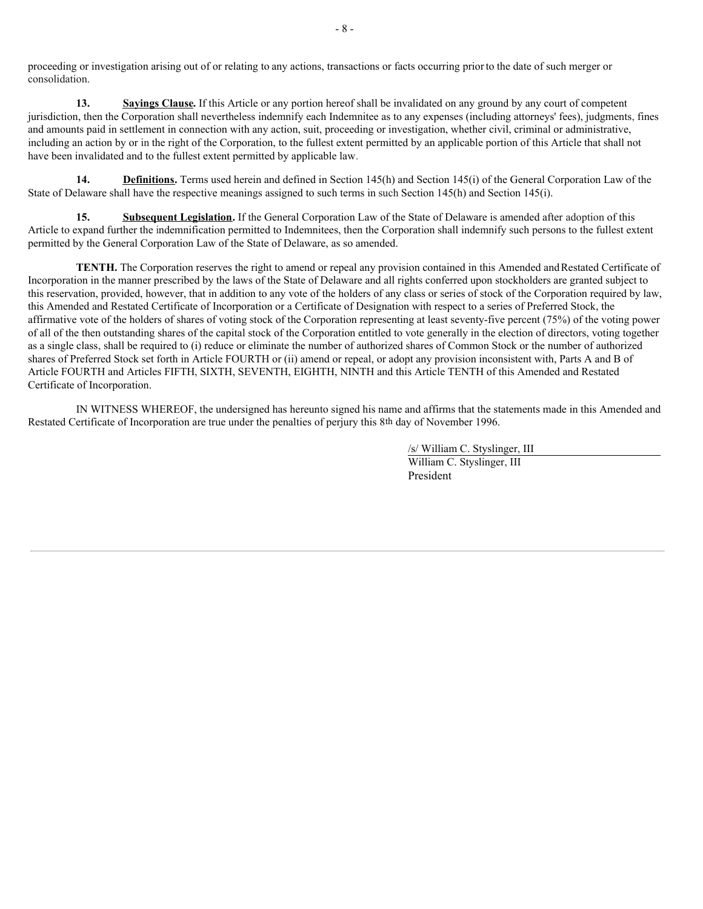proceeding or investigation arising out of or relating to any actions, transactions or facts occurring prior to the date of such merger or consolidation.

**13.** **Sayings Clause.** If this Article or any portion hereof shall be invalidated on any ground by any court of competent jurisdiction, then the Corporation shall nevertheless indemnify each Indemnitee as to any expenses (including attorneys' fees), judgments, fines and amounts paid in settlement in connection with any action, suit, proceeding or investigation, whether civil, criminal or administrative, including an action by or in the right of the Corporation, to the fullest extent permitted by an applicable portion of this Article that shall not have been invalidated and to the fullest extent permitted by applicable law.

**14.** **Definitions.** Terms used herein and defined in Section 145(h) and Section 145(i) of the General Corporation Law of the State of Delaware shall have the respective meanings assigned to such terms in such Section 145(h) and Section 145(i).

**15.** **Subsequent Legislation.** If the General Corporation Law of the State of Delaware is amended after adoption of this Article to expand further the indemnification permitted to Indemnitees, then the Corporation shall indemnify such persons to the fullest extent permitted by the General Corporation Law of the State of Delaware, as so amended.

**TENTH.** The Corporation reserves the right to amend or repeal any provision contained in this Amended and Restated Certificate of Incorporation in the manner prescribed by the laws of the State of Delaware and all rights conferred upon stockholders are granted subject to this reservation, provided, however, that in addition to any vote of the holders of any class or series of stock of the Corporation required by law, this Amended and Restated Certificate of Incorporation or a Certificate of Designation with respect to a series of Preferred Stock, the affirmative vote of the holders of shares of voting stock of the Corporation representing at least seventy-five percent (75%) of the voting power of all of the then outstanding shares of the capital stock of the Corporation entitled to vote generally in the election of directors, voting together as a single class, shall be required to (i) reduce or eliminate the number of authorized shares of Common Stock or the number of authorized shares of Preferred Stock set forth in Article FOURTH or (ii) amend or repeal, or adopt any provision inconsistent with, Parts A and B of Article FOURTH and Articles FIFTH, SIXTH, SEVENTH, EIGHTH, NINTH and this Article TENTH of this Amended and Restated Certificate of Incorporation.

IN WITNESS WHEREOF, the undersigned has hereunto signed his name and affirms that the statements made in this Amended and Restated Certificate of Incorporation are true under the penalties of perjury this 8th day of November 1996.

/s/ William C. Styslinger, III
William C. Styslinger, III
President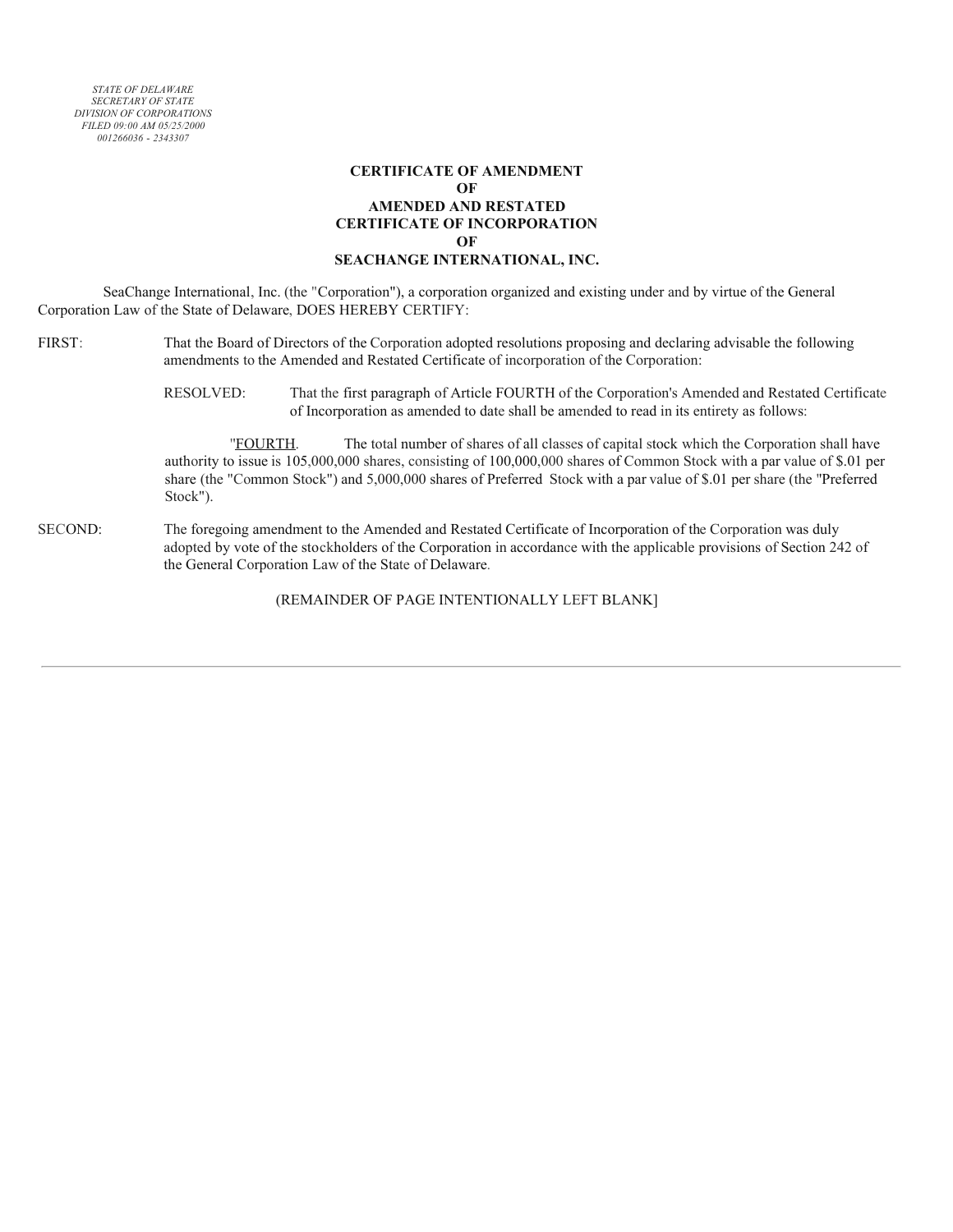*STATE OF DELAWARE*
*SECRETARY OF STATE*
*DIVISION OF CORPORATIONS*
*FILED 09:00 AM 05/25/2000*
*001266036 - 2343307*

**CERTIFICATE OF AMENDMENT**
**OF**
**AMENDED AND RESTATED**
**CERTIFICATE OF INCORPORATION**
**OF**
**SEACHANGE INTERNATIONAL, INC.**

SeaChange International, Inc. (the "Corporation"), a corporation organized and existing under and by virtue of the General Corporation Law of the State of Delaware, DOES HEREBY CERTIFY:

FIRST: That the Board of Directors of the Corporation adopted resolutions proposing and declaring advisable the following amendments to the Amended and Restated Certificate of incorporation of the Corporation:

RESOLVED: That the first paragraph of Article FOURTH of the Corporation's Amended and Restated Certificate of Incorporation as amended to date shall be amended to read in its entirety as follows:

"FOURTH. The total number of shares of all classes of capital stock which the Corporation shall have authority to issue is 105,000,000 shares, consisting of 100,000,000 shares of Common Stock with a par value of $.01 per share (the "Common Stock") and 5,000,000 shares of Preferred Stock with a par value of $.01 per share (the "Preferred Stock").

SECOND: The foregoing amendment to the Amended and Restated Certificate of Incorporation of the Corporation was duly adopted by vote of the stockholders of the Corporation in accordance with the applicable provisions of Section 242 of the General Corporation Law of the State of Delaware.

(REMAINDER OF PAGE INTENTIONALLY LEFT BLANK]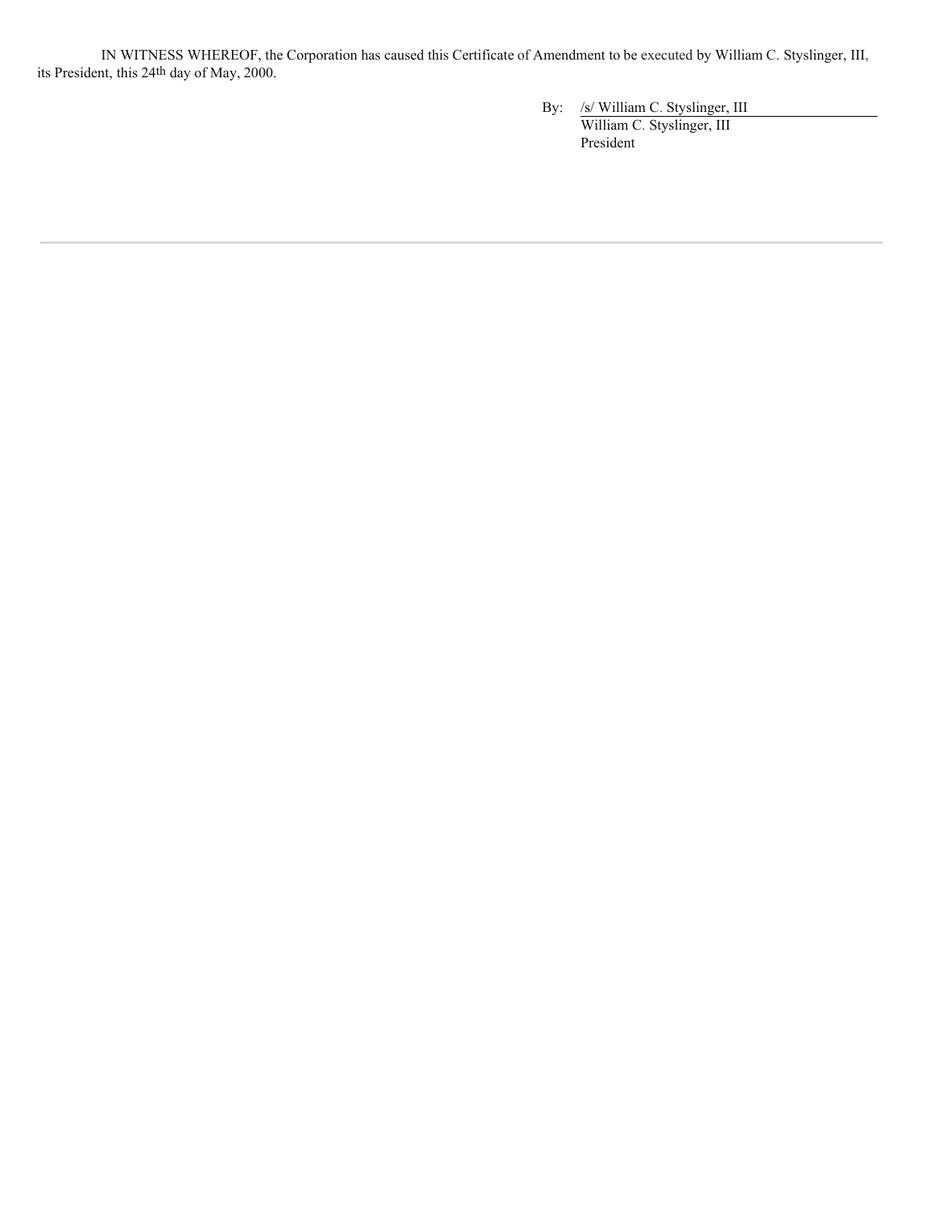IN WITNESS WHEREOF, the Corporation has caused this Certificate of Amendment to be executed by William C. Styslinger, III, its President, this 24th day of May, 2000.

By: /s/ William C. Styslinger, III
William C. Styslinger, III
President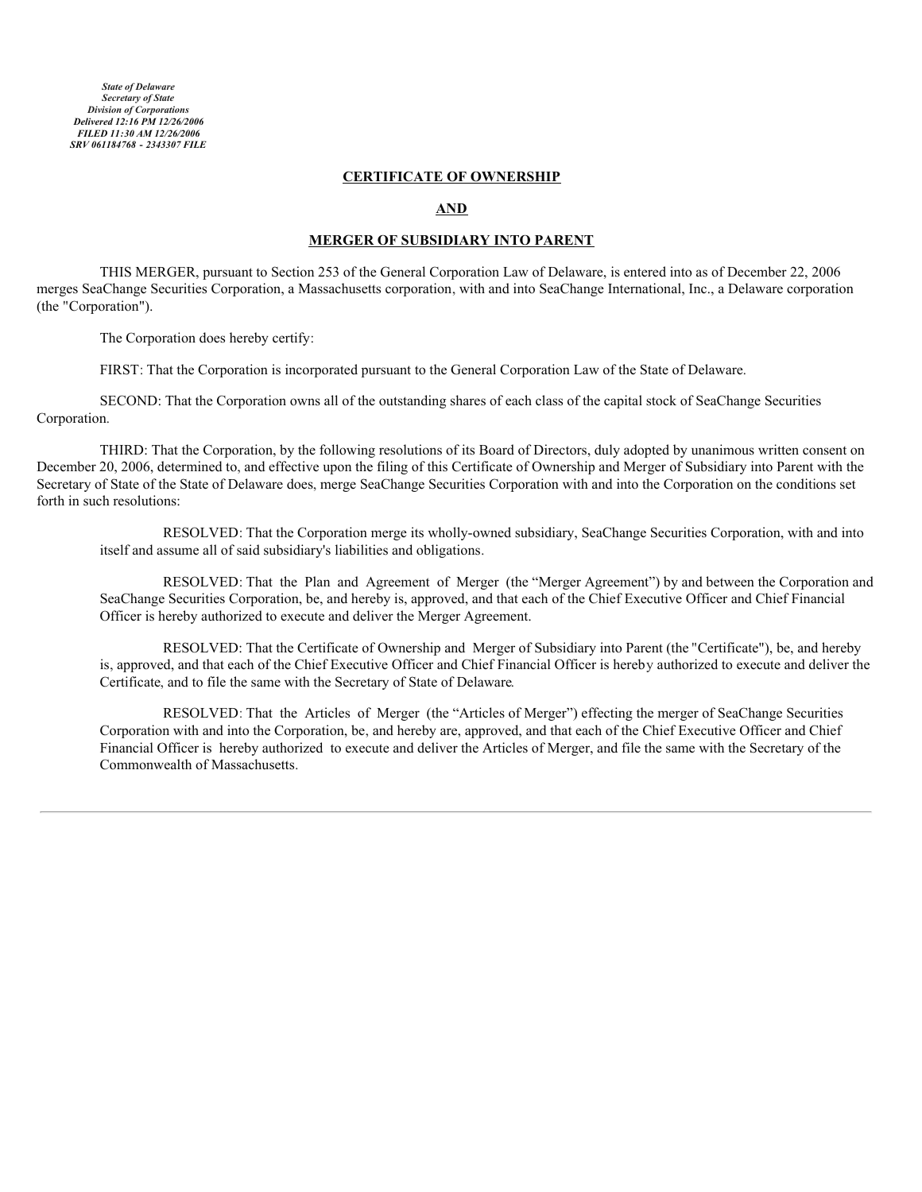*State of Delaware*
*Secretary of State*
*Division of Corporations*
*Delivered 12:16 PM 12/26/2006*
*FILED 11:30 AM 12/26/2006*
*SRV 061184768 - 2343307 FILE*

**CERTIFICATE OF OWNERSHIP**

**AND**

**MERGER OF SUBSIDIARY INTO PARENT**

THIS MERGER, pursuant to Section 253 of the General Corporation Law of Delaware, is entered into as of December 22, 2006 merges SeaChange Securities Corporation, a Massachusetts corporation, with and into SeaChange International, Inc., a Delaware corporation (the "Corporation").

The Corporation does hereby certify:

FIRST: That the Corporation is incorporated pursuant to the General Corporation Law of the State of Delaware.

SECOND: That the Corporation owns all of the outstanding shares of each class of the capital stock of SeaChange Securities Corporation.

THIRD: That the Corporation, by the following resolutions of its Board of Directors, duly adopted by unanimous written consent on December 20, 2006, determined to, and effective upon the filing of this Certificate of Ownership and Merger of Subsidiary into Parent with the Secretary of State of the State of Delaware does, merge SeaChange Securities Corporation with and into the Corporation on the conditions set forth in such resolutions:

> RESOLVED: That the Corporation merge its wholly-owned subsidiary, SeaChange Securities Corporation, with and into itself and assume all of said subsidiary's liabilities and obligations.
>
> RESOLVED: That the Plan and Agreement of Merger (the "Merger Agreement") by and between the Corporation and SeaChange Securities Corporation, be, and hereby is, approved, and that each of the Chief Executive Officer and Chief Financial Officer is hereby authorized to execute and deliver the Merger Agreement.
>
> RESOLVED: That the Certificate of Ownership and Merger of Subsidiary into Parent (the "Certificate"), be, and hereby is, approved, and that each of the Chief Executive Officer and Chief Financial Officer is hereby authorized to execute and deliver the Certificate, and to file the same with the Secretary of State of Delaware.
>
> RESOLVED: That the Articles of Merger (the "Articles of Merger") effecting the merger of SeaChange Securities Corporation with and into the Corporation, be, and hereby are, approved, and that each of the Chief Executive Officer and Chief Financial Officer is hereby authorized to execute and deliver the Articles of Merger, and file the same with the Secretary of the Commonwealth of Massachusetts.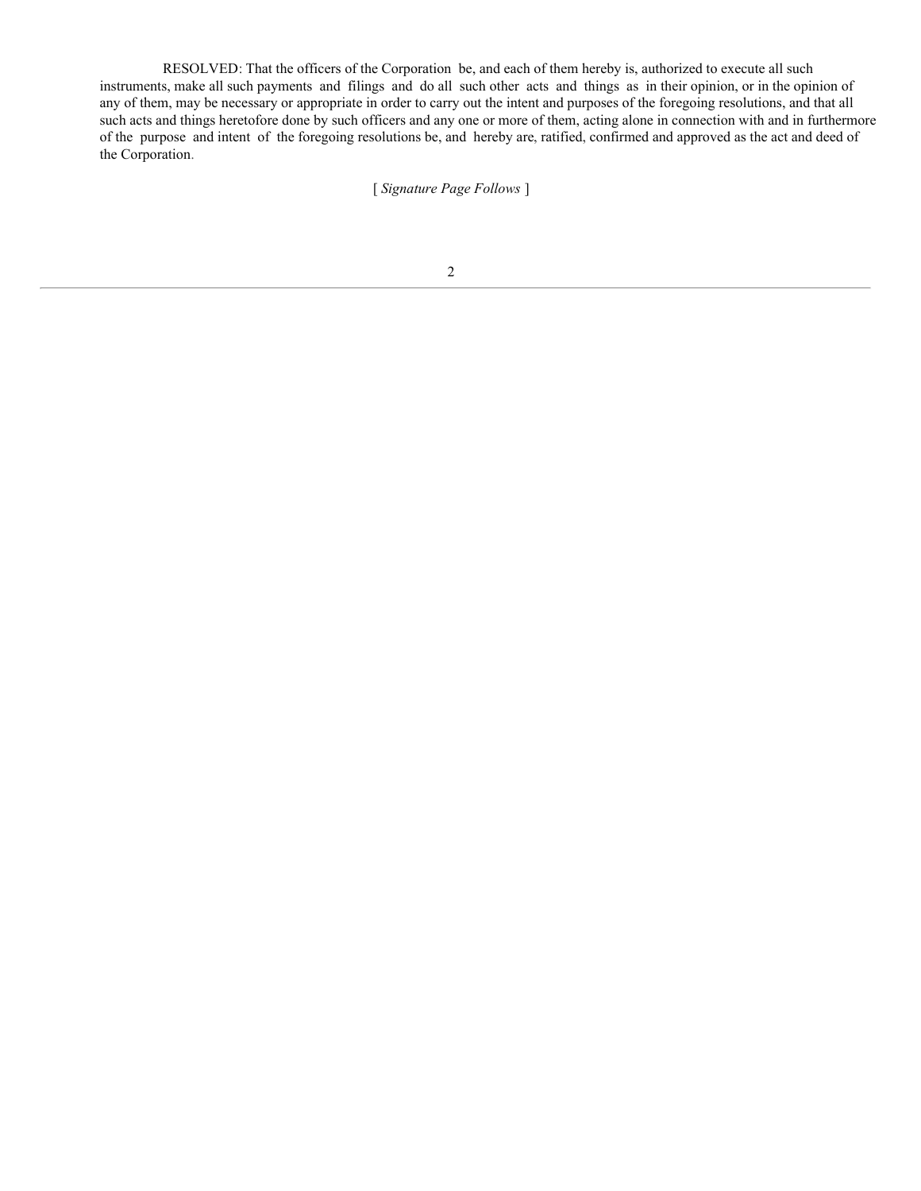RESOLVED: That the officers of the Corporation be, and each of them hereby is, authorized to execute all such instruments, make all such payments and filings and do all such other acts and things as in their opinion, or in the opinion of any of them, may be necessary or appropriate in order to carry out the intent and purposes of the foregoing resolutions, and that all such acts and things heretofore done by such officers and any one or more of them, acting alone in connection with and in furthermore of the purpose and intent of the foregoing resolutions be, and hereby are, ratified, confirmed and approved as the act and deed of the Corporation.

[ *Signature Page Follows* ]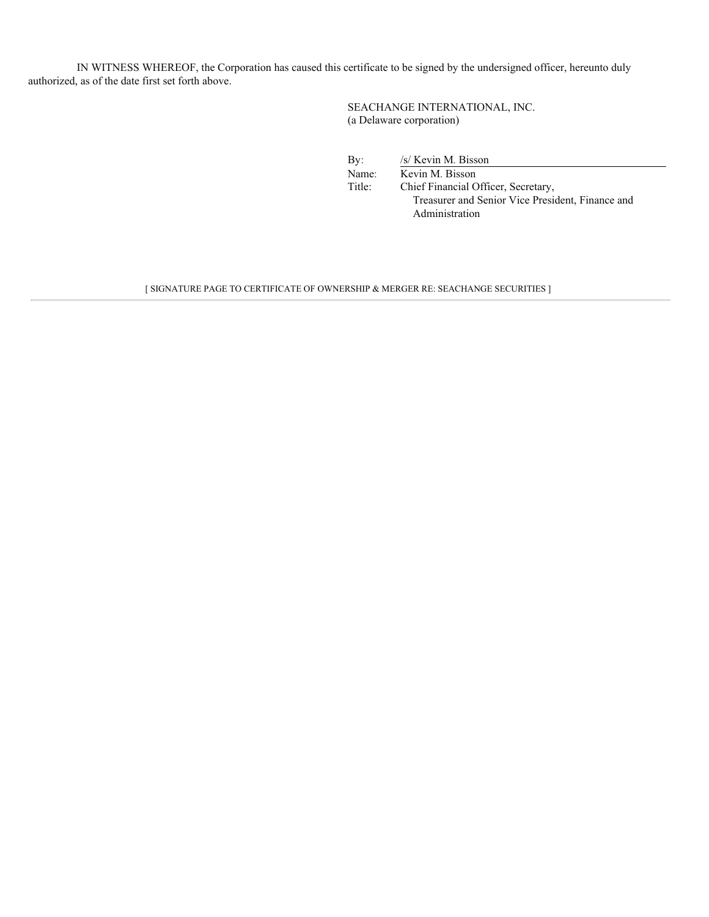IN WITNESS WHEREOF, the Corporation has caused this certificate to be signed by the undersigned officer, hereunto duly authorized, as of the date first set forth above.

SEACHANGE INTERNATIONAL, INC.
(a Delaware corporation)

| | |
|---|---|
| By: | /s/ Kevin M. Bisson |
| Name: | Kevin M. Bisson |
| Title: | Chief Financial Officer, Secretary, Treasurer and Senior Vice President, Finance and Administration |

[ SIGNATURE PAGE TO CERTIFICATE OF OWNERSHIP & MERGER RE: SEACHANGE SECURITIES ]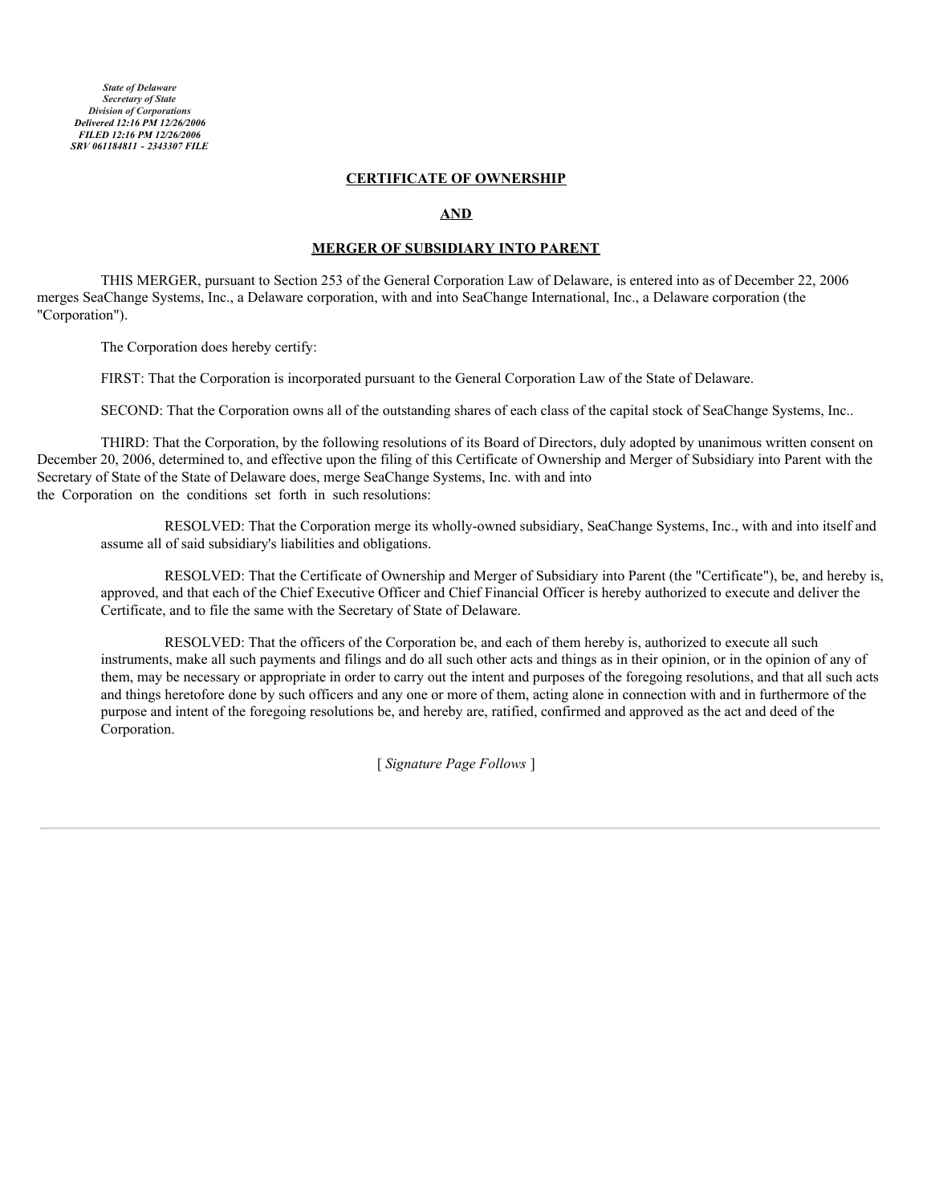*State of Delaware*
*Secretary of State*
*Division of Corporations*
*Delivered 12:16 PM 12/26/2006*
*FILED 12:16 PM 12/26/2006*
*SRV 061184811 - 2343307 FILE*

# CERTIFICATE OF OWNERSHIP

# AND

# MERGER OF SUBSIDIARY INTO PARENT

THIS MERGER, pursuant to Section 253 of the General Corporation Law of Delaware, is entered into as of December 22, 2006 merges SeaChange Systems, Inc., a Delaware corporation, with and into SeaChange International, Inc., a Delaware corporation (the "Corporation").

The Corporation does hereby certify:

FIRST: That the Corporation is incorporated pursuant to the General Corporation Law of the State of Delaware.

SECOND: That the Corporation owns all of the outstanding shares of each class of the capital stock of SeaChange Systems, Inc..

THIRD: That the Corporation, by the following resolutions of its Board of Directors, duly adopted by unanimous written consent on December 20, 2006, determined to, and effective upon the filing of this Certificate of Ownership and Merger of Subsidiary into Parent with the Secretary of State of the State of Delaware does, merge SeaChange Systems, Inc. with and into the Corporation on the conditions set forth in such resolutions:

> RESOLVED: That the Corporation merge its wholly-owned subsidiary, SeaChange Systems, Inc., with and into itself and assume all of said subsidiary's liabilities and obligations.
>
> RESOLVED: That the Certificate of Ownership and Merger of Subsidiary into Parent (the "Certificate"), be, and hereby is, approved, and that each of the Chief Executive Officer and Chief Financial Officer is hereby authorized to execute and deliver the Certificate, and to file the same with the Secretary of State of Delaware.
>
> RESOLVED: That the officers of the Corporation be, and each of them hereby is, authorized to execute all such instruments, make all such payments and filings and do all such other acts and things as in their opinion, or in the opinion of any of them, may be necessary or appropriate in order to carry out the intent and purposes of the foregoing resolutions, and that all such acts and things heretofore done by such officers and any one or more of them, acting alone in connection with and in furthermore of the purpose and intent of the foregoing resolutions be, and hereby are, ratified, confirmed and approved as the act and deed of the Corporation.

[ *Signature Page Follows* ]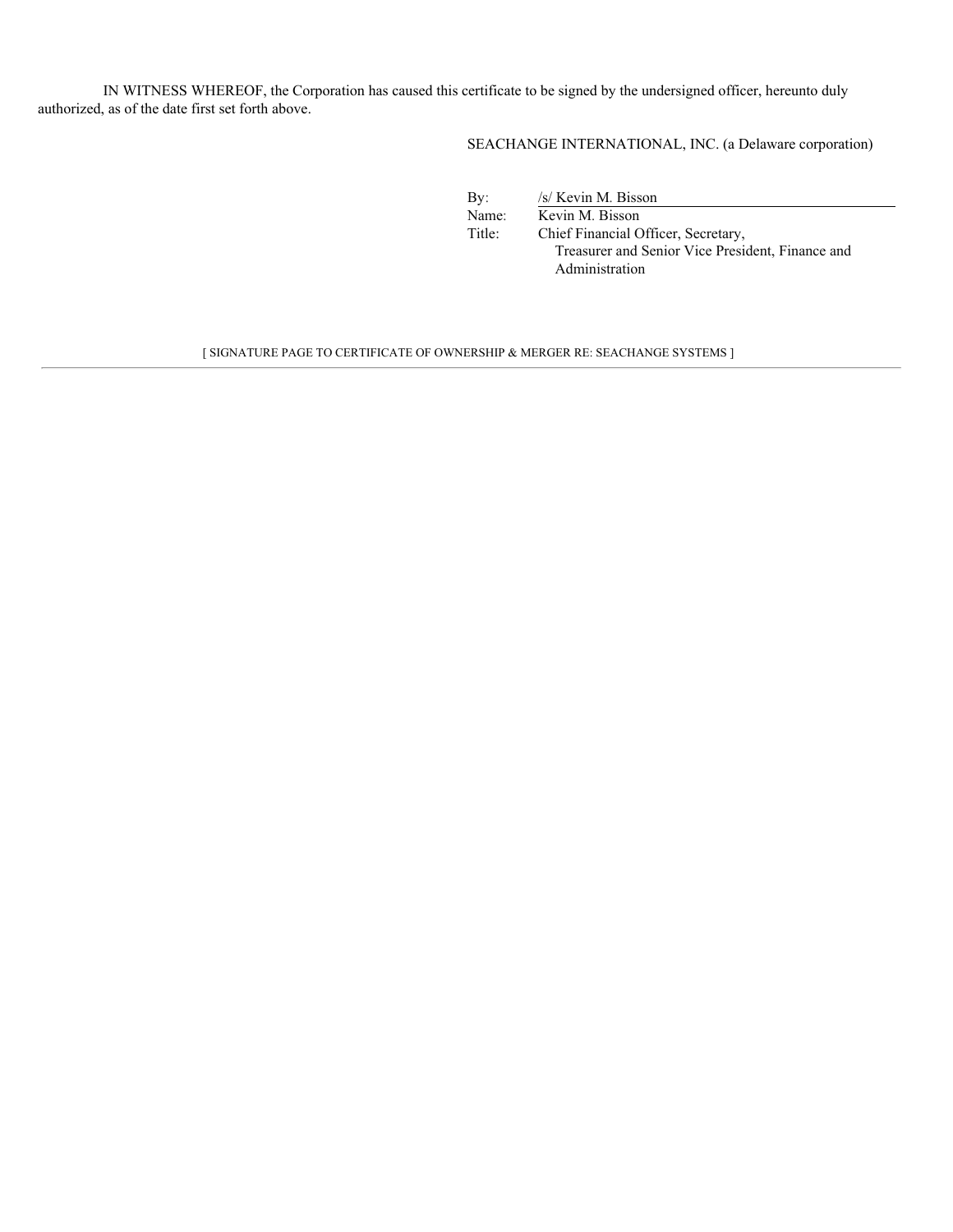IN WITNESS WHEREOF, the Corporation has caused this certificate to be signed by the undersigned officer, hereunto duly authorized, as of the date first set forth above.

SEACHANGE INTERNATIONAL, INC. (a Delaware corporation)

By: /s/ Kevin M. Bisson
Name: Kevin M. Bisson
Title: Chief Financial Officer, Secretary, Treasurer and Senior Vice President, Finance and Administration

[ SIGNATURE PAGE TO CERTIFICATE OF OWNERSHIP & MERGER RE: SEACHANGE SYSTEMS ]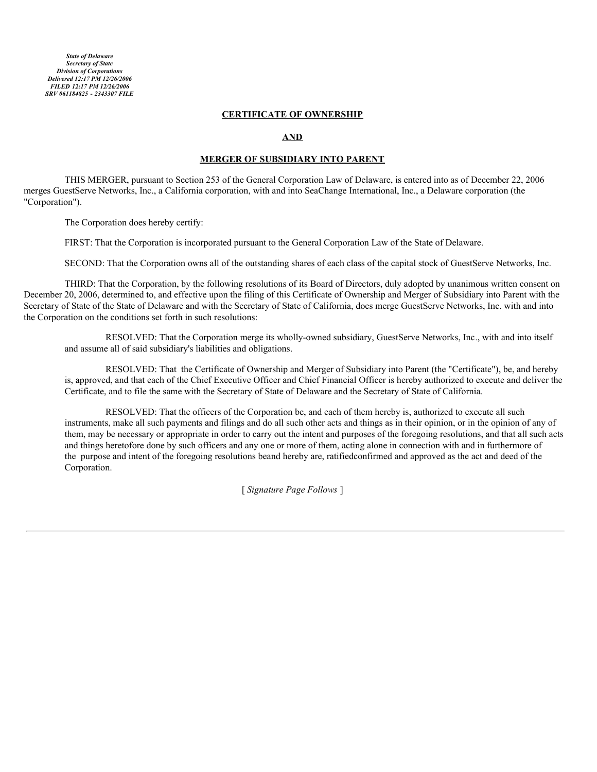*State of Delaware*
*Secretary of State*
*Division of Corporations*
*Delivered 12:17 PM 12/26/2006*
*FILED 12:17 PM 12/26/2006*
*SRV 061184825 - 2343307 FILE*

**CERTIFICATE OF OWNERSHIP**

**AND**

**MERGER OF SUBSIDIARY INTO PARENT**

THIS MERGER, pursuant to Section 253 of the General Corporation Law of Delaware, is entered into as of December 22, 2006 merges GuestServe Networks, Inc., a California corporation, with and into SeaChange International, Inc., a Delaware corporation (the "Corporation").

The Corporation does hereby certify:

FIRST: That the Corporation is incorporated pursuant to the General Corporation Law of the State of Delaware.

SECOND: That the Corporation owns all of the outstanding shares of each class of the capital stock of GuestServe Networks, Inc.

THIRD: That the Corporation, by the following resolutions of its Board of Directors, duly adopted by unanimous written consent on December 20, 2006, determined to, and effective upon the filing of this Certificate of Ownership and Merger of Subsidiary into Parent with the Secretary of State of the State of Delaware and with the Secretary of State of California, does merge GuestServe Networks, Inc. with and into the Corporation on the conditions set forth in such resolutions:

> RESOLVED: That the Corporation merge its wholly-owned subsidiary, GuestServe Networks, Inc., with and into itself and assume all of said subsidiary's liabilities and obligations.
>
> RESOLVED: That the Certificate of Ownership and Merger of Subsidiary into Parent (the "Certificate"), be, and hereby is, approved, and that each of the Chief Executive Officer and Chief Financial Officer is hereby authorized to execute and deliver the Certificate, and to file the same with the Secretary of State of Delaware and the Secretary of State of California.
>
> RESOLVED: That the officers of the Corporation be, and each of them hereby is, authorized to execute all such instruments, make all such payments and filings and do all such other acts and things as in their opinion, or in the opinion of any of them, may be necessary or appropriate in order to carry out the intent and purposes of the foregoing resolutions, and that all such acts and things heretofore done by such officers and any one or more of them, acting alone in connection with and in furthermore of the purpose and intent of the foregoing resolutions beand hereby are, ratifiedconfirmed and approved as the act and deed of the Corporation.

[ *Signature Page Follows* ]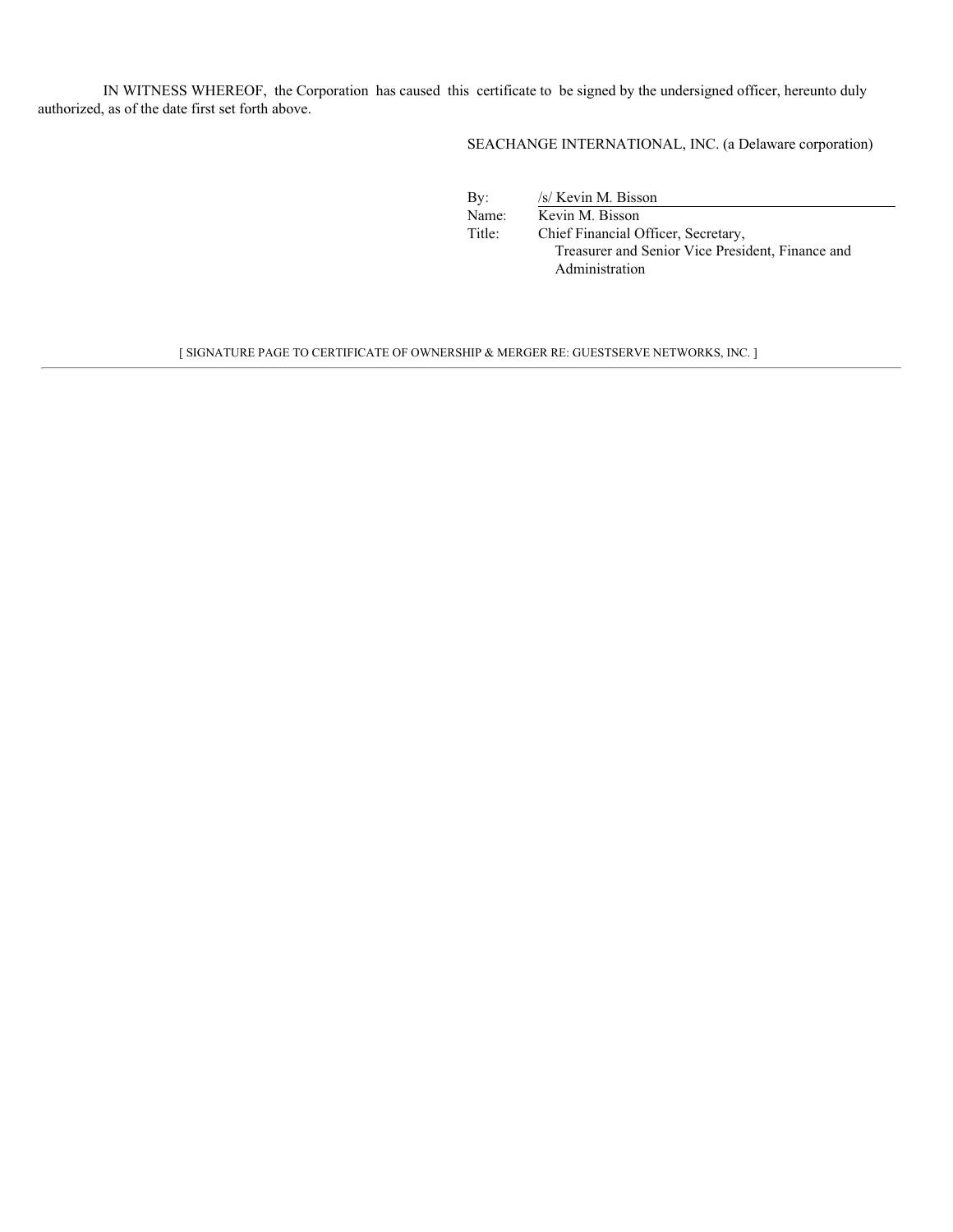IN WITNESS WHEREOF, the Corporation has caused this certificate to be signed by the undersigned officer, hereunto duly authorized, as of the date first set forth above.

SEACHANGE INTERNATIONAL, INC. (a Delaware corporation)

By: /s/ Kevin M. Bisson

Name: Kevin M. Bisson

Title: Chief Financial Officer, Secretary, Treasurer and Senior Vice President, Finance and Administration

[ SIGNATURE PAGE TO CERTIFICATE OF OWNERSHIP & MERGER RE: GUESTSERVE NETWORKS, INC. ]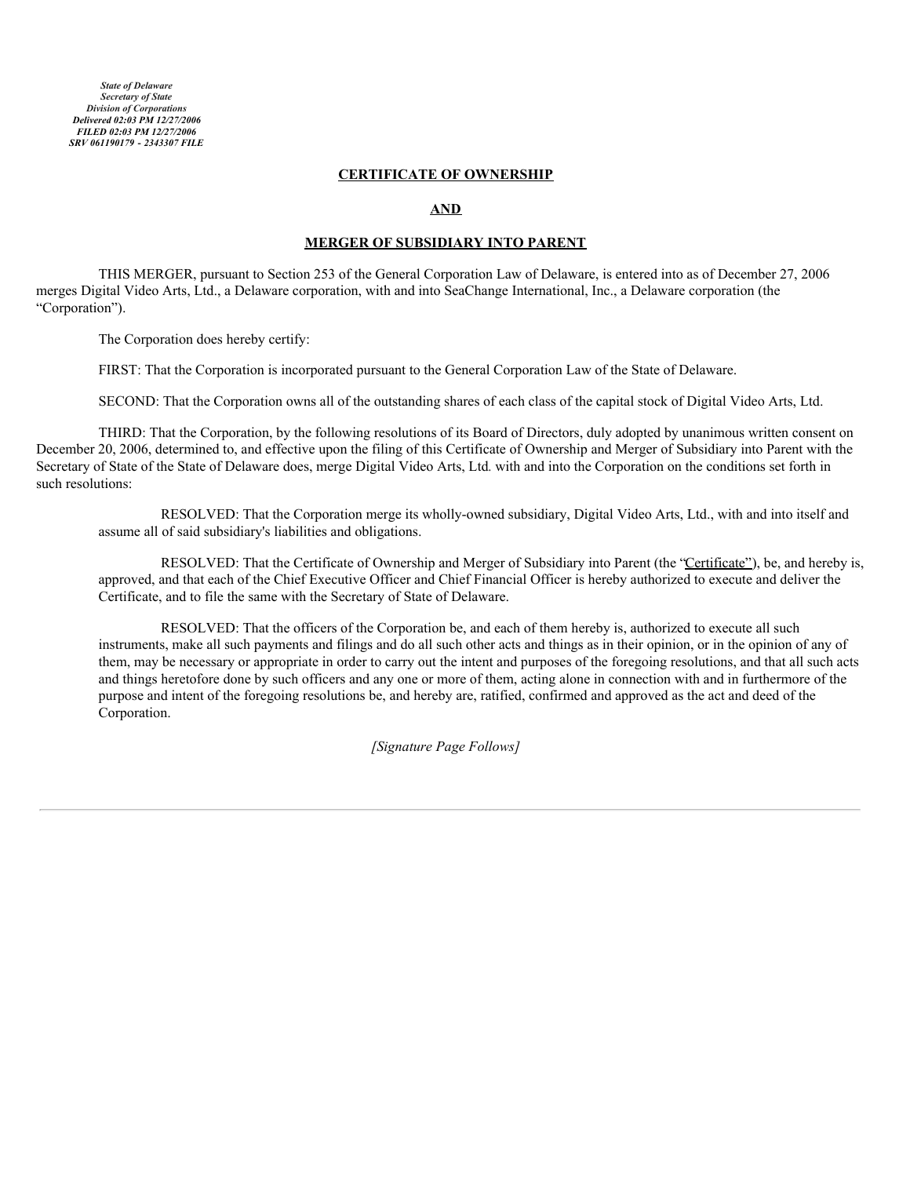*State of Delaware*
*Secretary of State*
*Division of Corporations*
*Delivered 02:03 PM 12/27/2006*
*FILED 02:03 PM 12/27/2006*
*SRV 061190179 - 2343307 FILE*

**CERTIFICATE OF OWNERSHIP**

**AND**

**MERGER OF SUBSIDIARY INTO PARENT**

THIS MERGER, pursuant to Section 253 of the General Corporation Law of Delaware, is entered into as of December 27, 2006 merges Digital Video Arts, Ltd., a Delaware corporation, with and into SeaChange International, Inc., a Delaware corporation (the "Corporation").

The Corporation does hereby certify:

FIRST: That the Corporation is incorporated pursuant to the General Corporation Law of the State of Delaware.

SECOND: That the Corporation owns all of the outstanding shares of each class of the capital stock of Digital Video Arts, Ltd.

THIRD: That the Corporation, by the following resolutions of its Board of Directors, duly adopted by unanimous written consent on December 20, 2006, determined to, and effective upon the filing of this Certificate of Ownership and Merger of Subsidiary into Parent with the Secretary of State of the State of Delaware does, merge Digital Video Arts, Ltd. with and into the Corporation on the conditions set forth in such resolutions:

RESOLVED: That the Corporation merge its wholly-owned subsidiary, Digital Video Arts, Ltd., with and into itself and assume all of said subsidiary's liabilities and obligations.

RESOLVED: That the Certificate of Ownership and Merger of Subsidiary into Parent (the "Certificate"), be, and hereby is, approved, and that each of the Chief Executive Officer and Chief Financial Officer is hereby authorized to execute and deliver the Certificate, and to file the same with the Secretary of State of Delaware.

RESOLVED: That the officers of the Corporation be, and each of them hereby is, authorized to execute all such instruments, make all such payments and filings and do all such other acts and things as in their opinion, or in the opinion of any of them, may be necessary or appropriate in order to carry out the intent and purposes of the foregoing resolutions, and that all such acts and things heretofore done by such officers and any one or more of them, acting alone in connection with and in furthermore of the purpose and intent of the foregoing resolutions be, and hereby are, ratified, confirmed and approved as the act and deed of the Corporation.

*[Signature Page Follows]*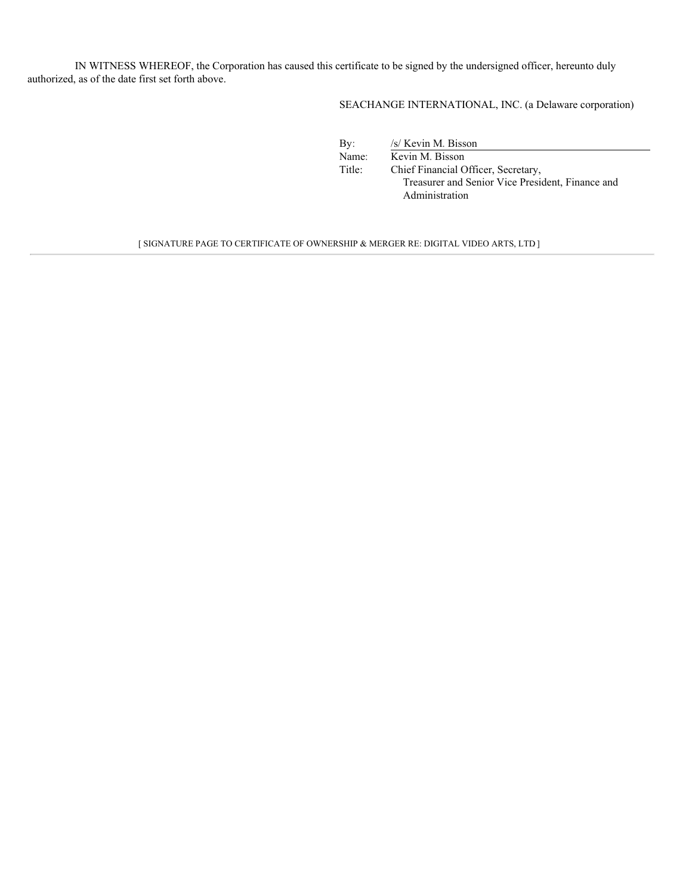IN WITNESS WHEREOF, the Corporation has caused this certificate to be signed by the undersigned officer, hereunto duly authorized, as of the date first set forth above.

SEACHANGE INTERNATIONAL, INC. (a Delaware corporation)

By: /s/ Kevin M. Bisson
Name: Kevin M. Bisson
Title: Chief Financial Officer, Secretary, Treasurer and Senior Vice President, Finance and Administration

[ SIGNATURE PAGE TO CERTIFICATE OF OWNERSHIP & MERGER RE: DIGITAL VIDEO ARTS, LTD ]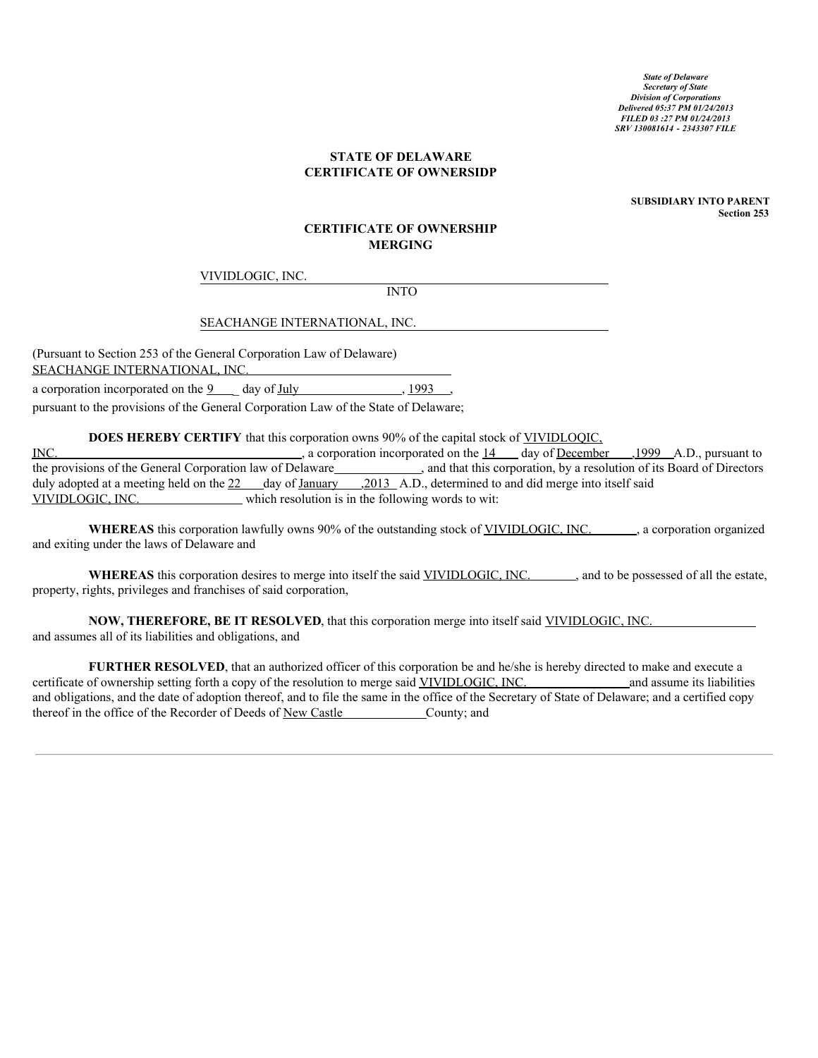*State of Delaware*
*Secretary of State*
*Division of Corporations*
*Delivered 05:37 PM 01/24/2013*
*FILED 03 :27 PM 01/24/2013*
*SRV 130081614 - 2343307 FILE*

**STATE OF DELAWARE**
**CERTIFICATE OF OWNERSIDP**

**SUBSIDIARY INTO PARENT**
**Section 253**

**CERTIFICATE OF OWNERSHIP**
**MERGING**

VIVIDLOGIC, INC.

INTO

SEACHANGE INTERNATIONAL, INC.

(Pursuant to Section 253 of the General Corporation Law of Delaware)
SEACHANGE INTERNATIONAL, INC.
a corporation incorporated on the 9 day of July, 1993,
pursuant to the provisions of the General Corporation Law of the State of Delaware;

**DOES HEREBY CERTIFY** that this corporation owns 90% of the capital stock of VIVIDLOQIC, INC., a corporation incorporated on the 14 day of December ,1999 A.D., pursuant to the provisions of the General Corporation law of Delaware, and that this corporation, by a resolution of its Board of Directors duly adopted at a meeting held on the 22 day of January ,2013 A.D., determined to and did merge into itself said VIVIDLOGIC, INC. which resolution is in the following words to wit:

**WHEREAS** this corporation lawfully owns 90% of the outstanding stock of VIVIDLOGIC, INC., a corporation organized and exiting under the laws of Delaware and

**WHEREAS** this corporation desires to merge into itself the said VIVIDLOGIC, INC., and to be possessed of all the estate, property, rights, privileges and franchises of said corporation,

**NOW, THEREFORE, BE IT RESOLVED**, that this corporation merge into itself said VIVIDLOGIC, INC. and assumes all of its liabilities and obligations, and

**FURTHER RESOLVED**, that an authorized officer of this corporation be and he/she is hereby directed to make and execute a certificate of ownership setting forth a copy of the resolution to merge said VIVIDLOGIC, INC. and assume its liabilities and obligations, and the date of adoption thereof, and to file the same in the office of the Secretary of State of Delaware; and a certified copy thereof in the office of the Recorder of Deeds of New Castle County; and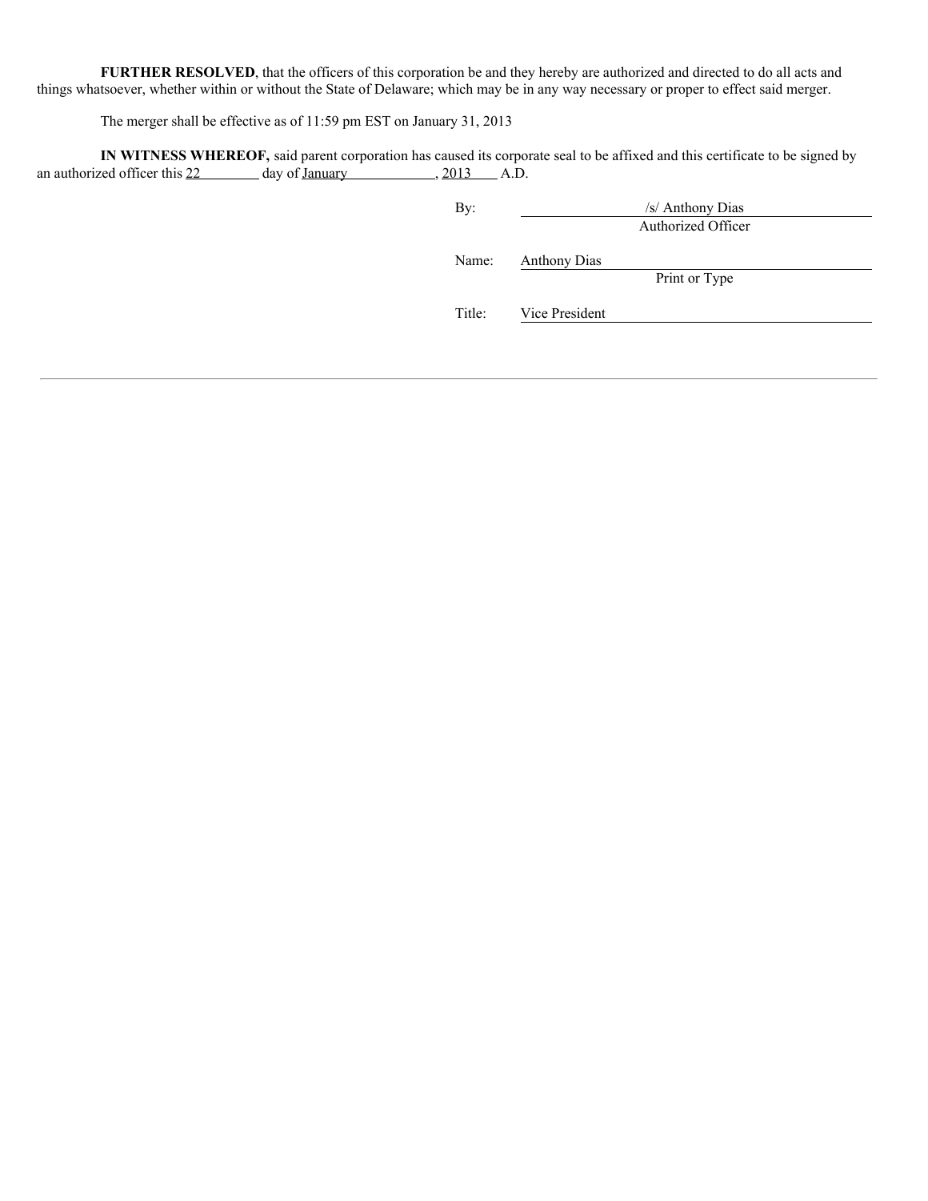**FURTHER RESOLVED**, that the officers of this corporation be and they hereby are authorized and directed to do all acts and things whatsoever, whether within or without the State of Delaware; which may be in any way necessary or proper to effect said merger.

The merger shall be effective as of 11:59 pm EST on January 31, 2013

**IN WITNESS WHEREOF,** said parent corporation has caused its corporate seal to be affixed and this certificate to be signed by an authorized officer this 22 day of January, 2013 A.D.

By: /s/ Anthony Dias
Authorized Officer

Name: Anthony Dias
Print or Type

Title: Vice President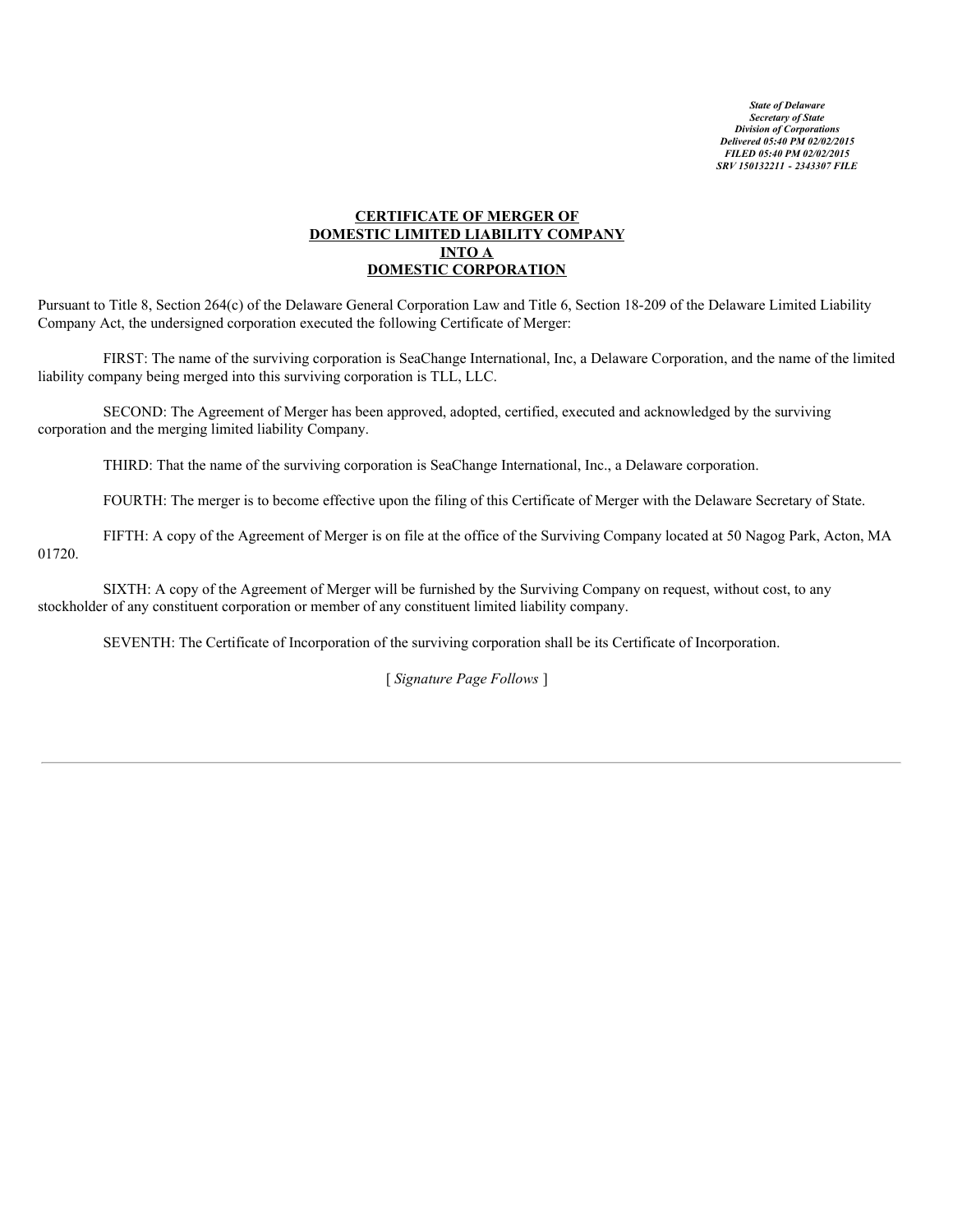*State of Delaware*
*Secretary of State*
*Division of Corporations*
*Delivered 05:40 PM 02/02/2015*
*FILED 05:40 PM 02/02/2015*
*SRV 150132211 - 2343307 FILE*

**CERTIFICATE OF MERGER OF**
**DOMESTIC LIMITED LIABILITY COMPANY**
**INTO A**
**DOMESTIC CORPORATION**

Pursuant to Title 8, Section 264(c) of the Delaware General Corporation Law and Title 6, Section 18-209 of the Delaware Limited Liability Company Act, the undersigned corporation executed the following Certificate of Merger:

FIRST: The name of the surviving corporation is SeaChange International, Inc, a Delaware Corporation, and the name of the limited liability company being merged into this surviving corporation is TLL, LLC.

SECOND: The Agreement of Merger has been approved, adopted, certified, executed and acknowledged by the surviving corporation and the merging limited liability Company.

THIRD: That the name of the surviving corporation is SeaChange International, Inc., a Delaware corporation.

FOURTH: The merger is to become effective upon the filing of this Certificate of Merger with the Delaware Secretary of State.

FIFTH: A copy of the Agreement of Merger is on file at the office of the Surviving Company located at 50 Nagog Park, Acton, MA 01720.

SIXTH: A copy of the Agreement of Merger will be furnished by the Surviving Company on request, without cost, to any stockholder of any constituent corporation or member of any constituent limited liability company.

SEVENTH: The Certificate of Incorporation of the surviving corporation shall be its Certificate of Incorporation.

[ *Signature Page Follows* ]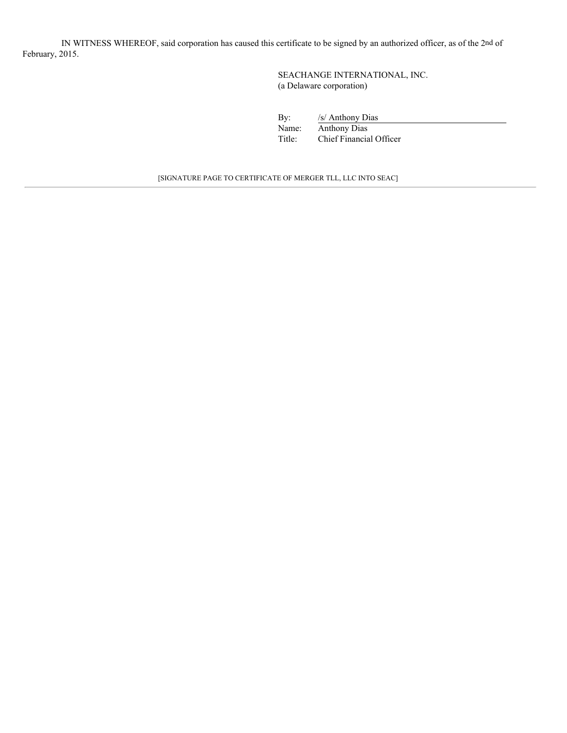IN WITNESS WHEREOF, said corporation has caused this certificate to be signed by an authorized officer, as of the 2nd of February, 2015.

SEACHANGE INTERNATIONAL, INC.
(a Delaware corporation)

By: /s/ Anthony Dias
Name: Anthony Dias
Title: Chief Financial Officer

[SIGNATURE PAGE TO CERTIFICATE OF MERGER TLL, LLC INTO SEAC]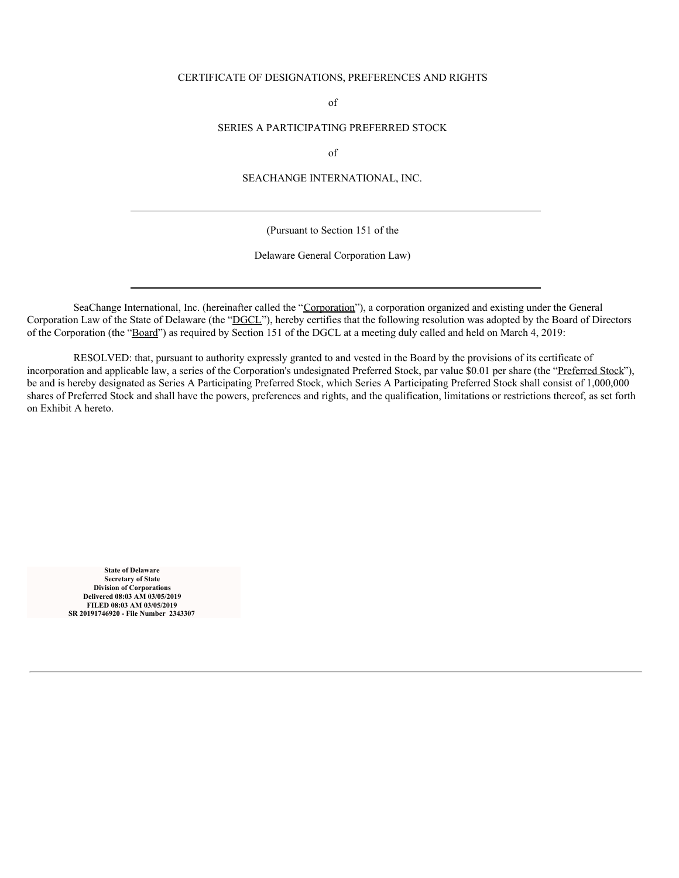# CERTIFICATE OF DESIGNATIONS, PREFERENCES AND RIGHTS

of

# SERIES A PARTICIPATING PREFERRED STOCK

of

# SEACHANGE INTERNATIONAL, INC.

---

(Pursuant to Section 151 of the

Delaware General Corporation Law)

---

SeaChange International, Inc. (hereinafter called the "Corporation"), a corporation organized and existing under the General Corporation Law of the State of Delaware (the "DGCL"), hereby certifies that the following resolution was adopted by the Board of Directors of the Corporation (the "Board") as required by Section 151 of the DGCL at a meeting duly called and held on March 4, 2019:

RESOLVED: that, pursuant to authority expressly granted to and vested in the Board by the provisions of its certificate of incorporation and applicable law, a series of the Corporation's undesignated Preferred Stock, par value $0.01 per share (the "Preferred Stock"), be and is hereby designated as Series A Participating Preferred Stock, which Series A Participating Preferred Stock shall consist of 1,000,000 shares of Preferred Stock and shall have the powers, preferences and rights, and the qualification, limitations or restrictions thereof, as set forth on Exhibit A hereto.

**State of Delaware**
**Secretary of State**
**Division of Corporations**
**Delivered 08:03 AM 03/05/2019**
**FILED 08:03 AM 03/05/2019**
**SR 20191746920 - File Number 2343307**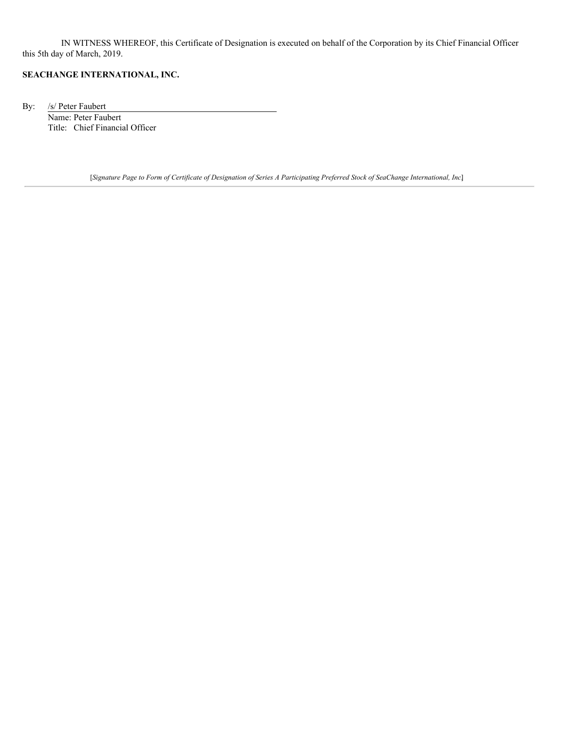IN WITNESS WHEREOF, this Certificate of Designation is executed on behalf of the Corporation by its Chief Financial Officer this 5th day of March, 2019.

**SEACHANGE INTERNATIONAL, INC.**

By: /s/ Peter Faubert
Name: Peter Faubert
Title: Chief Financial Officer

[*Signature Page to Form of Certificate of Designation of Series A Participating Preferred Stock of SeaChange International, Inc*]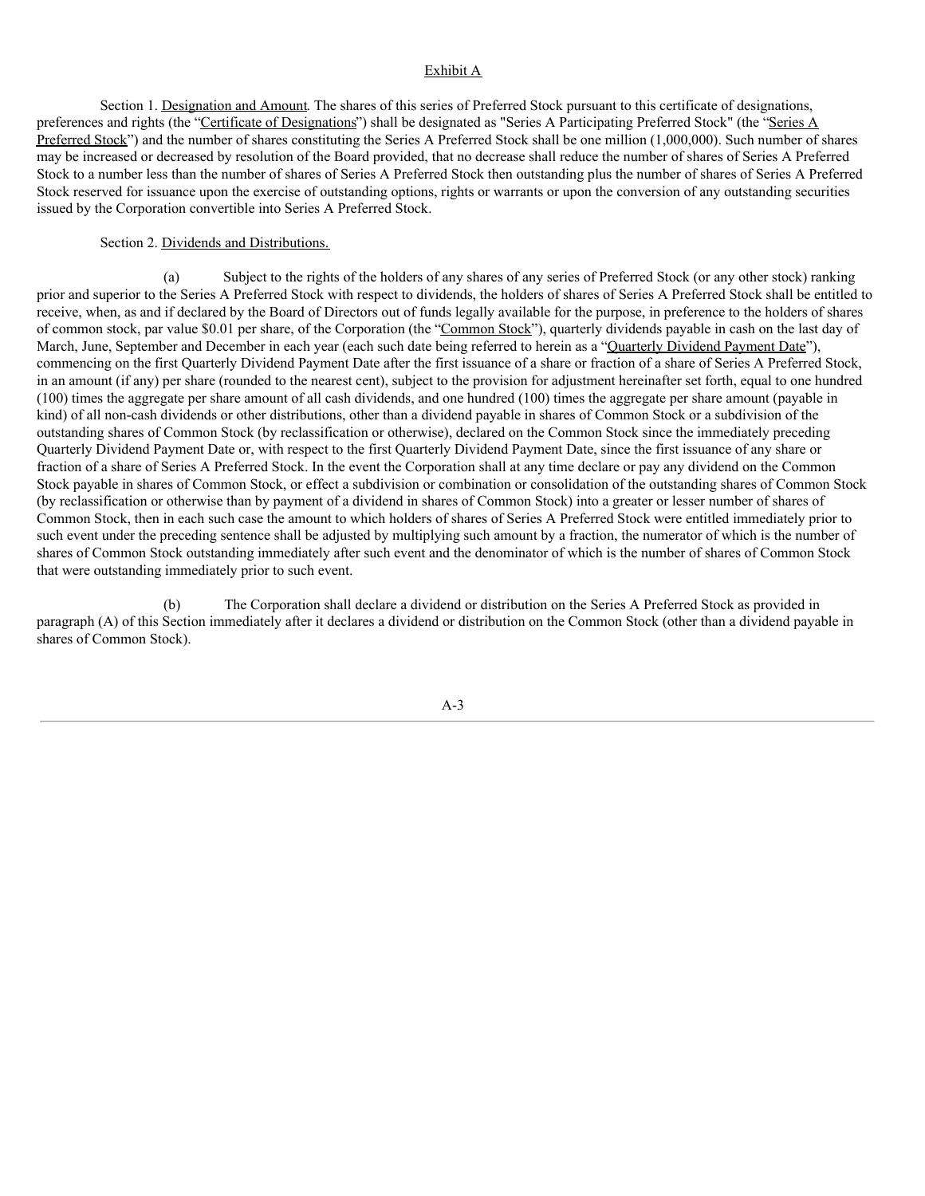Exhibit A

Section 1. Designation and Amount. The shares of this series of Preferred Stock pursuant to this certificate of designations, preferences and rights (the "Certificate of Designations") shall be designated as "Series A Participating Preferred Stock" (the "Series A Preferred Stock") and the number of shares constituting the Series A Preferred Stock shall be one million (1,000,000). Such number of shares may be increased or decreased by resolution of the Board provided, that no decrease shall reduce the number of shares of Series A Preferred Stock to a number less than the number of shares of Series A Preferred Stock then outstanding plus the number of shares of Series A Preferred Stock reserved for issuance upon the exercise of outstanding options, rights or warrants or upon the conversion of any outstanding securities issued by the Corporation convertible into Series A Preferred Stock.

Section 2. Dividends and Distributions.

(a) Subject to the rights of the holders of any shares of any series of Preferred Stock (or any other stock) ranking prior and superior to the Series A Preferred Stock with respect to dividends, the holders of shares of Series A Preferred Stock shall be entitled to receive, when, as and if declared by the Board of Directors out of funds legally available for the purpose, in preference to the holders of shares of common stock, par value \$0.01 per share, of the Corporation (the "Common Stock"), quarterly dividends payable in cash on the last day of March, June, September and December in each year (each such date being referred to herein as a "Quarterly Dividend Payment Date"), commencing on the first Quarterly Dividend Payment Date after the first issuance of a share or fraction of a share of Series A Preferred Stock, in an amount (if any) per share (rounded to the nearest cent), subject to the provision for adjustment hereinafter set forth, equal to one hundred (100) times the aggregate per share amount of all cash dividends, and one hundred (100) times the aggregate per share amount (payable in kind) of all non-cash dividends or other distributions, other than a dividend payable in shares of Common Stock or a subdivision of the outstanding shares of Common Stock (by reclassification or otherwise), declared on the Common Stock since the immediately preceding Quarterly Dividend Payment Date or, with respect to the first Quarterly Dividend Payment Date, since the first issuance of any share or fraction of a share of Series A Preferred Stock. In the event the Corporation shall at any time declare or pay any dividend on the Common Stock payable in shares of Common Stock, or effect a subdivision or combination or consolidation of the outstanding shares of Common Stock (by reclassification or otherwise than by payment of a dividend in shares of Common Stock) into a greater or lesser number of shares of Common Stock, then in each such case the amount to which holders of shares of Series A Preferred Stock were entitled immediately prior to such event under the preceding sentence shall be adjusted by multiplying such amount by a fraction, the numerator of which is the number of shares of Common Stock outstanding immediately after such event and the denominator of which is the number of shares of Common Stock that were outstanding immediately prior to such event.

(b) The Corporation shall declare a dividend or distribution on the Series A Preferred Stock as provided in paragraph (A) of this Section immediately after it declares a dividend or distribution on the Common Stock (other than a dividend payable in shares of Common Stock).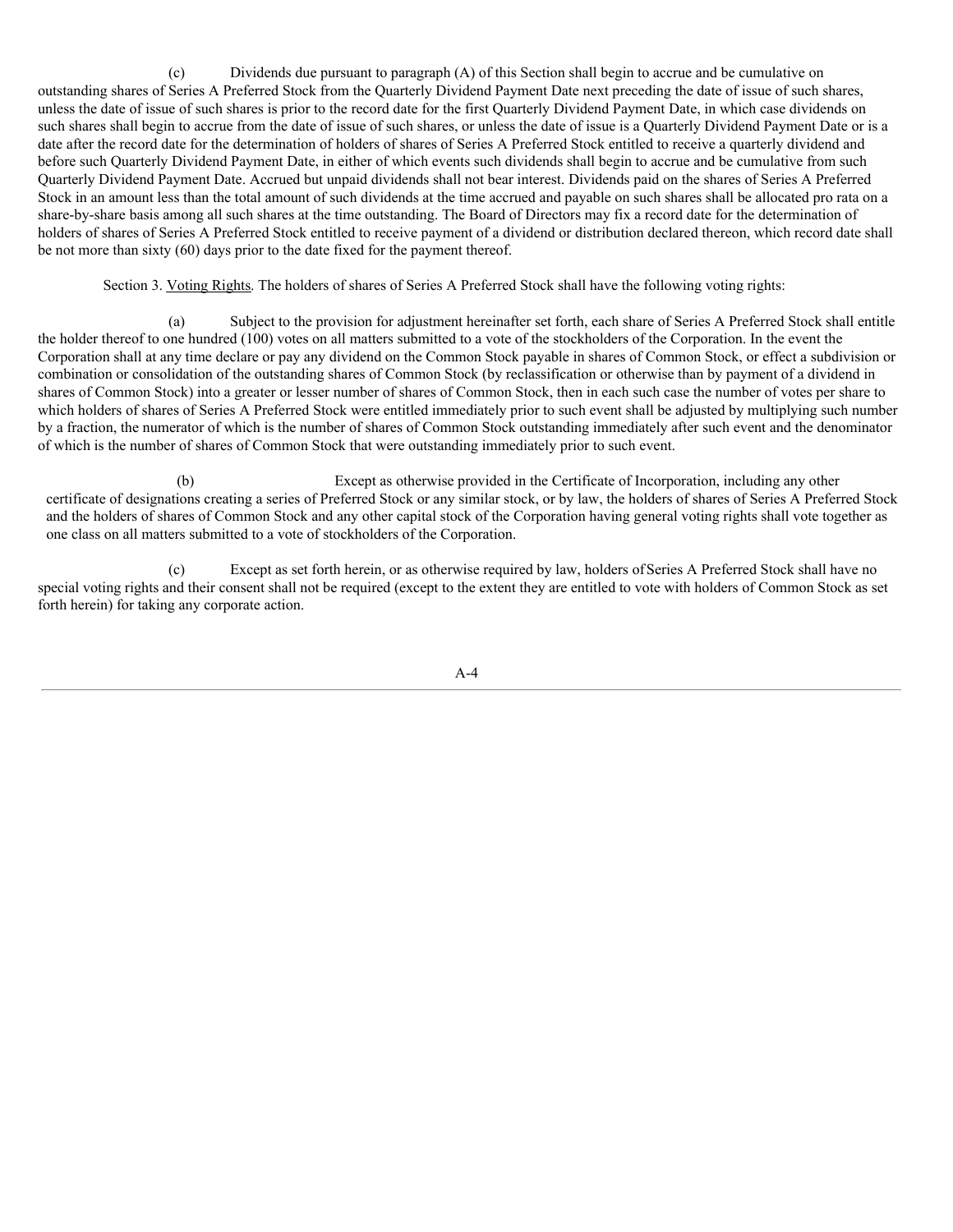(c) Dividends due pursuant to paragraph (A) of this Section shall begin to accrue and be cumulative on outstanding shares of Series A Preferred Stock from the Quarterly Dividend Payment Date next preceding the date of issue of such shares, unless the date of issue of such shares is prior to the record date for the first Quarterly Dividend Payment Date, in which case dividends on such shares shall begin to accrue from the date of issue of such shares, or unless the date of issue is a Quarterly Dividend Payment Date or is a date after the record date for the determination of holders of shares of Series A Preferred Stock entitled to receive a quarterly dividend and before such Quarterly Dividend Payment Date, in either of which events such dividends shall begin to accrue and be cumulative from such Quarterly Dividend Payment Date. Accrued but unpaid dividends shall not bear interest. Dividends paid on the shares of Series A Preferred Stock in an amount less than the total amount of such dividends at the time accrued and payable on such shares shall be allocated pro rata on a share-by-share basis among all such shares at the time outstanding. The Board of Directors may fix a record date for the determination of holders of shares of Series A Preferred Stock entitled to receive payment of a dividend or distribution declared thereon, which record date shall be not more than sixty (60) days prior to the date fixed for the payment thereof.

Section 3. Voting Rights. The holders of shares of Series A Preferred Stock shall have the following voting rights:

(a) Subject to the provision for adjustment hereinafter set forth, each share of Series A Preferred Stock shall entitle the holder thereof to one hundred (100) votes on all matters submitted to a vote of the stockholders of the Corporation. In the event the Corporation shall at any time declare or pay any dividend on the Common Stock payable in shares of Common Stock, or effect a subdivision or combination or consolidation of the outstanding shares of Common Stock (by reclassification or otherwise than by payment of a dividend in shares of Common Stock) into a greater or lesser number of shares of Common Stock, then in each such case the number of votes per share to which holders of shares of Series A Preferred Stock were entitled immediately prior to such event shall be adjusted by multiplying such number by a fraction, the numerator of which is the number of shares of Common Stock outstanding immediately after such event and the denominator of which is the number of shares of Common Stock that were outstanding immediately prior to such event.

(b) Except as otherwise provided in the Certificate of Incorporation, including any other certificate of designations creating a series of Preferred Stock or any similar stock, or by law, the holders of shares of Series A Preferred Stock and the holders of shares of Common Stock and any other capital stock of the Corporation having general voting rights shall vote together as one class on all matters submitted to a vote of stockholders of the Corporation.

(c) Except as set forth herein, or as otherwise required by law, holders of Series A Preferred Stock shall have no special voting rights and their consent shall not be required (except to the extent they are entitled to vote with holders of Common Stock as set forth herein) for taking any corporate action.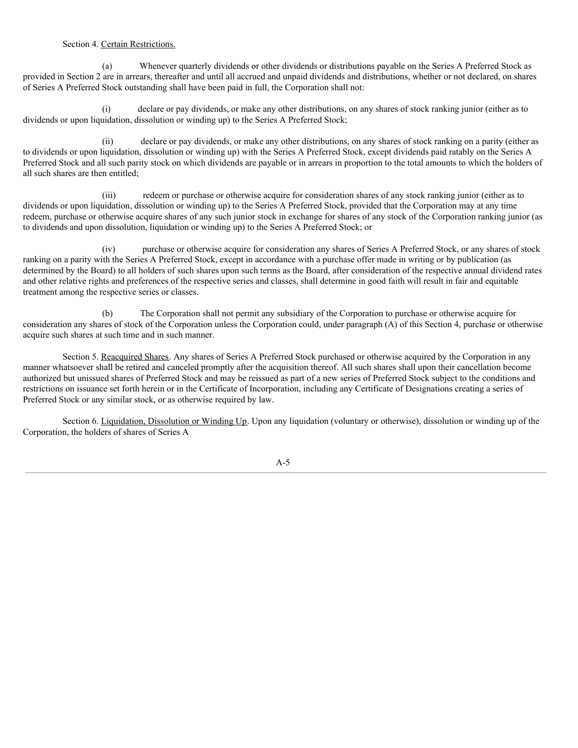Section 4. Certain Restrictions.

(a) Whenever quarterly dividends or other dividends or distributions payable on the Series A Preferred Stock as provided in Section 2 are in arrears, thereafter and until all accrued and unpaid dividends and distributions, whether or not declared, on shares of Series A Preferred Stock outstanding shall have been paid in full, the Corporation shall not:

(i) declare or pay dividends, or make any other distributions, on any shares of stock ranking junior (either as to dividends or upon liquidation, dissolution or winding up) to the Series A Preferred Stock;

(ii) declare or pay dividends, or make any other distributions, on any shares of stock ranking on a parity (either as to dividends or upon liquidation, dissolution or winding up) with the Series A Preferred Stock, except dividends paid ratably on the Series A Preferred Stock and all such parity stock on which dividends are payable or in arrears in proportion to the total amounts to which the holders of all such shares are then entitled;

(iii) redeem or purchase or otherwise acquire for consideration shares of any stock ranking junior (either as to dividends or upon liquidation, dissolution or winding up) to the Series A Preferred Stock, provided that the Corporation may at any time redeem, purchase or otherwise acquire shares of any such junior stock in exchange for shares of any stock of the Corporation ranking junior (as to dividends and upon dissolution, liquidation or winding up) to the Series A Preferred Stock; or

(iv) purchase or otherwise acquire for consideration any shares of Series A Preferred Stock, or any shares of stock ranking on a parity with the Series A Preferred Stock, except in accordance with a purchase offer made in writing or by publication (as determined by the Board) to all holders of such shares upon such terms as the Board, after consideration of the respective annual dividend rates and other relative rights and preferences of the respective series and classes, shall determine in good faith will result in fair and equitable treatment among the respective series or classes.

(b) The Corporation shall not permit any subsidiary of the Corporation to purchase or otherwise acquire for consideration any shares of stock of the Corporation unless the Corporation could, under paragraph (A) of this Section 4, purchase or otherwise acquire such shares at such time and in such manner.

Section 5. Reacquired Shares. Any shares of Series A Preferred Stock purchased or otherwise acquired by the Corporation in any manner whatsoever shall be retired and canceled promptly after the acquisition thereof. All such shares shall upon their cancellation become authorized but unissued shares of Preferred Stock and may be reissued as part of a new series of Preferred Stock subject to the conditions and restrictions on issuance set forth herein or in the Certificate of Incorporation, including any Certificate of Designations creating a series of Preferred Stock or any similar stock, or as otherwise required by law.

Section 6. Liquidation, Dissolution or Winding Up. Upon any liquidation (voluntary or otherwise), dissolution or winding up of the Corporation, the holders of shares of Series A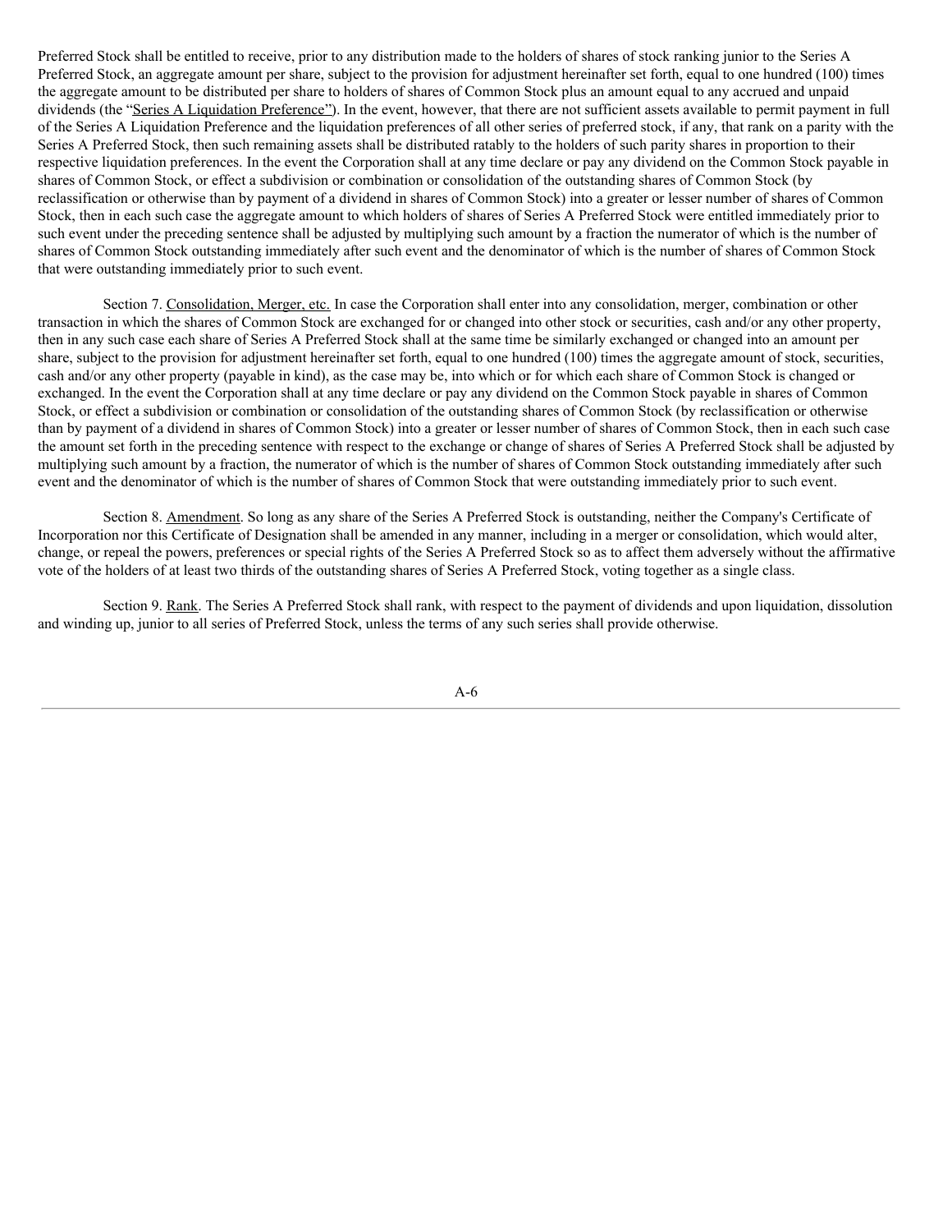Preferred Stock shall be entitled to receive, prior to any distribution made to the holders of shares of stock ranking junior to the Series A Preferred Stock, an aggregate amount per share, subject to the provision for adjustment hereinafter set forth, equal to one hundred (100) times the aggregate amount to be distributed per share to holders of shares of Common Stock plus an amount equal to any accrued and unpaid dividends (the "Series A Liquidation Preference"). In the event, however, that there are not sufficient assets available to permit payment in full of the Series A Liquidation Preference and the liquidation preferences of all other series of preferred stock, if any, that rank on a parity with the Series A Preferred Stock, then such remaining assets shall be distributed ratably to the holders of such parity shares in proportion to their respective liquidation preferences. In the event the Corporation shall at any time declare or pay any dividend on the Common Stock payable in shares of Common Stock, or effect a subdivision or combination or consolidation of the outstanding shares of Common Stock (by reclassification or otherwise than by payment of a dividend in shares of Common Stock) into a greater or lesser number of shares of Common Stock, then in each such case the aggregate amount to which holders of shares of Series A Preferred Stock were entitled immediately prior to such event under the preceding sentence shall be adjusted by multiplying such amount by a fraction the numerator of which is the number of shares of Common Stock outstanding immediately after such event and the denominator of which is the number of shares of Common Stock that were outstanding immediately prior to such event.

Section 7. Consolidation, Merger, etc. In case the Corporation shall enter into any consolidation, merger, combination or other transaction in which the shares of Common Stock are exchanged for or changed into other stock or securities, cash and/or any other property, then in any such case each share of Series A Preferred Stock shall at the same time be similarly exchanged or changed into an amount per share, subject to the provision for adjustment hereinafter set forth, equal to one hundred (100) times the aggregate amount of stock, securities, cash and/or any other property (payable in kind), as the case may be, into which or for which each share of Common Stock is changed or exchanged. In the event the Corporation shall at any time declare or pay any dividend on the Common Stock payable in shares of Common Stock, or effect a subdivision or combination or consolidation of the outstanding shares of Common Stock (by reclassification or otherwise than by payment of a dividend in shares of Common Stock) into a greater or lesser number of shares of Common Stock, then in each such case the amount set forth in the preceding sentence with respect to the exchange or change of shares of Series A Preferred Stock shall be adjusted by multiplying such amount by a fraction, the numerator of which is the number of shares of Common Stock outstanding immediately after such event and the denominator of which is the number of shares of Common Stock that were outstanding immediately prior to such event.

Section 8. Amendment. So long as any share of the Series A Preferred Stock is outstanding, neither the Company's Certificate of Incorporation nor this Certificate of Designation shall be amended in any manner, including in a merger or consolidation, which would alter, change, or repeal the powers, preferences or special rights of the Series A Preferred Stock so as to affect them adversely without the affirmative vote of the holders of at least two thirds of the outstanding shares of Series A Preferred Stock, voting together as a single class.

Section 9. Rank. The Series A Preferred Stock shall rank, with respect to the payment of dividends and upon liquidation, dissolution and winding up, junior to all series of Preferred Stock, unless the terms of any such series shall provide otherwise.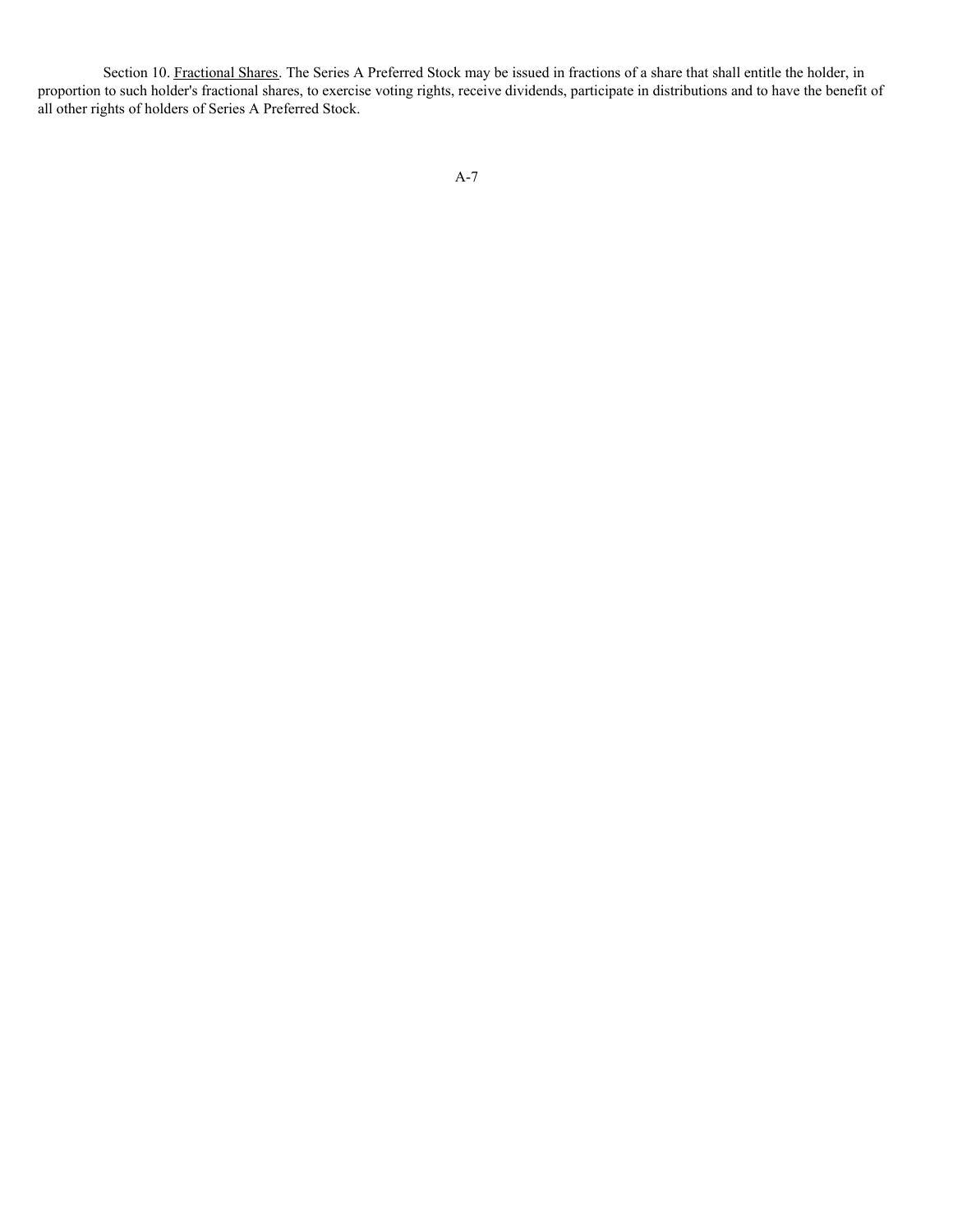Section 10. Fractional Shares. The Series A Preferred Stock may be issued in fractions of a share that shall entitle the holder, in proportion to such holder's fractional shares, to exercise voting rights, receive dividends, participate in distributions and to have the benefit of all other rights of holders of Series A Preferred Stock.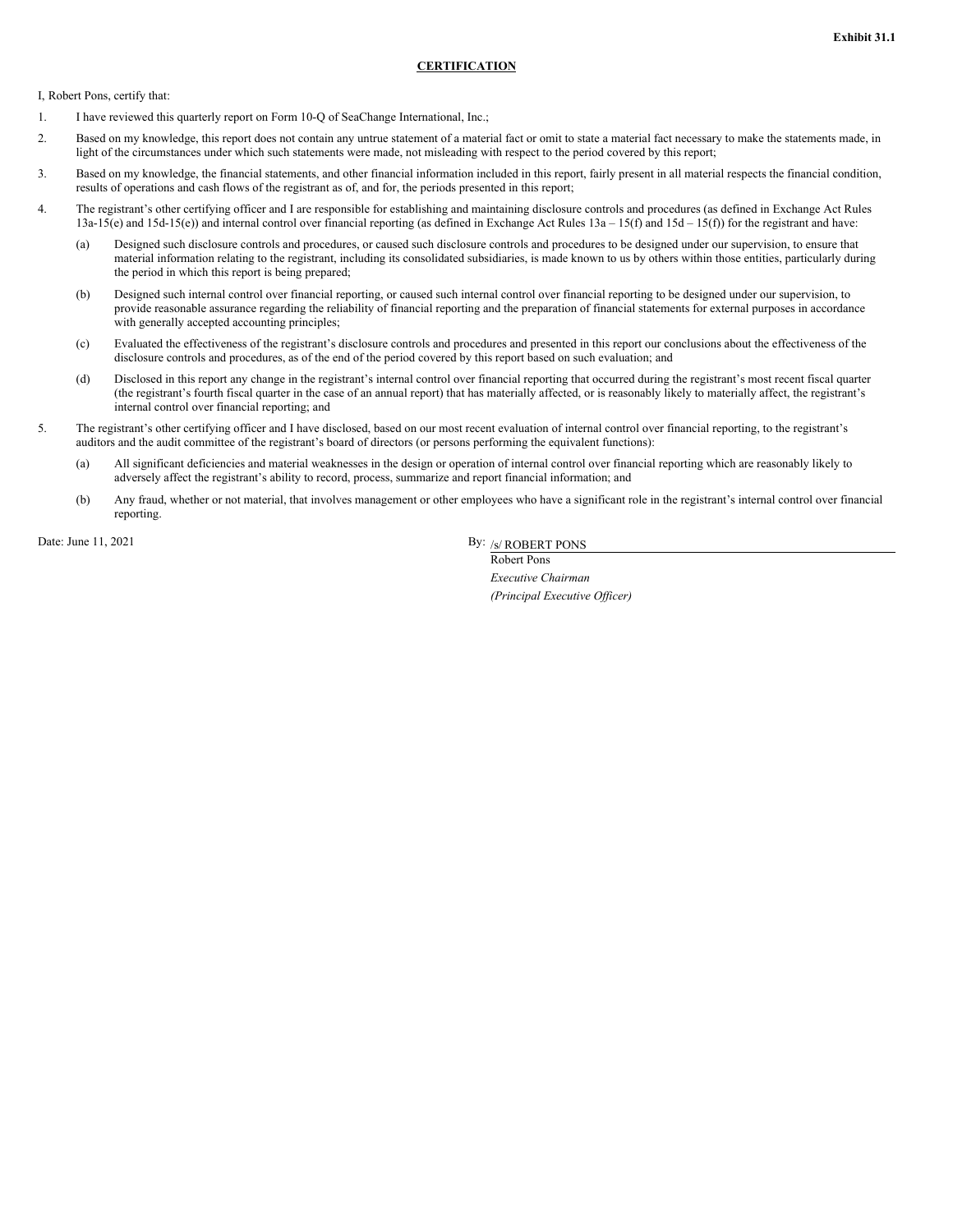**Exhibit 31.1**

**CERTIFICATION**

I, Robert Pons, certify that:

1. I have reviewed this quarterly report on Form 10-Q of SeaChange International, Inc.;

2. Based on my knowledge, this report does not contain any untrue statement of a material fact or omit to state a material fact necessary to make the statements made, in light of the circumstances under which such statements were made, not misleading with respect to the period covered by this report;

3. Based on my knowledge, the financial statements, and other financial information included in this report, fairly present in all material respects the financial condition, results of operations and cash flows of the registrant as of, and for, the periods presented in this report;

4. The registrant's other certifying officer and I are responsible for establishing and maintaining disclosure controls and procedures (as defined in Exchange Act Rules 13a-15(e) and 15d-15(e)) and internal control over financial reporting (as defined in Exchange Act Rules 13a – 15(f) and 15d – 15(f)) for the registrant and have:

   (a) Designed such disclosure controls and procedures, or caused such disclosure controls and procedures to be designed under our supervision, to ensure that material information relating to the registrant, including its consolidated subsidiaries, is made known to us by others within those entities, particularly during the period in which this report is being prepared;

   (b) Designed such internal control over financial reporting, or caused such internal control over financial reporting to be designed under our supervision, to provide reasonable assurance regarding the reliability of financial reporting and the preparation of financial statements for external purposes in accordance with generally accepted accounting principles;

   (c) Evaluated the effectiveness of the registrant's disclosure controls and procedures and presented in this report our conclusions about the effectiveness of the disclosure controls and procedures, as of the end of the period covered by this report based on such evaluation; and

   (d) Disclosed in this report any change in the registrant's internal control over financial reporting that occurred during the registrant's most recent fiscal quarter (the registrant's fourth fiscal quarter in the case of an annual report) that has materially affected, or is reasonably likely to materially affect, the registrant's internal control over financial reporting; and

5. The registrant's other certifying officer and I have disclosed, based on our most recent evaluation of internal control over financial reporting, to the registrant's auditors and the audit committee of the registrant's board of directors (or persons performing the equivalent functions):

   (a) All significant deficiencies and material weaknesses in the design or operation of internal control over financial reporting which are reasonably likely to adversely affect the registrant's ability to record, process, summarize and report financial information; and

   (b) Any fraud, whether or not material, that involves management or other employees who have a significant role in the registrant's internal control over financial reporting.

Date: June 11, 2021

By: /s/ ROBERT PONS

Robert Pons

*Executive Chairman*

*(Principal Executive Officer)*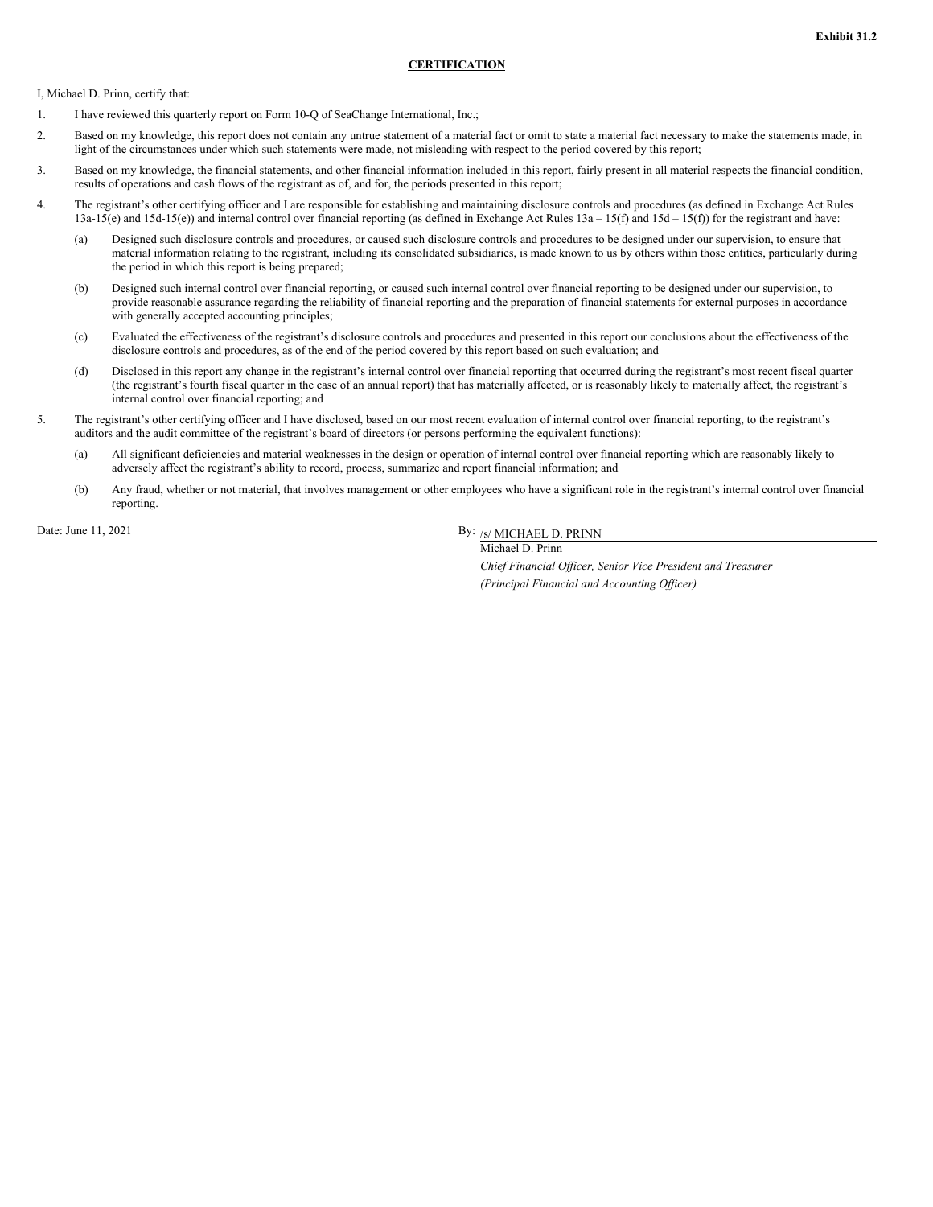**Exhibit 31.2**

**CERTIFICATION**

I, Michael D. Prinn, certify that:

1. I have reviewed this quarterly report on Form 10-Q of SeaChange International, Inc.;

2. Based on my knowledge, this report does not contain any untrue statement of a material fact or omit to state a material fact necessary to make the statements made, in light of the circumstances under which such statements were made, not misleading with respect to the period covered by this report;

3. Based on my knowledge, the financial statements, and other financial information included in this report, fairly present in all material respects the financial condition, results of operations and cash flows of the registrant as of, and for, the periods presented in this report;

4. The registrant's other certifying officer and I are responsible for establishing and maintaining disclosure controls and procedures (as defined in Exchange Act Rules 13a-15(e) and 15d-15(e)) and internal control over financial reporting (as defined in Exchange Act Rules 13a – 15(f) and 15d – 15(f)) for the registrant and have:

   (a) Designed such disclosure controls and procedures, or caused such disclosure controls and procedures to be designed under our supervision, to ensure that material information relating to the registrant, including its consolidated subsidiaries, is made known to us by others within those entities, particularly during the period in which this report is being prepared;

   (b) Designed such internal control over financial reporting, or caused such internal control over financial reporting to be designed under our supervision, to provide reasonable assurance regarding the reliability of financial reporting and the preparation of financial statements for external purposes in accordance with generally accepted accounting principles;

   (c) Evaluated the effectiveness of the registrant's disclosure controls and procedures and presented in this report our conclusions about the effectiveness of the disclosure controls and procedures, as of the end of the period covered by this report based on such evaluation; and

   (d) Disclosed in this report any change in the registrant's internal control over financial reporting that occurred during the registrant's most recent fiscal quarter (the registrant's fourth fiscal quarter in the case of an annual report) that has materially affected, or is reasonably likely to materially affect, the registrant's internal control over financial reporting; and

5. The registrant's other certifying officer and I have disclosed, based on our most recent evaluation of internal control over financial reporting, to the registrant's auditors and the audit committee of the registrant's board of directors (or persons performing the equivalent functions):

   (a) All significant deficiencies and material weaknesses in the design or operation of internal control over financial reporting which are reasonably likely to adversely affect the registrant's ability to record, process, summarize and report financial information; and

   (b) Any fraud, whether or not material, that involves management or other employees who have a significant role in the registrant's internal control over financial reporting.

Date: June 11, 2021

By: /s/ MICHAEL D. PRINN

Michael D. Prinn

*Chief Financial Officer, Senior Vice President and Treasurer*

*(Principal Financial and Accounting Officer)*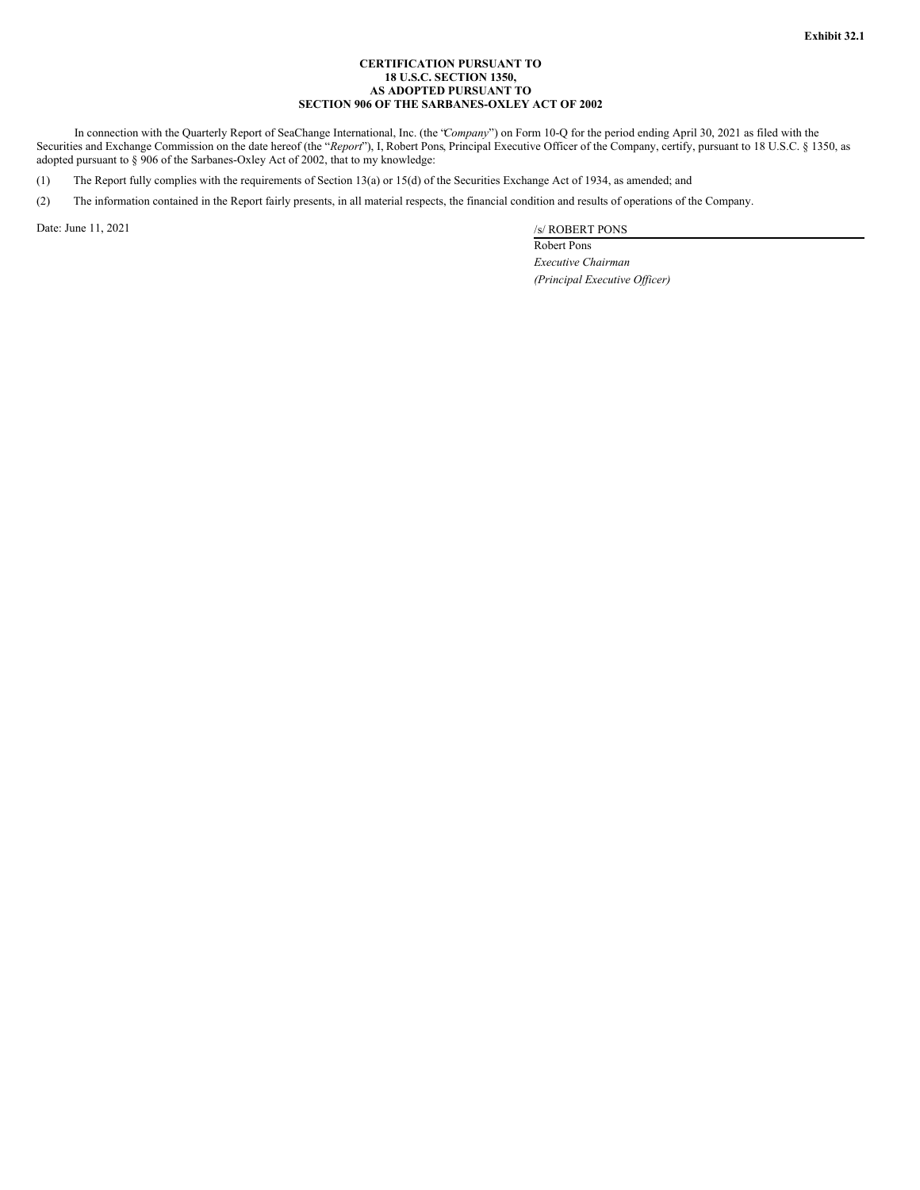**Exhibit 32.1**

**CERTIFICATION PURSUANT TO**
**18 U.S.C. SECTION 1350,**
**AS ADOPTED PURSUANT TO**
**SECTION 906 OF THE SARBANES-OXLEY ACT OF 2002**

In connection with the Quarterly Report of SeaChange International, Inc. (the "*Company*") on Form 10-Q for the period ending April 30, 2021 as filed with the Securities and Exchange Commission on the date hereof (the "*Report*"), I, Robert Pons, Principal Executive Officer of the Company, certify, pursuant to 18 U.S.C. § 1350, as adopted pursuant to § 906 of the Sarbanes-Oxley Act of 2002, that to my knowledge:

(1) The Report fully complies with the requirements of Section 13(a) or 15(d) of the Securities Exchange Act of 1934, as amended; and

(2) The information contained in the Report fairly presents, in all material respects, the financial condition and results of operations of the Company.

Date: June 11, 2021

/s/ ROBERT PONS
Robert Pons
*Executive Chairman*
*(Principal Executive Officer)*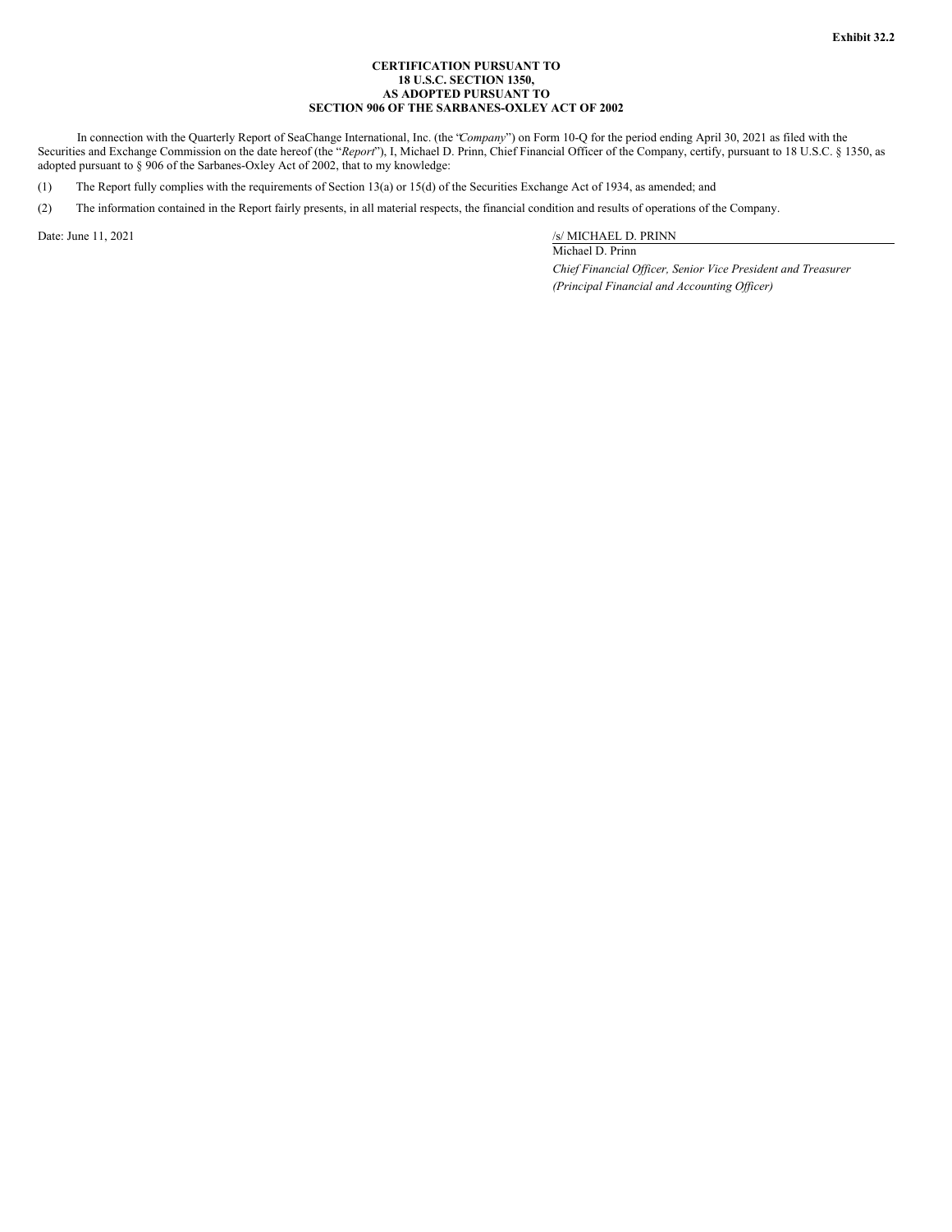**Exhibit 32.2**

**CERTIFICATION PURSUANT TO**
**18 U.S.C. SECTION 1350,**
**AS ADOPTED PURSUANT TO**
**SECTION 906 OF THE SARBANES-OXLEY ACT OF 2002**

In connection with the Quarterly Report of SeaChange International, Inc. (the "*Company*") on Form 10-Q for the period ending April 30, 2021 as filed with the Securities and Exchange Commission on the date hereof (the "*Report*"), I, Michael D. Prinn, Chief Financial Officer of the Company, certify, pursuant to 18 U.S.C. § 1350, as adopted pursuant to § 906 of the Sarbanes-Oxley Act of 2002, that to my knowledge:

(1) The Report fully complies with the requirements of Section 13(a) or 15(d) of the Securities Exchange Act of 1934, as amended; and

(2) The information contained in the Report fairly presents, in all material respects, the financial condition and results of operations of the Company.

Date: June 11, 2021

/s/ MICHAEL D. PRINN
Michael D. Prinn
*Chief Financial Officer, Senior Vice President and Treasurer*
*(Principal Financial and Accounting Officer)*